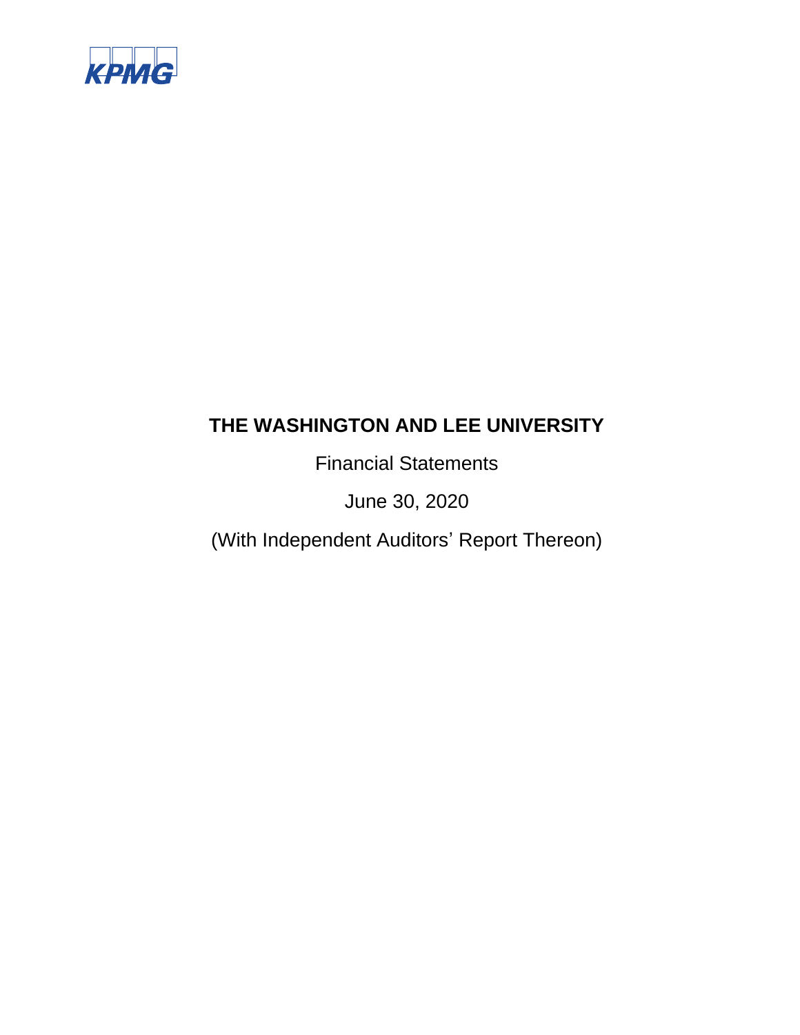KPMG

# THE WASHINGTON AND LEE UNIVERSITY

Financial Statements

June 30, 2020

(With Independent Auditors' Report Thereon)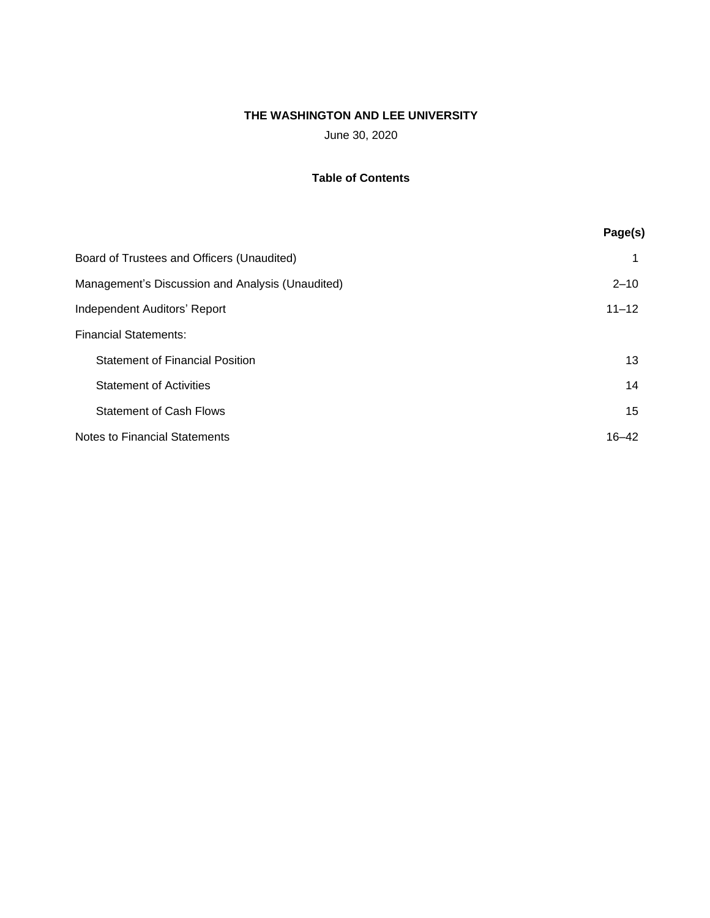**THE WASHINGTON AND LEE UNIVERSITY**

June 30, 2020

**Table of Contents**

| | Page(s) |
|---|---|
| Board of Trustees and Officers (Unaudited) | 1 |
| Management's Discussion and Analysis (Unaudited) | 2–10 |
| Independent Auditors' Report | 11–12 |
| Financial Statements: | |
| Statement of Financial Position | 13 |
| Statement of Activities | 14 |
| Statement of Cash Flows | 15 |
| Notes to Financial Statements | 16–42 |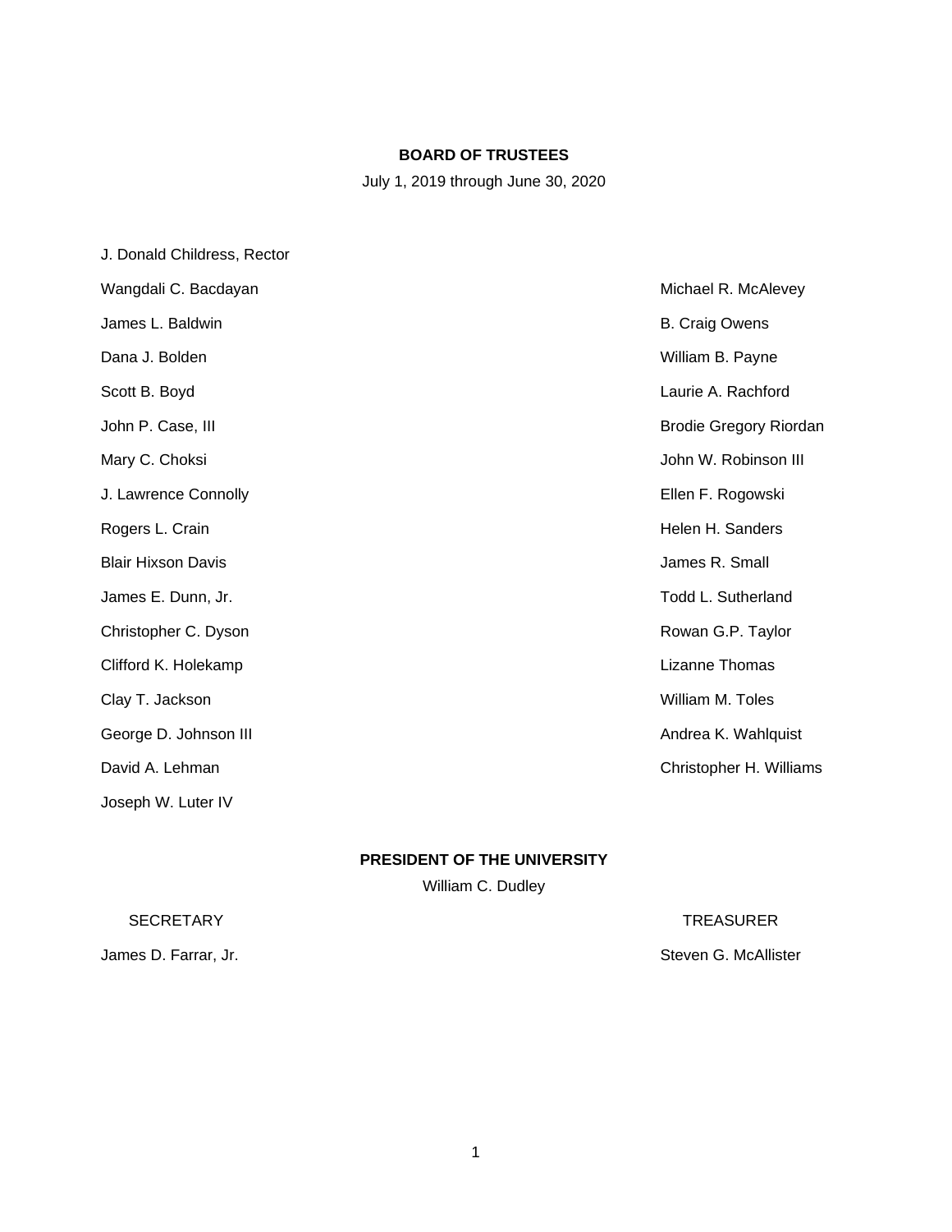## BOARD OF TRUSTEES

July 1, 2019 through June 30, 2020

J. Donald Childress, Rector

Wangdali C. Bacdayan

James L. Baldwin

Dana J. Bolden

Scott B. Boyd

John P. Case, III

Mary C. Choksi

J. Lawrence Connolly

Rogers L. Crain

Blair Hixson Davis

James E. Dunn, Jr.

Christopher C. Dyson

Clifford K. Holekamp

Clay T. Jackson

George D. Johnson III

David A. Lehman

Joseph W. Luter IV

Michael R. McAlevey

B. Craig Owens

William B. Payne

Laurie A. Rachford

Brodie Gregory Riordan

John W. Robinson III

Ellen F. Rogowski

Helen H. Sanders

James R. Small

Todd L. Sutherland

Rowan G.P. Taylor

Lizanne Thomas

William M. Toles

Andrea K. Wahlquist

Christopher H. Williams

## PRESIDENT OF THE UNIVERSITY

William C. Dudley

SECRETARY

James D. Farrar, Jr.

TREASURER

Steven G. McAllister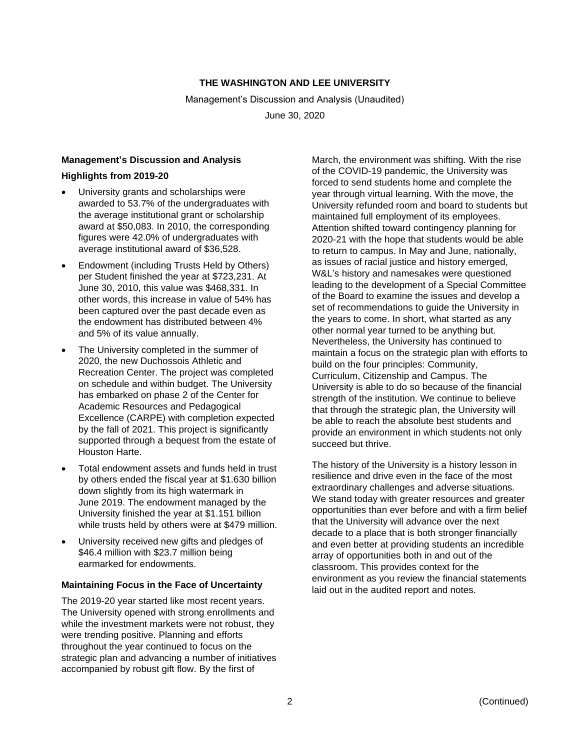# THE WASHINGTON AND LEE UNIVERSITY

Management's Discussion and Analysis (Unaudited)

June 30, 2020

## Management's Discussion and Analysis

### Highlights from 2019-20

- University grants and scholarships were awarded to 53.7% of the undergraduates with the average institutional grant or scholarship award at $50,083. In 2010, the corresponding figures were 42.0% of undergraduates with average institutional award of $36,528.
- Endowment (including Trusts Held by Others) per Student finished the year at $723,231. At June 30, 2010, this value was $468,331. In other words, this increase in value of 54% has been captured over the past decade even as the endowment has distributed between 4% and 5% of its value annually.
- The University completed in the summer of 2020, the new Duchossois Athletic and Recreation Center. The project was completed on schedule and within budget. The University has embarked on phase 2 of the Center for Academic Resources and Pedagogical Excellence (CARPE) with completion expected by the fall of 2021. This project is significantly supported through a bequest from the estate of Houston Harte.
- Total endowment assets and funds held in trust by others ended the fiscal year at $1.630 billion down slightly from its high watermark in June 2019. The endowment managed by the University finished the year at $1.151 billion while trusts held by others were at $479 million.
- University received new gifts and pledges of $46.4 million with $23.7 million being earmarked for endowments.

### Maintaining Focus in the Face of Uncertainty

The 2019-20 year started like most recent years. The University opened with strong enrollments and while the investment markets were not robust, they were trending positive. Planning and efforts throughout the year continued to focus on the strategic plan and advancing a number of initiatives accompanied by robust gift flow. By the first of March, the environment was shifting. With the rise of the COVID-19 pandemic, the University was forced to send students home and complete the year through virtual learning. With the move, the University refunded room and board to students but maintained full employment of its employees. Attention shifted toward contingency planning for 2020-21 with the hope that students would be able to return to campus. In May and June, nationally, as issues of racial justice and history emerged, W&L's history and namesakes were questioned leading to the development of a Special Committee of the Board to examine the issues and develop a set of recommendations to guide the University in the years to come. In short, what started as any other normal year turned to be anything but. Nevertheless, the University has continued to maintain a focus on the strategic plan with efforts to build on the four principles: Community, Curriculum, Citizenship and Campus. The University is able to do so because of the financial strength of the institution. We continue to believe that through the strategic plan, the University will be able to reach the absolute best students and provide an environment in which students not only succeed but thrive.

The history of the University is a history lesson in resilience and drive even in the face of the most extraordinary challenges and adverse situations. We stand today with greater resources and greater opportunities than ever before and with a firm belief that the University will advance over the next decade to a place that is both stronger financially and even better at providing students an incredible array of opportunities both in and out of the classroom. This provides context for the environment as you review the financial statements laid out in the audited report and notes.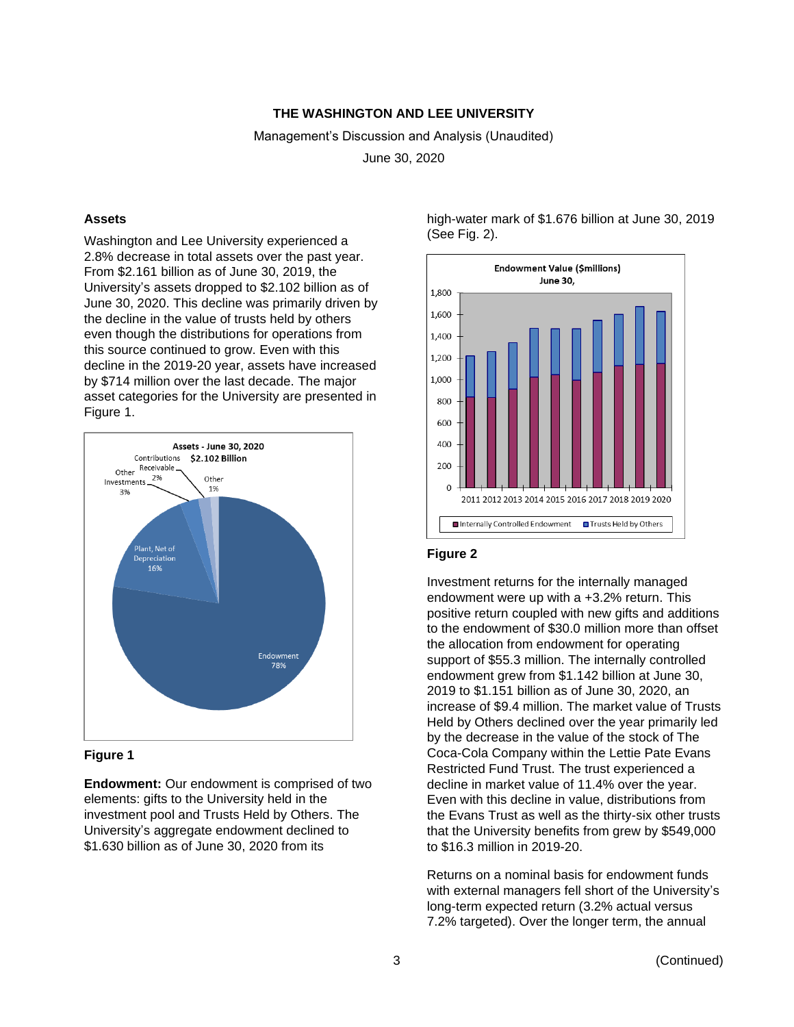## Assets

Washington and Lee University experienced a 2.8% decrease in total assets over the past year. From $2.161 billion as of June 30, 2019, the University's assets dropped to $2.102 billion as of June 30, 2020. This decline was primarily driven by the decline in the value of trusts held by others even though the distributions for operations from this source continued to grow. Even with this decline in the 2019-20 year, assets have increased by $714 million over the last decade. The major asset categories for the University are presented in Figure 1.

**Figure 1**

**Endowment:** Our endowment is comprised of two elements: gifts to the University held in the investment pool and Trusts Held by Others. The University's aggregate endowment declined to $1.630 billion as of June 30, 2020 from its high-water mark of $1.676 billion at June 30, 2019 (See Fig. 2).

**Figure 2**

Investment returns for the internally managed endowment were up with a +3.2% return. This positive return coupled with new gifts and additions to the endowment of $30.0 million more than offset the allocation from endowment for operating support of $55.3 million. The internally controlled endowment grew from $1.142 billion at June 30, 2019 to $1.151 billion as of June 30, 2020, an increase of $9.4 million. The market value of Trusts Held by Others declined over the year primarily led by the decrease in the value of the stock of The Coca-Cola Company within the Lettie Pate Evans Restricted Fund Trust. The trust experienced a decline in market value of 11.4% over the year. Even with this decline in value, distributions from the Evans Trust as well as the thirty-six other trusts that the University benefits from grew by $549,000 to $16.3 million in 2019-20.

Returns on a nominal basis for endowment funds with external managers fell short of the University's long-term expected return (3.2% actual versus 7.2% targeted). Over the longer term, the annual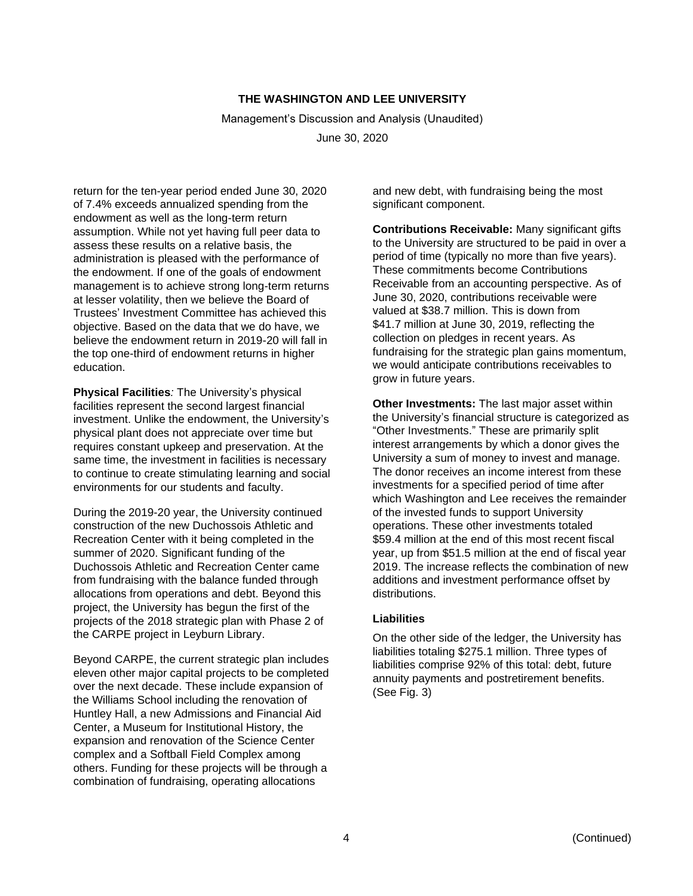return for the ten-year period ended June 30, 2020 of 7.4% exceeds annualized spending from the endowment as well as the long-term return assumption. While not yet having full peer data to assess these results on a relative basis, the administration is pleased with the performance of the endowment. If one of the goals of endowment management is to achieve strong long-term returns at lesser volatility, then we believe the Board of Trustees' Investment Committee has achieved this objective. Based on the data that we do have, we believe the endowment return in 2019-20 will fall in the top one-third of endowment returns in higher education.

**Physical Facilities***:* The University's physical facilities represent the second largest financial investment. Unlike the endowment, the University's physical plant does not appreciate over time but requires constant upkeep and preservation. At the same time, the investment in facilities is necessary to continue to create stimulating learning and social environments for our students and faculty.

During the 2019-20 year, the University continued construction of the new Duchossois Athletic and Recreation Center with it being completed in the summer of 2020. Significant funding of the Duchossois Athletic and Recreation Center came from fundraising with the balance funded through allocations from operations and debt. Beyond this project, the University has begun the first of the projects of the 2018 strategic plan with Phase 2 of the CARPE project in Leyburn Library.

Beyond CARPE, the current strategic plan includes eleven other major capital projects to be completed over the next decade. These include expansion of the Williams School including the renovation of Huntley Hall, a new Admissions and Financial Aid Center, a Museum for Institutional History, the expansion and renovation of the Science Center complex and a Softball Field Complex among others. Funding for these projects will be through a combination of fundraising, operating allocations and new debt, with fundraising being the most significant component.

**Contributions Receivable:** Many significant gifts to the University are structured to be paid in over a period of time (typically no more than five years). These commitments become Contributions Receivable from an accounting perspective. As of June 30, 2020, contributions receivable were valued at $38.7 million. This is down from $41.7 million at June 30, 2019, reflecting the collection on pledges in recent years. As fundraising for the strategic plan gains momentum, we would anticipate contributions receivables to grow in future years.

**Other Investments:** The last major asset within the University's financial structure is categorized as "Other Investments." These are primarily split interest arrangements by which a donor gives the University a sum of money to invest and manage. The donor receives an income interest from these investments for a specified period of time after which Washington and Lee receives the remainder of the invested funds to support University operations. These other investments totaled $59.4 million at the end of this most recent fiscal year, up from $51.5 million at the end of fiscal year 2019. The increase reflects the combination of new additions and investment performance offset by distributions.

### Liabilities

On the other side of the ledger, the University has liabilities totaling $275.1 million. Three types of liabilities comprise 92% of this total: debt, future annuity payments and postretirement benefits. (See Fig. 3)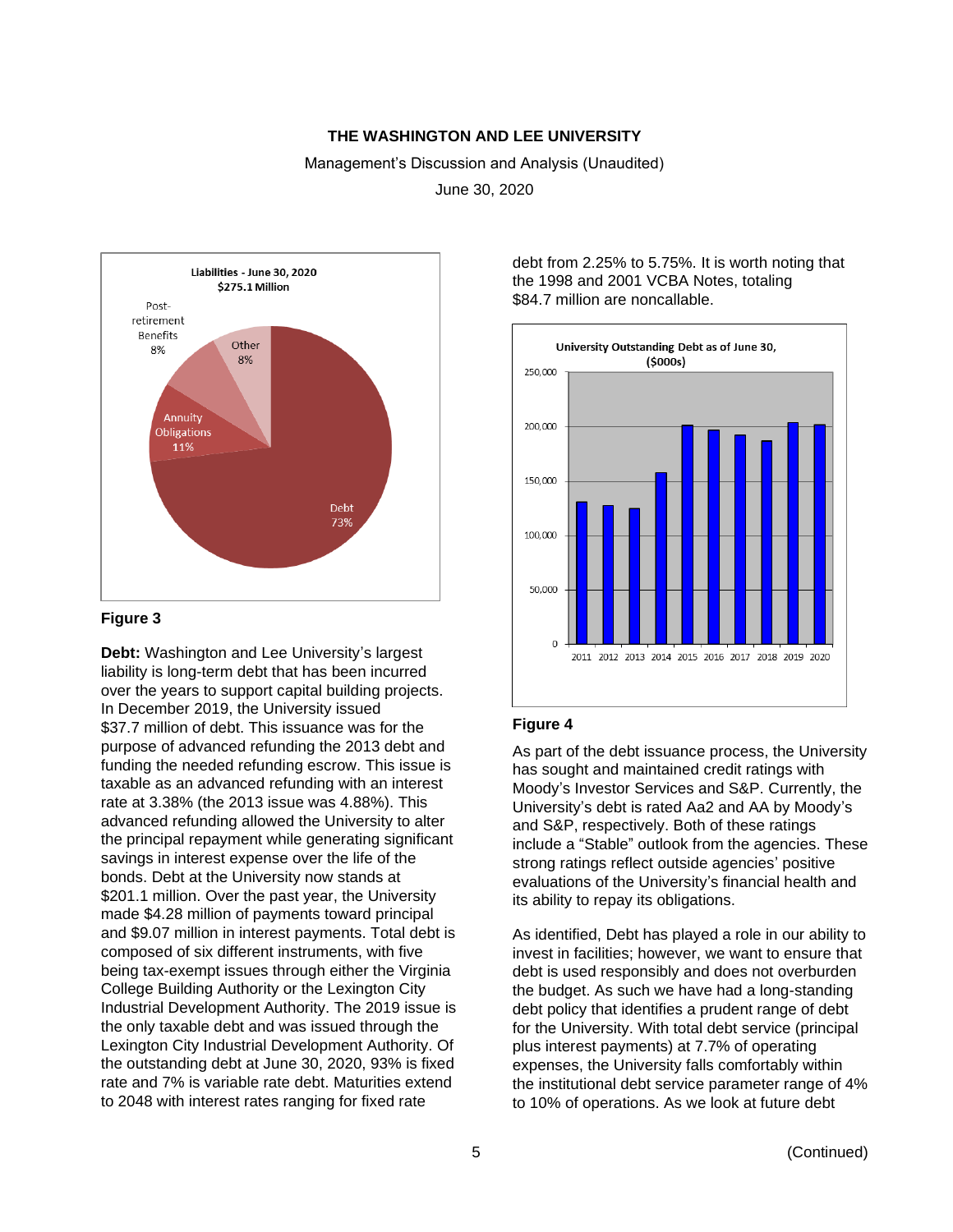# THE WASHINGTON AND LEE UNIVERSITY

Management's Discussion and Analysis (Unaudited)

June 30, 2020

**Liabilities - June 30, 2020**
**$275.1 Million**

- Debt 73%
- Annuity Obligations 11%
- Post-retirement Benefits 8%
- Other 8%

**Figure 3**

**Debt:** Washington and Lee University's largest liability is long-term debt that has been incurred over the years to support capital building projects. In December 2019, the University issued $37.7 million of debt. This issuance was for the purpose of advanced refunding the 2013 debt and funding the needed refunding escrow. This issue is taxable as an advanced refunding with an interest rate at 3.38% (the 2013 issue was 4.88%). This advanced refunding allowed the University to alter the principal repayment while generating significant savings in interest expense over the life of the bonds. Debt at the University now stands at $201.1 million. Over the past year, the University made $4.28 million of payments toward principal and $9.07 million in interest payments. Total debt is composed of six different instruments, with five being tax-exempt issues through either the Virginia College Building Authority or the Lexington City Industrial Development Authority. The 2019 issue is the only taxable debt and was issued through the Lexington City Industrial Development Authority. Of the outstanding debt at June 30, 2020, 93% is fixed rate and 7% is variable rate debt. Maturities extend to 2048 with interest rates ranging for fixed rate debt from 2.25% to 5.75%. It is worth noting that the 1998 and 2001 VCBA Notes, totaling $84.7 million are noncallable.

**University Outstanding Debt as of June 30, ($000s)**

**Figure 4**

As part of the debt issuance process, the University has sought and maintained credit ratings with Moody's Investor Services and S&P. Currently, the University's debt is rated Aa2 and AA by Moody's and S&P, respectively. Both of these ratings include a "Stable" outlook from the agencies. These strong ratings reflect outside agencies' positive evaluations of the University's financial health and its ability to repay its obligations.

As identified, Debt has played a role in our ability to invest in facilities; however, we want to ensure that debt is used responsibly and does not overburden the budget. As such we have had a long-standing debt policy that identifies a prudent range of debt for the University. With total debt service (principal plus interest payments) at 7.7% of operating expenses, the University falls comfortably within the institutional debt service parameter range of 4% to 10% of operations. As we look at future debt

(Continued)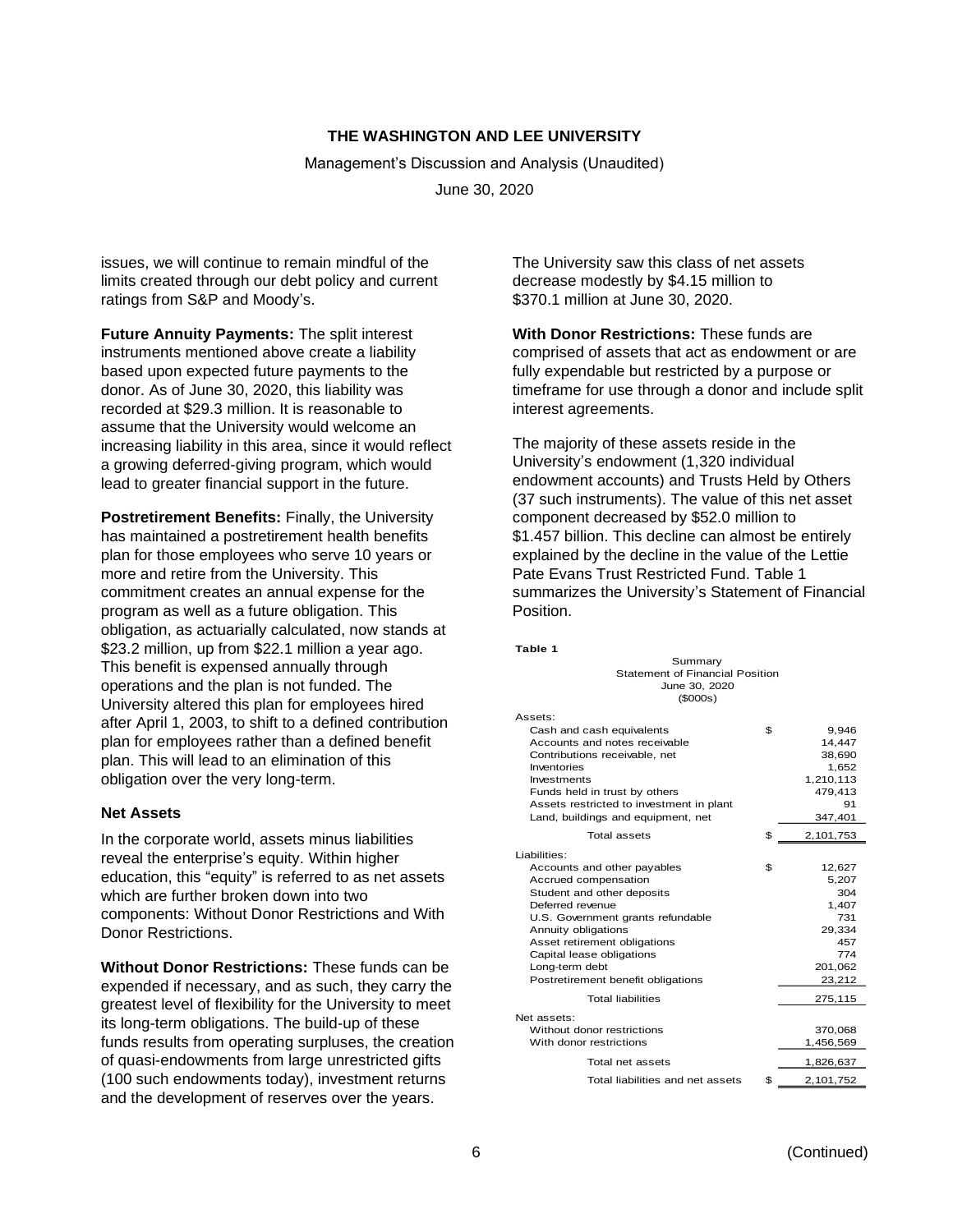issues, we will continue to remain mindful of the limits created through our debt policy and current ratings from S&P and Moody's.

**Future Annuity Payments:** The split interest instruments mentioned above create a liability based upon expected future payments to the donor. As of June 30, 2020, this liability was recorded at $29.3 million. It is reasonable to assume that the University would welcome an increasing liability in this area, since it would reflect a growing deferred-giving program, which would lead to greater financial support in the future.

**Postretirement Benefits:** Finally, the University has maintained a postretirement health benefits plan for those employees who serve 10 years or more and retire from the University. This commitment creates an annual expense for the program as well as a future obligation. This obligation, as actuarially calculated, now stands at $23.2 million, up from $22.1 million a year ago. This benefit is expensed annually through operations and the plan is not funded. The University altered this plan for employees hired after April 1, 2003, to shift to a defined contribution plan for employees rather than a defined benefit plan. This will lead to an elimination of this obligation over the very long-term.

### Net Assets

In the corporate world, assets minus liabilities reveal the enterprise's equity. Within higher education, this "equity" is referred to as net assets which are further broken down into two components: Without Donor Restrictions and With Donor Restrictions.

**Without Donor Restrictions:** These funds can be expended if necessary, and as such, they carry the greatest level of flexibility for the University to meet its long-term obligations. The build-up of these funds results from operating surpluses, the creation of quasi-endowments from large unrestricted gifts (100 such endowments today), investment returns and the development of reserves over the years. The University saw this class of net assets decrease modestly by $4.15 million to $370.1 million at June 30, 2020.

**With Donor Restrictions:** These funds are comprised of assets that act as endowment or are fully expendable but restricted by a purpose or timeframe for use through a donor and include split interest agreements.

The majority of these assets reside in the University's endowment (1,320 individual endowment accounts) and Trusts Held by Others (37 such instruments). The value of this net asset component decreased by $52.0 million to $1.457 billion. This decline can almost be entirely explained by the decline in the value of the Lettie Pate Evans Trust Restricted Fund. Table 1 summarizes the University's Statement of Financial Position.

**Table 1**

Summary
Statement of Financial Position
June 30, 2020
($000s)

| | | |
|---|---|---|
| Assets: | | |
| Cash and cash equivalents | $ | 9,946 |
| Accounts and notes receivable | | 14,447 |
| Contributions receivable, net | | 38,690 |
| Inventories | | 1,652 |
| Investments | | 1,210,113 |
| Funds held in trust by others | | 479,413 |
| Assets restricted to investment in plant | | 91 |
| Land, buildings and equipment, net | | 347,401 |
| Total assets | $ | 2,101,753 |
| Liabilities: | | |
| Accounts and other payables | $ | 12,627 |
| Accrued compensation | | 5,207 |
| Student and other deposits | | 304 |
| Deferred revenue | | 1,407 |
| U.S. Government grants refundable | | 731 |
| Annuity obligations | | 29,334 |
| Asset retirement obligations | | 457 |
| Capital lease obligations | | 774 |
| Long-term debt | | 201,062 |
| Postretirement benefit obligations | | 23,212 |
| Total liabilities | | 275,115 |
| Net assets: | | |
| Without donor restrictions | | 370,068 |
| With donor restrictions | | 1,456,569 |
| Total net assets | | 1,826,637 |
| Total liabilities and net assets | $ | 2,101,752 |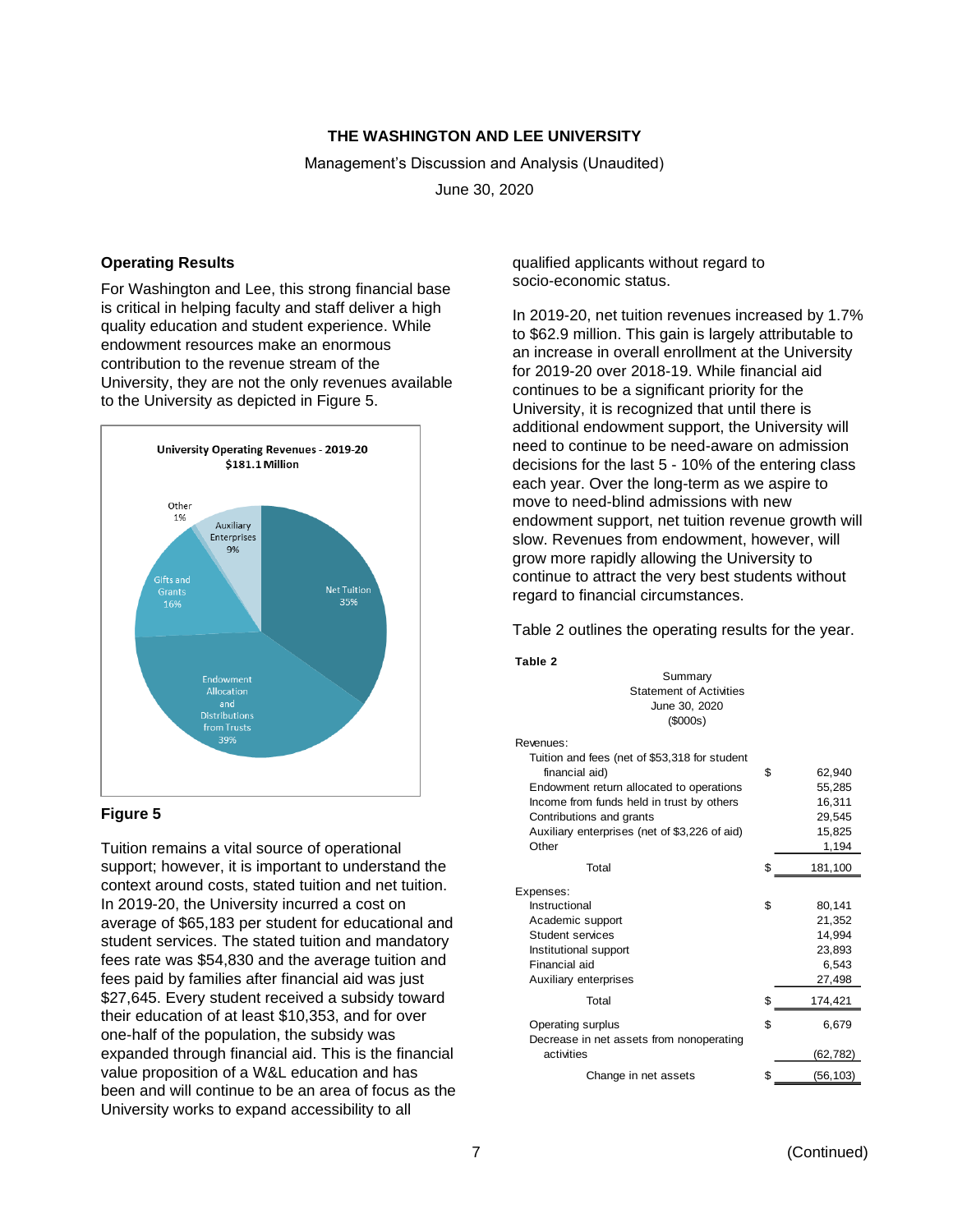## Operating Results

For Washington and Lee, this strong financial base is critical in helping faculty and staff deliver a high quality education and student experience. While endowment resources make an enormous contribution to the revenue stream of the University, they are not the only revenues available to the University as depicted in Figure 5.

**University Operating Revenues - 2019-20**
**$181.1 Million**

| Category | Percentage |
|---|---|
| Net Tuition | 35% |
| Endowment Allocation and Distributions from Trusts | 39% |
| Gifts and Grants | 16% |
| Auxiliary Enterprises | 9% |
| Other | 1% |

**Figure 5**

Tuition remains a vital source of operational support; however, it is important to understand the context around costs, stated tuition and net tuition. In 2019-20, the University incurred a cost on average of $65,183 per student for educational and student services. The stated tuition and mandatory fees rate was $54,830 and the average tuition and fees paid by families after financial aid was just $27,645. Every student received a subsidy toward their education of at least $10,353, and for over one-half of the population, the subsidy was expanded through financial aid. This is the financial value proposition of a W&L education and has been and will continue to be an area of focus as the University works to expand accessibility to all qualified applicants without regard to socio-economic status.

In 2019-20, net tuition revenues increased by 1.7% to $62.9 million. This gain is largely attributable to an increase in overall enrollment at the University for 2019-20 over 2018-19. While financial aid continues to be a significant priority for the University, it is recognized that until there is additional endowment support, the University will need to continue to be need-aware on admission decisions for the last 5 - 10% of the entering class each year. Over the long-term as we aspire to move to need-blind admissions with new endowment support, net tuition revenue growth will slow. Revenues from endowment, however, will grow more rapidly allowing the University to continue to attract the very best students without regard to financial circumstances.

Table 2 outlines the operating results for the year.

**Table 2**

Summary
Statement of Activities
June 30, 2020
($000s)

| | | |
|---|---|---|
| Revenues: | | |
| Tuition and fees (net of $53,318 for student financial aid) | $ | 62,940 |
| Endowment return allocated to operations | | 55,285 |
| Income from funds held in trust by others | | 16,311 |
| Contributions and grants | | 29,545 |
| Auxiliary enterprises (net of $3,226 of aid) | | 15,825 |
| Other | | 1,194 |
| Total | $ | 181,100 |
| Expenses: | | |
| Instructional | $ | 80,141 |
| Academic support | | 21,352 |
| Student services | | 14,994 |
| Institutional support | | 23,893 |
| Financial aid | | 6,543 |
| Auxiliary enterprises | | 27,498 |
| Total | $ | 174,421 |
| Operating surplus | $ | 6,679 |
| Decrease in net assets from nonoperating activities | | (62,782) |
| Change in net assets | $ | (56,103) |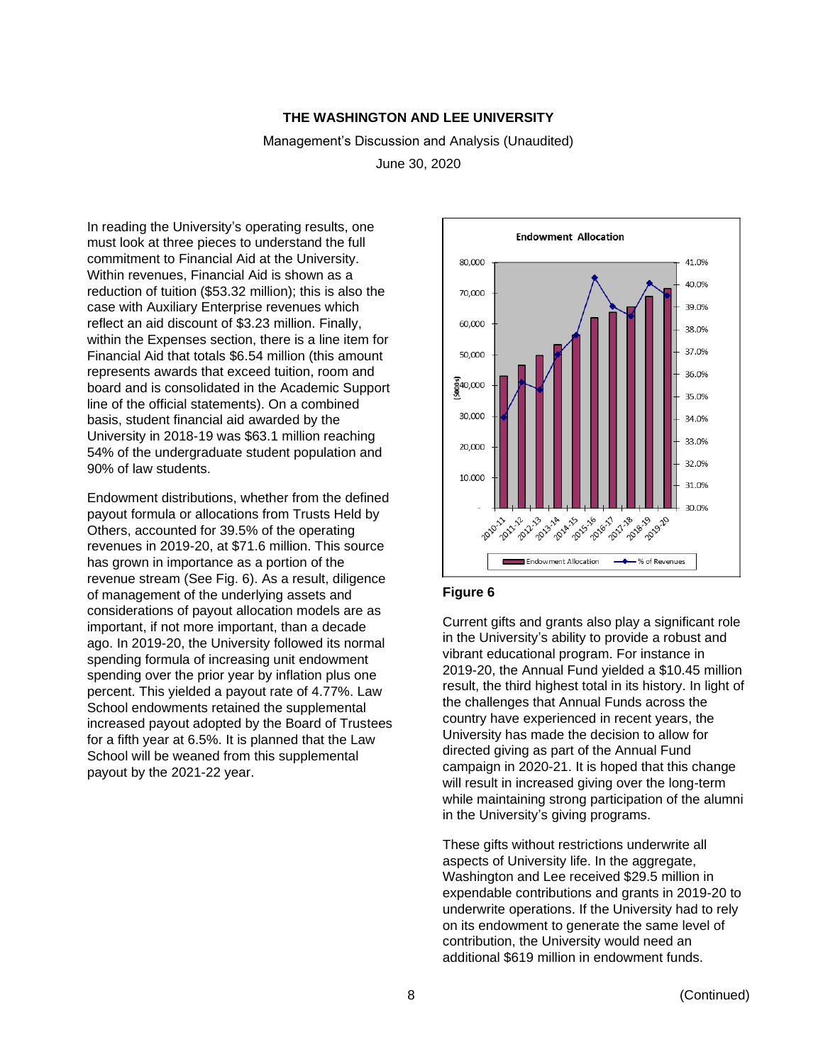# THE WASHINGTON AND LEE UNIVERSITY

Management's Discussion and Analysis (Unaudited)

June 30, 2020

In reading the University's operating results, one must look at three pieces to understand the full commitment to Financial Aid at the University. Within revenues, Financial Aid is shown as a reduction of tuition ($53.32 million); this is also the case with Auxiliary Enterprise revenues which reflect an aid discount of $3.23 million. Finally, within the Expenses section, there is a line item for Financial Aid that totals $6.54 million (this amount represents awards that exceed tuition, room and board and is consolidated in the Academic Support line of the official statements). On a combined basis, student financial aid awarded by the University in 2018-19 was $63.1 million reaching 54% of the undergraduate student population and 90% of law students.

Endowment distributions, whether from the defined payout formula or allocations from Trusts Held by Others, accounted for 39.5% of the operating revenues in 2019-20, at $71.6 million. This source has grown in importance as a portion of the revenue stream (See Fig. 6). As a result, diligence of management of the underlying assets and considerations of payout allocation models are as important, if not more important, than a decade ago. In 2019-20, the University followed its normal spending formula of increasing unit endowment spending over the prior year by inflation plus one percent. This yielded a payout rate of 4.77%. Law School endowments retained the supplemental increased payout adopted by the Board of Trustees for a fifth year at 6.5%. It is planned that the Law School will be weaned from this supplemental payout by the 2021-22 year.

**Figure 6**

Current gifts and grants also play a significant role in the University's ability to provide a robust and vibrant educational program. For instance in 2019-20, the Annual Fund yielded a $10.45 million result, the third highest total in its history. In light of the challenges that Annual Funds across the country have experienced in recent years, the University has made the decision to allow for directed giving as part of the Annual Fund campaign in 2020-21. It is hoped that this change will result in increased giving over the long-term while maintaining strong participation of the alumni in the University's giving programs.

These gifts without restrictions underwrite all aspects of University life. In the aggregate, Washington and Lee received $29.5 million in expendable contributions and grants in 2019-20 to underwrite operations. If the University had to rely on its endowment to generate the same level of contribution, the University would need an additional $619 million in endowment funds.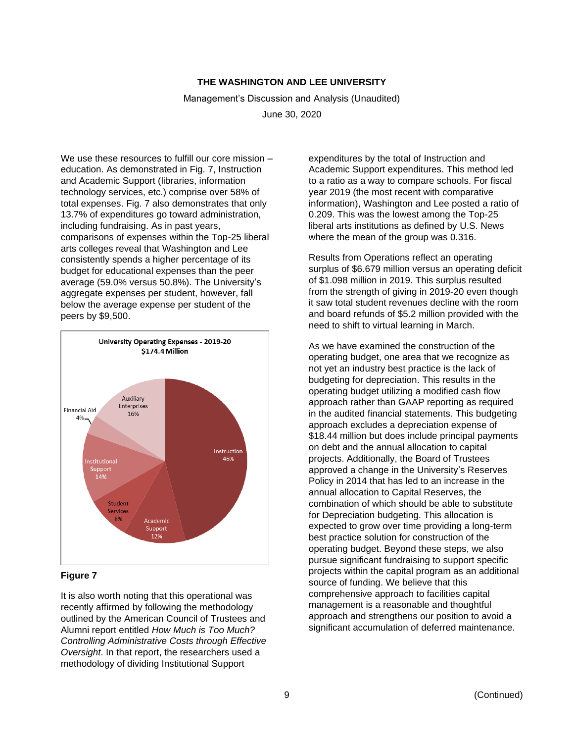We use these resources to fulfill our core mission – education. As demonstrated in Fig. 7, Instruction and Academic Support (libraries, information technology services, etc.) comprise over 58% of total expenses. Fig. 7 also demonstrates that only 13.7% of expenditures go toward administration, including fundraising. As in past years, comparisons of expenses within the Top-25 liberal arts colleges reveal that Washington and Lee consistently spends a higher percentage of its budget for educational expenses than the peer average (59.0% versus 50.8%). The University's aggregate expenses per student, however, fall below the average expense per student of the peers by $9,500.

**University Operating Expenses - 2019-20**
**$174.4 Million**

| Category | Percentage |
|---|---|
| Instruction | 46% |
| Academic Support | 12% |
| Student Services | 8% |
| Institutional Support | 14% |
| Financial Aid | 4% |
| Auxiliary Enterprises | 16% |

**Figure 7**

It is also worth noting that this operational was recently affirmed by following the methodology outlined by the American Council of Trustees and Alumni report entitled *How Much is Too Much? Controlling Administrative Costs through Effective Oversight*. In that report, the researchers used a methodology of dividing Institutional Support expenditures by the total of Instruction and Academic Support expenditures. This method led to a ratio as a way to compare schools. For fiscal year 2019 (the most recent with comparative information), Washington and Lee posted a ratio of 0.209. This was the lowest among the Top-25 liberal arts institutions as defined by U.S. News where the mean of the group was 0.316.

Results from Operations reflect an operating surplus of $6.679 million versus an operating deficit of $1.098 million in 2019. This surplus resulted from the strength of giving in 2019-20 even though it saw total student revenues decline with the room and board refunds of $5.2 million provided with the need to shift to virtual learning in March.

As we have examined the construction of the operating budget, one area that we recognize as not yet an industry best practice is the lack of budgeting for depreciation. This results in the operating budget utilizing a modified cash flow approach rather than GAAP reporting as required in the audited financial statements. This budgeting approach excludes a depreciation expense of $18.44 million but does include principal payments on debt and the annual allocation to capital projects. Additionally, the Board of Trustees approved a change in the University's Reserves Policy in 2014 that has led to an increase in the annual allocation to Capital Reserves, the combination of which should be able to substitute for Depreciation budgeting. This allocation is expected to grow over time providing a long-term best practice solution for construction of the operating budget. Beyond these steps, we also pursue significant fundraising to support specific projects within the capital program as an additional source of funding. We believe that this comprehensive approach to facilities capital management is a reasonable and thoughtful approach and strengthens our position to avoid a significant accumulation of deferred maintenance.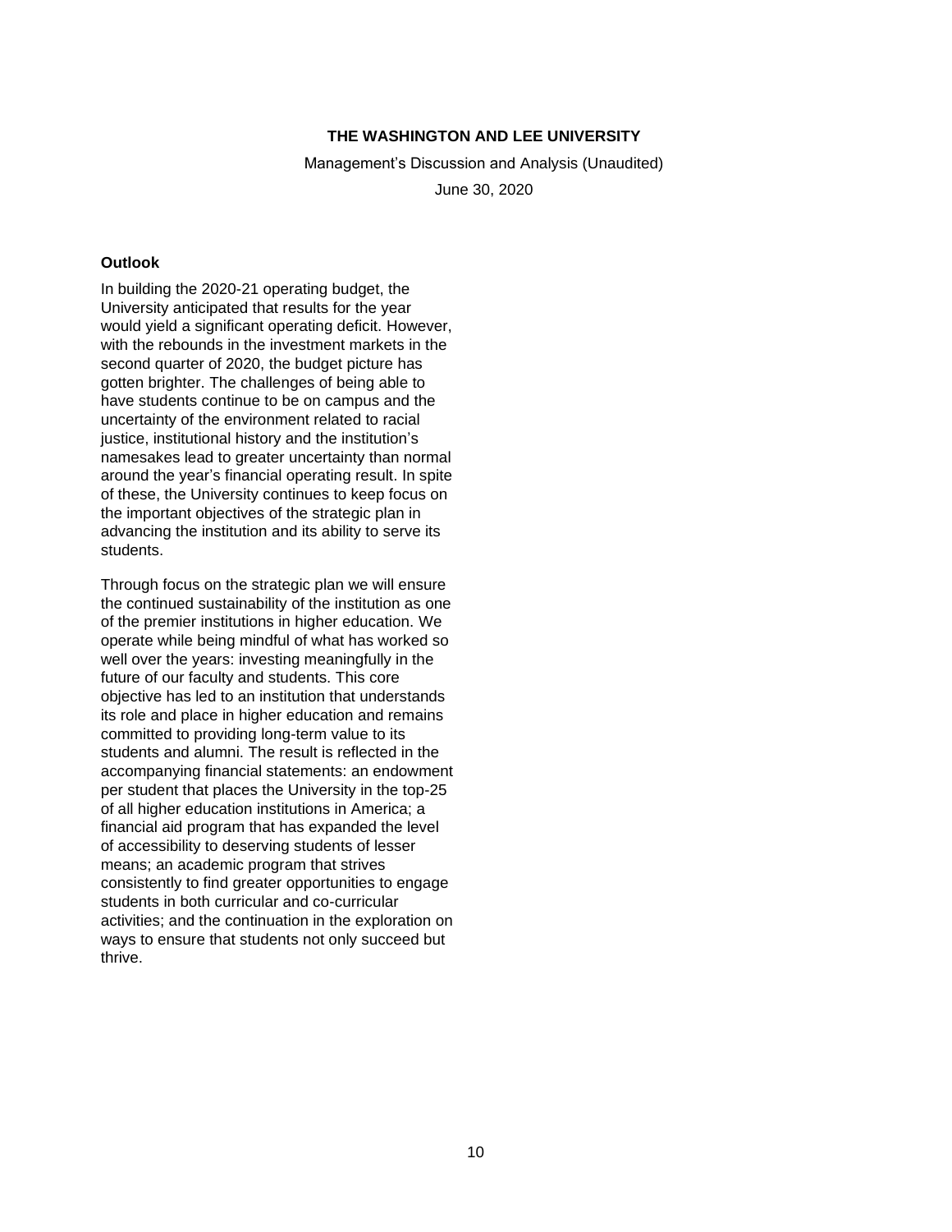**THE WASHINGTON AND LEE UNIVERSITY**

Management's Discussion and Analysis (Unaudited)

June 30, 2020

**Outlook**

In building the 2020-21 operating budget, the University anticipated that results for the year would yield a significant operating deficit. However, with the rebounds in the investment markets in the second quarter of 2020, the budget picture has gotten brighter. The challenges of being able to have students continue to be on campus and the uncertainty of the environment related to racial justice, institutional history and the institution's namesakes lead to greater uncertainty than normal around the year's financial operating result. In spite of these, the University continues to keep focus on the important objectives of the strategic plan in advancing the institution and its ability to serve its students.

Through focus on the strategic plan we will ensure the continued sustainability of the institution as one of the premier institutions in higher education. We operate while being mindful of what has worked so well over the years: investing meaningfully in the future of our faculty and students. This core objective has led to an institution that understands its role and place in higher education and remains committed to providing long-term value to its students and alumni. The result is reflected in the accompanying financial statements: an endowment per student that places the University in the top-25 of all higher education institutions in America; a financial aid program that has expanded the level of accessibility to deserving students of lesser means; an academic program that strives consistently to find greater opportunities to engage students in both curricular and co-curricular activities; and the continuation in the exploration on ways to ensure that students not only succeed but thrive.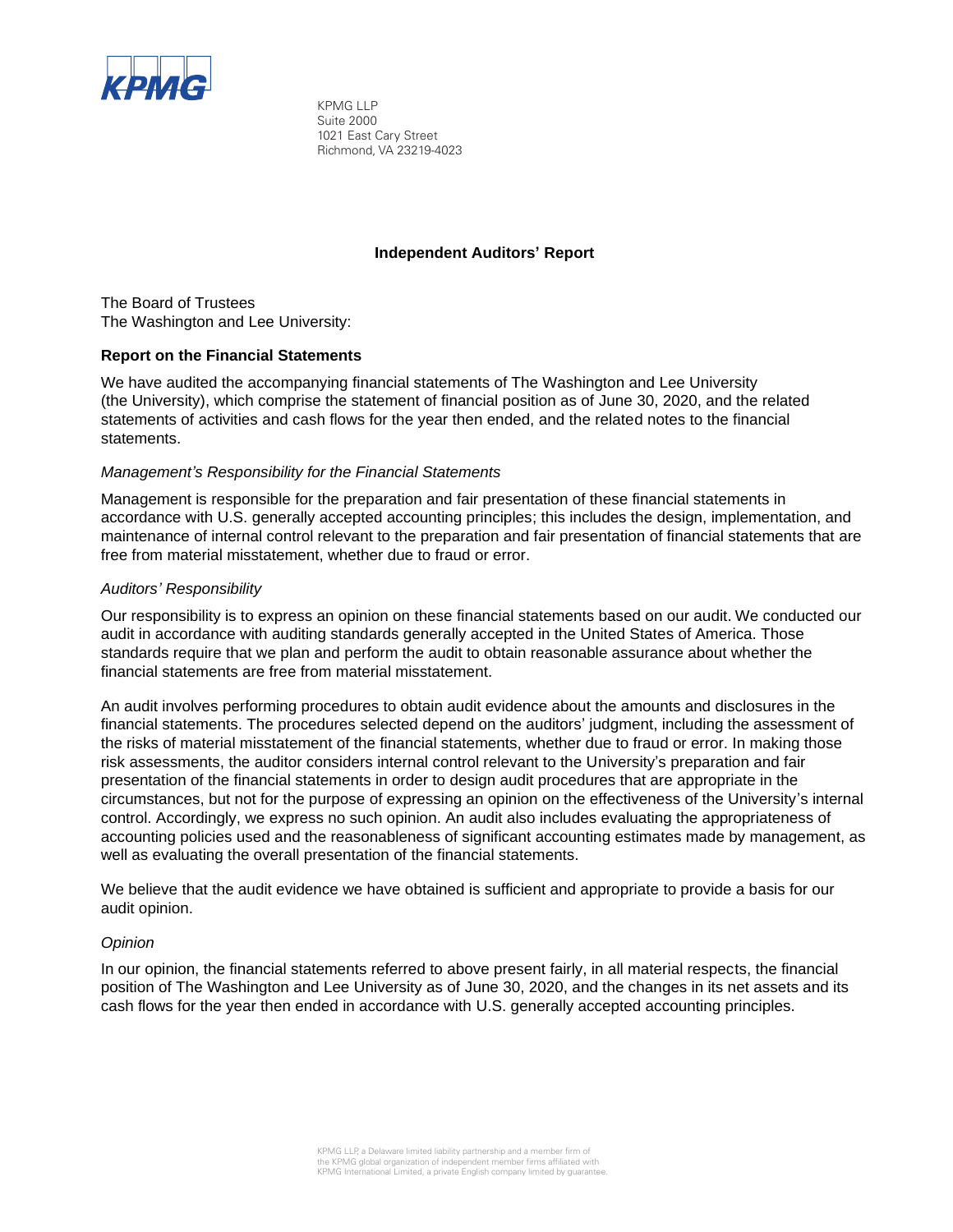KPMG LLP
Suite 2000
1021 East Cary Street
Richmond, VA 23219-4023

# Independent Auditors' Report

The Board of Trustees
The Washington and Lee University:

## Report on the Financial Statements

We have audited the accompanying financial statements of The Washington and Lee University (the University), which comprise the statement of financial position as of June 30, 2020, and the related statements of activities and cash flows for the year then ended, and the related notes to the financial statements.

### *Management's Responsibility for the Financial Statements*

Management is responsible for the preparation and fair presentation of these financial statements in accordance with U.S. generally accepted accounting principles; this includes the design, implementation, and maintenance of internal control relevant to the preparation and fair presentation of financial statements that are free from material misstatement, whether due to fraud or error.

### *Auditors' Responsibility*

Our responsibility is to express an opinion on these financial statements based on our audit. We conducted our audit in accordance with auditing standards generally accepted in the United States of America. Those standards require that we plan and perform the audit to obtain reasonable assurance about whether the financial statements are free from material misstatement.

An audit involves performing procedures to obtain audit evidence about the amounts and disclosures in the financial statements. The procedures selected depend on the auditors' judgment, including the assessment of the risks of material misstatement of the financial statements, whether due to fraud or error. In making those risk assessments, the auditor considers internal control relevant to the University's preparation and fair presentation of the financial statements in order to design audit procedures that are appropriate in the circumstances, but not for the purpose of expressing an opinion on the effectiveness of the University's internal control. Accordingly, we express no such opinion. An audit also includes evaluating the appropriateness of accounting policies used and the reasonableness of significant accounting estimates made by management, as well as evaluating the overall presentation of the financial statements.

We believe that the audit evidence we have obtained is sufficient and appropriate to provide a basis for our audit opinion.

### *Opinion*

In our opinion, the financial statements referred to above present fairly, in all material respects, the financial position of The Washington and Lee University as of June 30, 2020, and the changes in its net assets and its cash flows for the year then ended in accordance with U.S. generally accepted accounting principles.

KPMG LLP, a Delaware limited liability partnership and a member firm of the KPMG global organization of independent member firms affiliated with KPMG International Limited, a private English company limited by guarantee.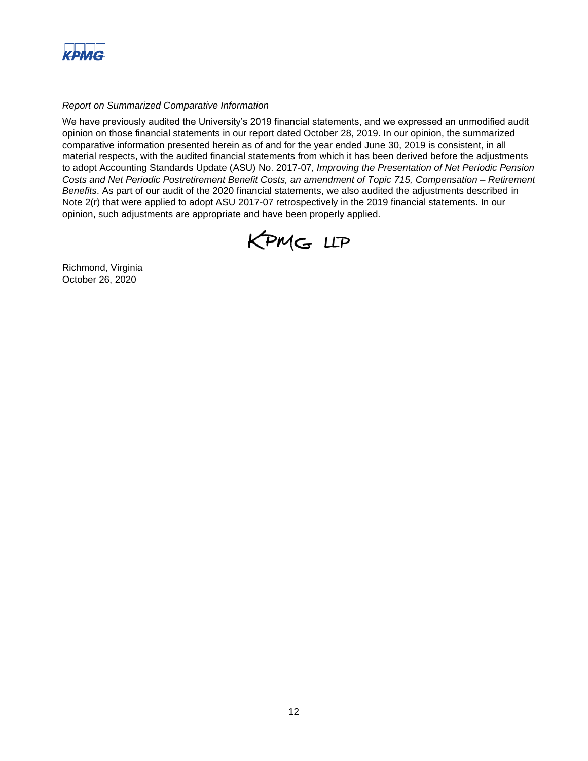*Report on Summarized Comparative Information*

We have previously audited the University's 2019 financial statements, and we expressed an unmodified audit opinion on those financial statements in our report dated October 28, 2019. In our opinion, the summarized comparative information presented herein as of and for the year ended June 30, 2019 is consistent, in all material respects, with the audited financial statements from which it has been derived before the adjustments to adopt Accounting Standards Update (ASU) No. 2017-07, *Improving the Presentation of Net Periodic Pension Costs and Net Periodic Postretirement Benefit Costs, an amendment of Topic 715, Compensation – Retirement Benefits*. As part of our audit of the 2020 financial statements, we also audited the adjustments described in Note 2(r) that were applied to adopt ASU 2017-07 retrospectively in the 2019 financial statements. In our opinion, such adjustments are appropriate and have been properly applied.

KPMG LLP

Richmond, Virginia
October 26, 2020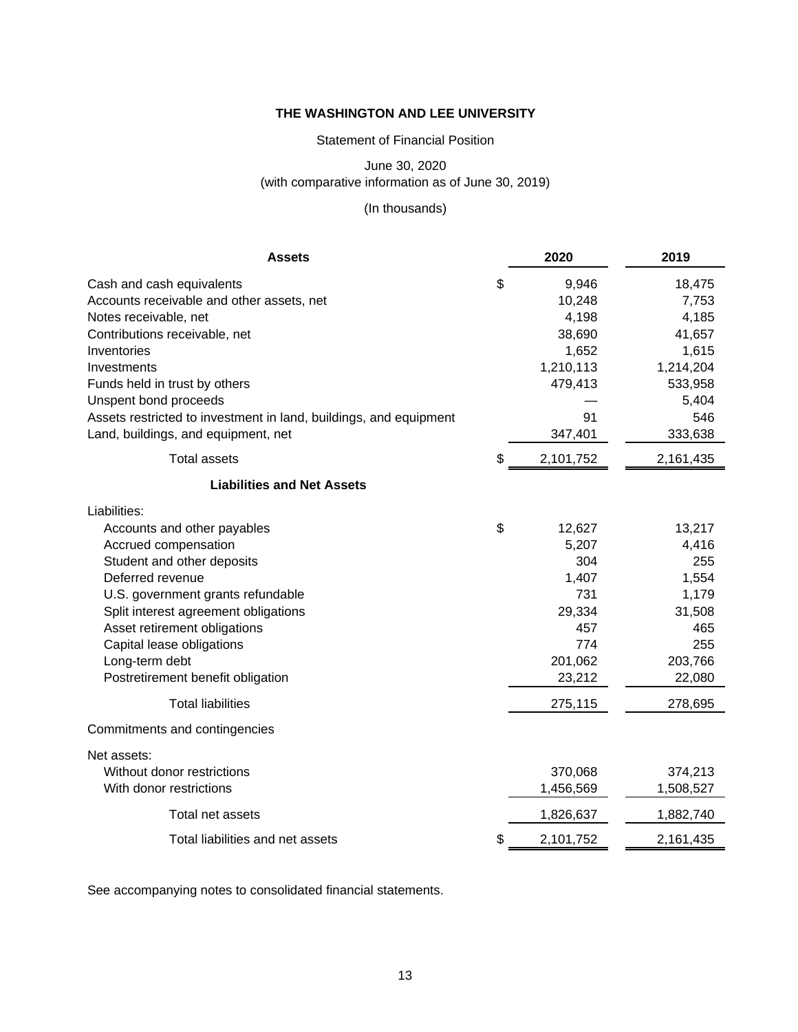# THE WASHINGTON AND LEE UNIVERSITY

Statement of Financial Position

June 30, 2020
(with comparative information as of June 30, 2019)

(In thousands)

| Assets | | 2020 | 2019 |
|---|---|---|---|
| Cash and cash equivalents | $ | 9,946 | 18,475 |
| Accounts receivable and other assets, net | | 10,248 | 7,753 |
| Notes receivable, net | | 4,198 | 4,185 |
| Contributions receivable, net | | 38,690 | 41,657 |
| Inventories | | 1,652 | 1,615 |
| Investments | | 1,210,113 | 1,214,204 |
| Funds held in trust by others | | 479,413 | 533,958 |
| Unspent bond proceeds | | — | 5,404 |
| Assets restricted to investment in land, buildings, and equipment | | 91 | 546 |
| Land, buildings, and equipment, net | | 347,401 | 333,638 |
| Total assets | $ | 2,101,752 | 2,161,435 |
| **Liabilities and Net Assets** | | | |
| Liabilities: | | | |
| Accounts and other payables | $ | 12,627 | 13,217 |
| Accrued compensation | | 5,207 | 4,416 |
| Student and other deposits | | 304 | 255 |
| Deferred revenue | | 1,407 | 1,554 |
| U.S. government grants refundable | | 731 | 1,179 |
| Split interest agreement obligations | | 29,334 | 31,508 |
| Asset retirement obligations | | 457 | 465 |
| Capital lease obligations | | 774 | 255 |
| Long-term debt | | 201,062 | 203,766 |
| Postretirement benefit obligation | | 23,212 | 22,080 |
| Total liabilities | | 275,115 | 278,695 |
| Commitments and contingencies | | | |
| Net assets: | | | |
| Without donor restrictions | | 370,068 | 374,213 |
| With donor restrictions | | 1,456,569 | 1,508,527 |
| Total net assets | | 1,826,637 | 1,882,740 |
| Total liabilities and net assets | $ | 2,101,752 | 2,161,435 |

See accompanying notes to consolidated financial statements.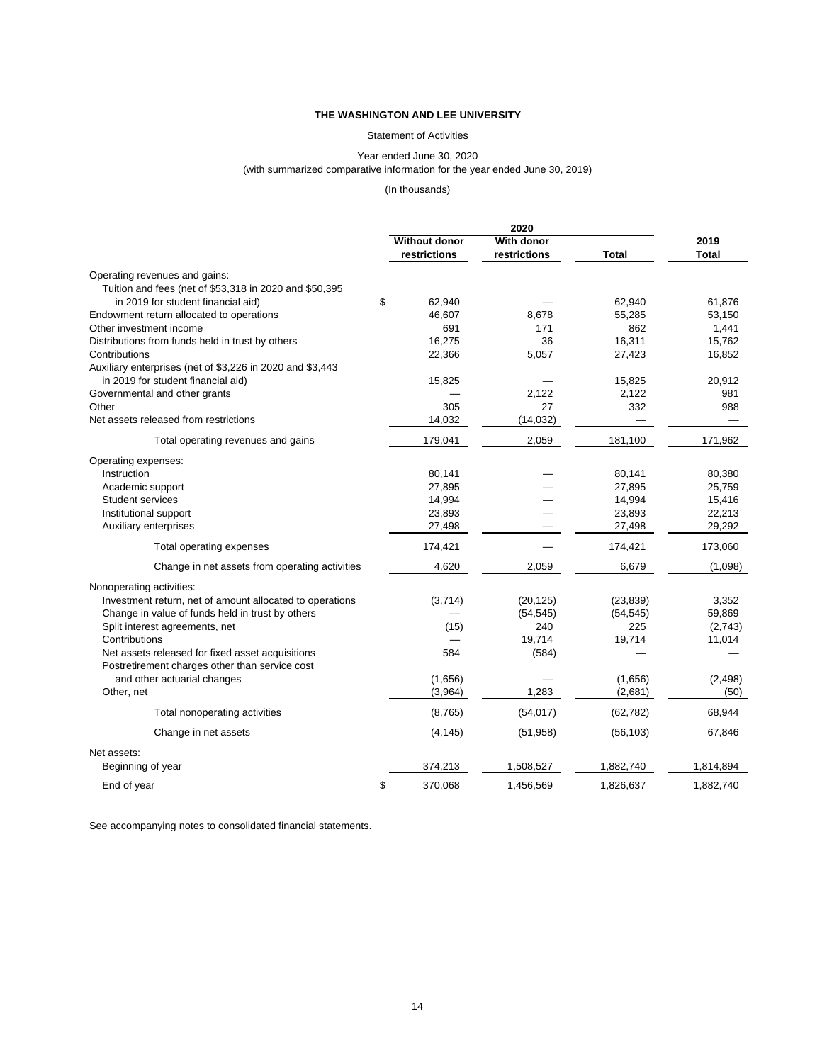**THE WASHINGTON AND LEE UNIVERSITY**

Statement of Activities

Year ended June 30, 2020
(with summarized comparative information for the year ended June 30, 2019)

(In thousands)

| | 2020 | | | 2019 |
|---|---|---|---|---|
| | Without donor restrictions | With donor restrictions | Total | Total |
| Operating revenues and gains: | | | | |
| Tuition and fees (net of $53,318 in 2020 and $50,395 in 2019 for student financial aid) | $ 62,940 | — | 62,940 | 61,876 |
| Endowment return allocated to operations | 46,607 | 8,678 | 55,285 | 53,150 |
| Other investment income | 691 | 171 | 862 | 1,441 |
| Distributions from funds held in trust by others | 16,275 | 36 | 16,311 | 15,762 |
| Contributions | 22,366 | 5,057 | 27,423 | 16,852 |
| Auxiliary enterprises (net of $3,226 in 2020 and $3,443 in 2019 for student financial aid) | 15,825 | — | 15,825 | 20,912 |
| Governmental and other grants | — | 2,122 | 2,122 | 981 |
| Other | 305 | 27 | 332 | 988 |
| Net assets released from restrictions | 14,032 | (14,032) | — | — |
| Total operating revenues and gains | 179,041 | 2,059 | 181,100 | 171,962 |
| Operating expenses: | | | | |
| Instruction | 80,141 | — | 80,141 | 80,380 |
| Academic support | 27,895 | — | 27,895 | 25,759 |
| Student services | 14,994 | — | 14,994 | 15,416 |
| Institutional support | 23,893 | — | 23,893 | 22,213 |
| Auxiliary enterprises | 27,498 | — | 27,498 | 29,292 |
| Total operating expenses | 174,421 | — | 174,421 | 173,060 |
| Change in net assets from operating activities | 4,620 | 2,059 | 6,679 | (1,098) |
| Nonoperating activities: | | | | |
| Investment return, net of amount allocated to operations | (3,714) | (20,125) | (23,839) | 3,352 |
| Change in value of funds held in trust by others | — | (54,545) | (54,545) | 59,869 |
| Split interest agreements, net | (15) | 240 | 225 | (2,743) |
| Contributions | — | 19,714 | 19,714 | 11,014 |
| Net assets released for fixed asset acquisitions | 584 | (584) | — | — |
| Postretirement charges other than service cost and other actuarial changes | (1,656) | — | (1,656) | (2,498) |
| Other, net | (3,964) | 1,283 | (2,681) | (50) |
| Total nonoperating activities | (8,765) | (54,017) | (62,782) | 68,944 |
| Change in net assets | (4,145) | (51,958) | (56,103) | 67,846 |
| Net assets: | | | | |
| Beginning of year | 374,213 | 1,508,527 | 1,882,740 | 1,814,894 |
| End of year | $ 370,068 | 1,456,569 | 1,826,637 | 1,882,740 |

See accompanying notes to consolidated financial statements.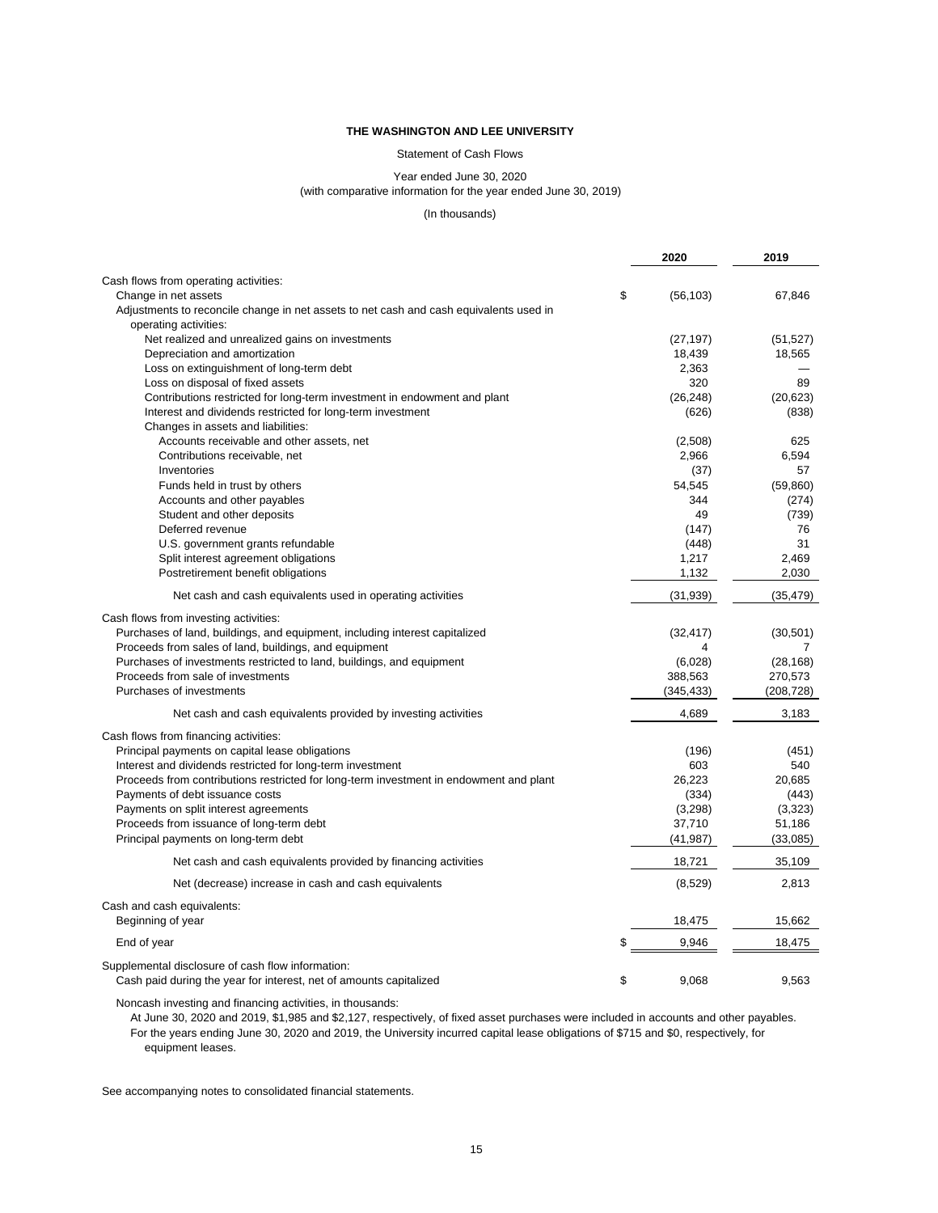**THE WASHINGTON AND LEE UNIVERSITY**

Statement of Cash Flows

Year ended June 30, 2020
(with comparative information for the year ended June 30, 2019)

(In thousands)

| | 2020 | 2019 |
|---|---|---|
| Cash flows from operating activities: | | |
| Change in net assets | $ (56,103) | 67,846 |
| Adjustments to reconcile change in net assets to net cash and cash equivalents used in operating activities: | | |
| Net realized and unrealized gains on investments | (27,197) | (51,527) |
| Depreciation and amortization | 18,439 | 18,565 |
| Loss on extinguishment of long-term debt | 2,363 | — |
| Loss on disposal of fixed assets | 320 | 89 |
| Contributions restricted for long-term investment in endowment and plant | (26,248) | (20,623) |
| Interest and dividends restricted for long-term investment | (626) | (838) |
| Changes in assets and liabilities: | | |
| Accounts receivable and other assets, net | (2,508) | 625 |
| Contributions receivable, net | 2,966 | 6,594 |
| Inventories | (37) | 57 |
| Funds held in trust by others | 54,545 | (59,860) |
| Accounts and other payables | 344 | (274) |
| Student and other deposits | 49 | (739) |
| Deferred revenue | (147) | 76 |
| U.S. government grants refundable | (448) | 31 |
| Split interest agreement obligations | 1,217 | 2,469 |
| Postretirement benefit obligations | 1,132 | 2,030 |
| Net cash and cash equivalents used in operating activities | (31,939) | (35,479) |
| Cash flows from investing activities: | | |
| Purchases of land, buildings, and equipment, including interest capitalized | (32,417) | (30,501) |
| Proceeds from sales of land, buildings, and equipment | 4 | 7 |
| Purchases of investments restricted to land, buildings, and equipment | (6,028) | (28,168) |
| Proceeds from sale of investments | 388,563 | 270,573 |
| Purchases of investments | (345,433) | (208,728) |
| Net cash and cash equivalents provided by investing activities | 4,689 | 3,183 |
| Cash flows from financing activities: | | |
| Principal payments on capital lease obligations | (196) | (451) |
| Interest and dividends restricted for long-term investment | 603 | 540 |
| Proceeds from contributions restricted for long-term investment in endowment and plant | 26,223 | 20,685 |
| Payments of debt issuance costs | (334) | (443) |
| Payments on split interest agreements | (3,298) | (3,323) |
| Proceeds from issuance of long-term debt | 37,710 | 51,186 |
| Principal payments on long-term debt | (41,987) | (33,085) |
| Net cash and cash equivalents provided by financing activities | 18,721 | 35,109 |
| Net (decrease) increase in cash and cash equivalents | (8,529) | 2,813 |
| Cash and cash equivalents: | | |
| Beginning of year | 18,475 | 15,662 |
| End of year | $ 9,946 | 18,475 |
| Supplemental disclosure of cash flow information: | | |
| Cash paid during the year for interest, net of amounts capitalized | $ 9,068 | 9,563 |

Noncash investing and financing activities, in thousands:
At June 30, 2020 and 2019, $1,985 and $2,127, respectively, of fixed asset purchases were included in accounts and other payables.
For the years ending June 30, 2020 and 2019, the University incurred capital lease obligations of $715 and $0, respectively, for equipment leases.

See accompanying notes to consolidated financial statements.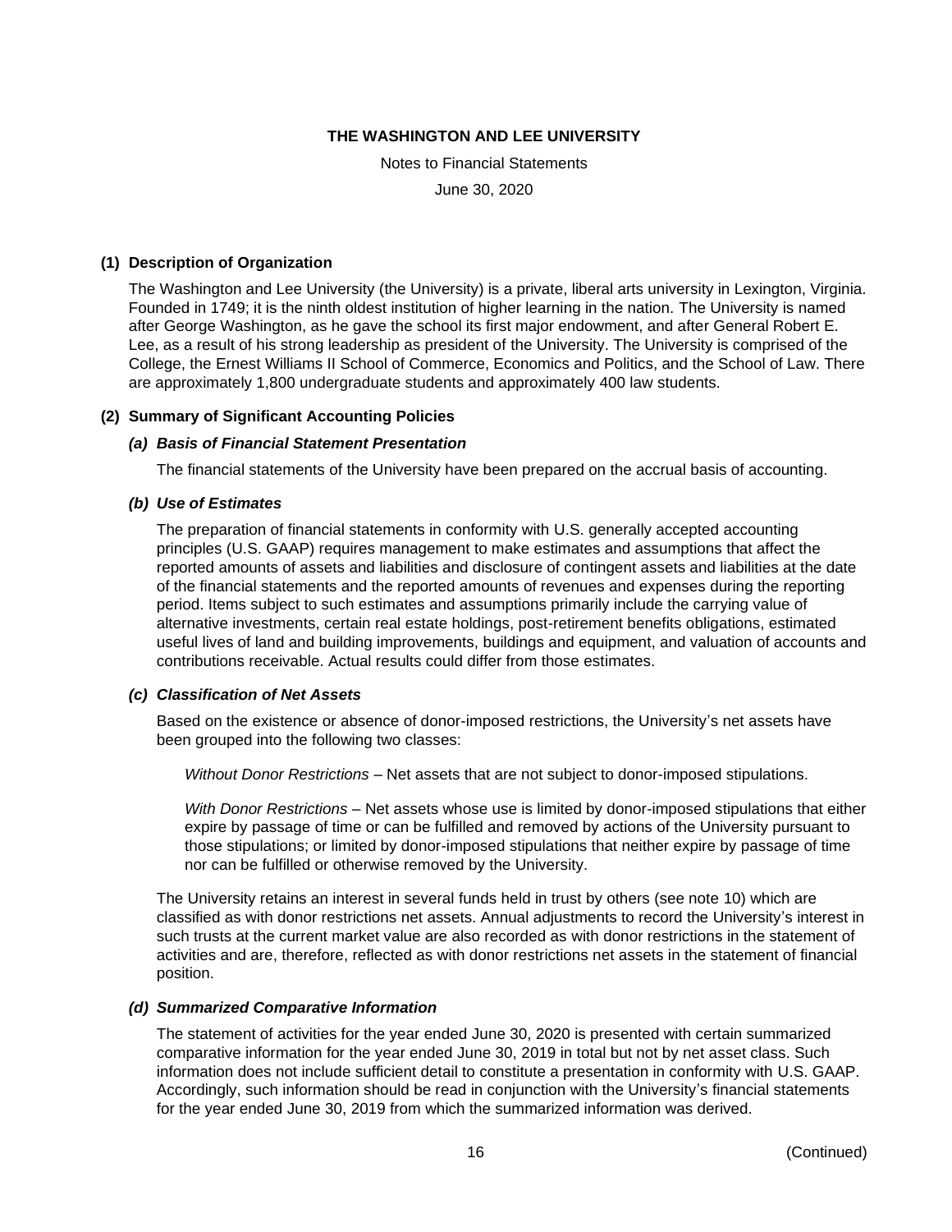# THE WASHINGTON AND LEE UNIVERSITY

Notes to Financial Statements

June 30, 2020

## (1) Description of Organization

The Washington and Lee University (the University) is a private, liberal arts university in Lexington, Virginia. Founded in 1749; it is the ninth oldest institution of higher learning in the nation. The University is named after George Washington, as he gave the school its first major endowment, and after General Robert E. Lee, as a result of his strong leadership as president of the University. The University is comprised of the College, the Ernest Williams II School of Commerce, Economics and Politics, and the School of Law. There are approximately 1,800 undergraduate students and approximately 400 law students.

## (2) Summary of Significant Accounting Policies

### *(a) Basis of Financial Statement Presentation*

The financial statements of the University have been prepared on the accrual basis of accounting.

### *(b) Use of Estimates*

The preparation of financial statements in conformity with U.S. generally accepted accounting principles (U.S. GAAP) requires management to make estimates and assumptions that affect the reported amounts of assets and liabilities and disclosure of contingent assets and liabilities at the date of the financial statements and the reported amounts of revenues and expenses during the reporting period. Items subject to such estimates and assumptions primarily include the carrying value of alternative investments, certain real estate holdings, post-retirement benefits obligations, estimated useful lives of land and building improvements, buildings and equipment, and valuation of accounts and contributions receivable. Actual results could differ from those estimates.

### *(c) Classification of Net Assets*

Based on the existence or absence of donor-imposed restrictions, the University's net assets have been grouped into the following two classes:

*Without Donor Restrictions* – Net assets that are not subject to donor-imposed stipulations.

*With Donor Restrictions* – Net assets whose use is limited by donor-imposed stipulations that either expire by passage of time or can be fulfilled and removed by actions of the University pursuant to those stipulations; or limited by donor-imposed stipulations that neither expire by passage of time nor can be fulfilled or otherwise removed by the University.

The University retains an interest in several funds held in trust by others (see note 10) which are classified as with donor restrictions net assets. Annual adjustments to record the University's interest in such trusts at the current market value are also recorded as with donor restrictions in the statement of activities and are, therefore, reflected as with donor restrictions net assets in the statement of financial position.

### *(d) Summarized Comparative Information*

The statement of activities for the year ended June 30, 2020 is presented with certain summarized comparative information for the year ended June 30, 2019 in total but not by net asset class. Such information does not include sufficient detail to constitute a presentation in conformity with U.S. GAAP. Accordingly, such information should be read in conjunction with the University's financial statements for the year ended June 30, 2019 from which the summarized information was derived.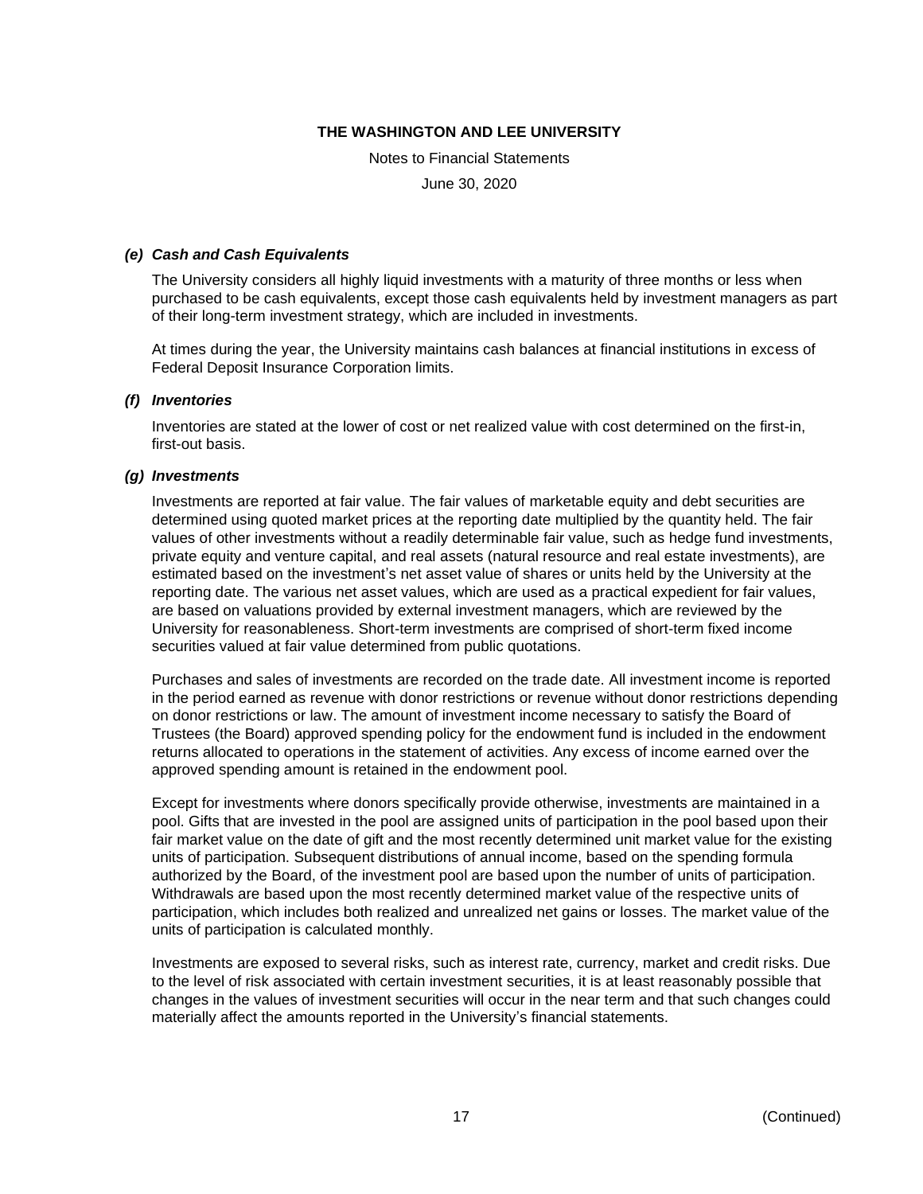### *(e) Cash and Cash Equivalents*

The University considers all highly liquid investments with a maturity of three months or less when purchased to be cash equivalents, except those cash equivalents held by investment managers as part of their long-term investment strategy, which are included in investments.

At times during the year, the University maintains cash balances at financial institutions in excess of Federal Deposit Insurance Corporation limits.

### *(f) Inventories*

Inventories are stated at the lower of cost or net realized value with cost determined on the first-in, first-out basis.

### *(g) Investments*

Investments are reported at fair value. The fair values of marketable equity and debt securities are determined using quoted market prices at the reporting date multiplied by the quantity held. The fair values of other investments without a readily determinable fair value, such as hedge fund investments, private equity and venture capital, and real assets (natural resource and real estate investments), are estimated based on the investment's net asset value of shares or units held by the University at the reporting date. The various net asset values, which are used as a practical expedient for fair values, are based on valuations provided by external investment managers, which are reviewed by the University for reasonableness. Short-term investments are comprised of short-term fixed income securities valued at fair value determined from public quotations.

Purchases and sales of investments are recorded on the trade date. All investment income is reported in the period earned as revenue with donor restrictions or revenue without donor restrictions depending on donor restrictions or law. The amount of investment income necessary to satisfy the Board of Trustees (the Board) approved spending policy for the endowment fund is included in the endowment returns allocated to operations in the statement of activities. Any excess of income earned over the approved spending amount is retained in the endowment pool.

Except for investments where donors specifically provide otherwise, investments are maintained in a pool. Gifts that are invested in the pool are assigned units of participation in the pool based upon their fair market value on the date of gift and the most recently determined unit market value for the existing units of participation. Subsequent distributions of annual income, based on the spending formula authorized by the Board, of the investment pool are based upon the number of units of participation. Withdrawals are based upon the most recently determined market value of the respective units of participation, which includes both realized and unrealized net gains or losses. The market value of the units of participation is calculated monthly.

Investments are exposed to several risks, such as interest rate, currency, market and credit risks. Due to the level of risk associated with certain investment securities, it is at least reasonably possible that changes in the values of investment securities will occur in the near term and that such changes could materially affect the amounts reported in the University's financial statements.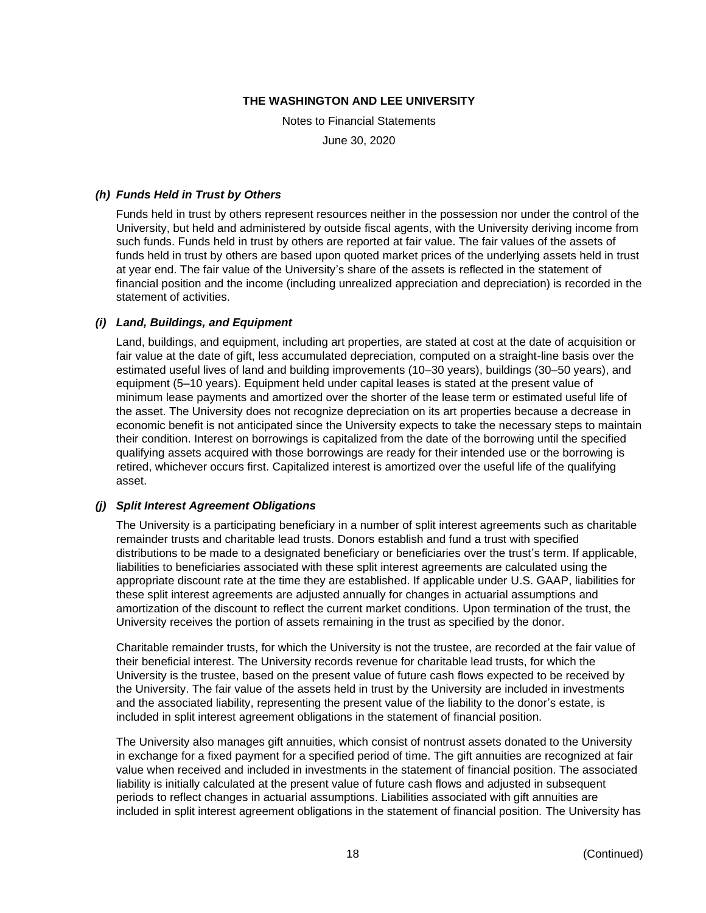### *(h) Funds Held in Trust by Others*

Funds held in trust by others represent resources neither in the possession nor under the control of the University, but held and administered by outside fiscal agents, with the University deriving income from such funds. Funds held in trust by others are reported at fair value. The fair values of the assets of funds held in trust by others are based upon quoted market prices of the underlying assets held in trust at year end. The fair value of the University's share of the assets is reflected in the statement of financial position and the income (including unrealized appreciation and depreciation) is recorded in the statement of activities.

### *(i) Land, Buildings, and Equipment*

Land, buildings, and equipment, including art properties, are stated at cost at the date of acquisition or fair value at the date of gift, less accumulated depreciation, computed on a straight-line basis over the estimated useful lives of land and building improvements (10–30 years), buildings (30–50 years), and equipment (5–10 years). Equipment held under capital leases is stated at the present value of minimum lease payments and amortized over the shorter of the lease term or estimated useful life of the asset. The University does not recognize depreciation on its art properties because a decrease in economic benefit is not anticipated since the University expects to take the necessary steps to maintain their condition. Interest on borrowings is capitalized from the date of the borrowing until the specified qualifying assets acquired with those borrowings are ready for their intended use or the borrowing is retired, whichever occurs first. Capitalized interest is amortized over the useful life of the qualifying asset.

### *(j) Split Interest Agreement Obligations*

The University is a participating beneficiary in a number of split interest agreements such as charitable remainder trusts and charitable lead trusts. Donors establish and fund a trust with specified distributions to be made to a designated beneficiary or beneficiaries over the trust's term. If applicable, liabilities to beneficiaries associated with these split interest agreements are calculated using the appropriate discount rate at the time they are established. If applicable under U.S. GAAP, liabilities for these split interest agreements are adjusted annually for changes in actuarial assumptions and amortization of the discount to reflect the current market conditions. Upon termination of the trust, the University receives the portion of assets remaining in the trust as specified by the donor.

Charitable remainder trusts, for which the University is not the trustee, are recorded at the fair value of their beneficial interest. The University records revenue for charitable lead trusts, for which the University is the trustee, based on the present value of future cash flows expected to be received by the University. The fair value of the assets held in trust by the University are included in investments and the associated liability, representing the present value of the liability to the donor's estate, is included in split interest agreement obligations in the statement of financial position.

The University also manages gift annuities, which consist of nontrust assets donated to the University in exchange for a fixed payment for a specified period of time. The gift annuities are recognized at fair value when received and included in investments in the statement of financial position. The associated liability is initially calculated at the present value of future cash flows and adjusted in subsequent periods to reflect changes in actuarial assumptions. Liabilities associated with gift annuities are included in split interest agreement obligations in the statement of financial position. The University has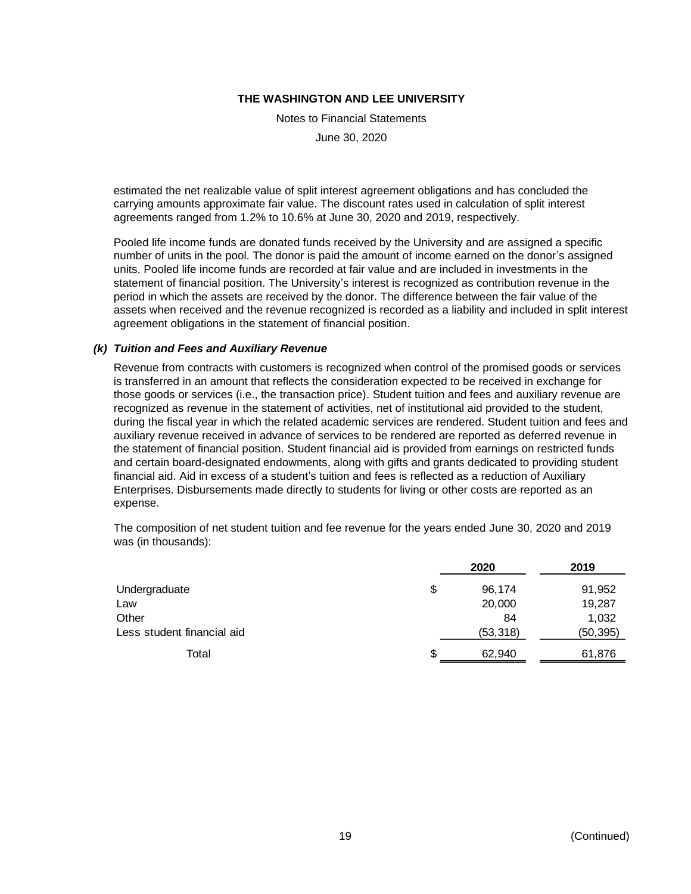estimated the net realizable value of split interest agreement obligations and has concluded the carrying amounts approximate fair value. The discount rates used in calculation of split interest agreements ranged from 1.2% to 10.6% at June 30, 2020 and 2019, respectively.

Pooled life income funds are donated funds received by the University and are assigned a specific number of units in the pool. The donor is paid the amount of income earned on the donor's assigned units. Pooled life income funds are recorded at fair value and are included in investments in the statement of financial position. The University's interest is recognized as contribution revenue in the period in which the assets are received by the donor. The difference between the fair value of the assets when received and the revenue recognized is recorded as a liability and included in split interest agreement obligations in the statement of financial position.

### *(k) Tuition and Fees and Auxiliary Revenue*

Revenue from contracts with customers is recognized when control of the promised goods or services is transferred in an amount that reflects the consideration expected to be received in exchange for those goods or services (i.e., the transaction price). Student tuition and fees and auxiliary revenue are recognized as revenue in the statement of activities, net of institutional aid provided to the student, during the fiscal year in which the related academic services are rendered. Student tuition and fees and auxiliary revenue received in advance of services to be rendered are reported as deferred revenue in the statement of financial position. Student financial aid is provided from earnings on restricted funds and certain board-designated endowments, along with gifts and grants dedicated to providing student financial aid. Aid in excess of a student's tuition and fees is reflected as a reduction of Auxiliary Enterprises. Disbursements made directly to students for living or other costs are reported as an expense.

The composition of net student tuition and fee revenue for the years ended June 30, 2020 and 2019 was (in thousands):

| | 2020 | 2019 |
|---|---|---|
| Undergraduate | $ 96,174 | 91,952 |
| Law | 20,000 | 19,287 |
| Other | 84 | 1,032 |
| Less student financial aid | (53,318) | (50,395) |
| Total | $ 62,940 | 61,876 |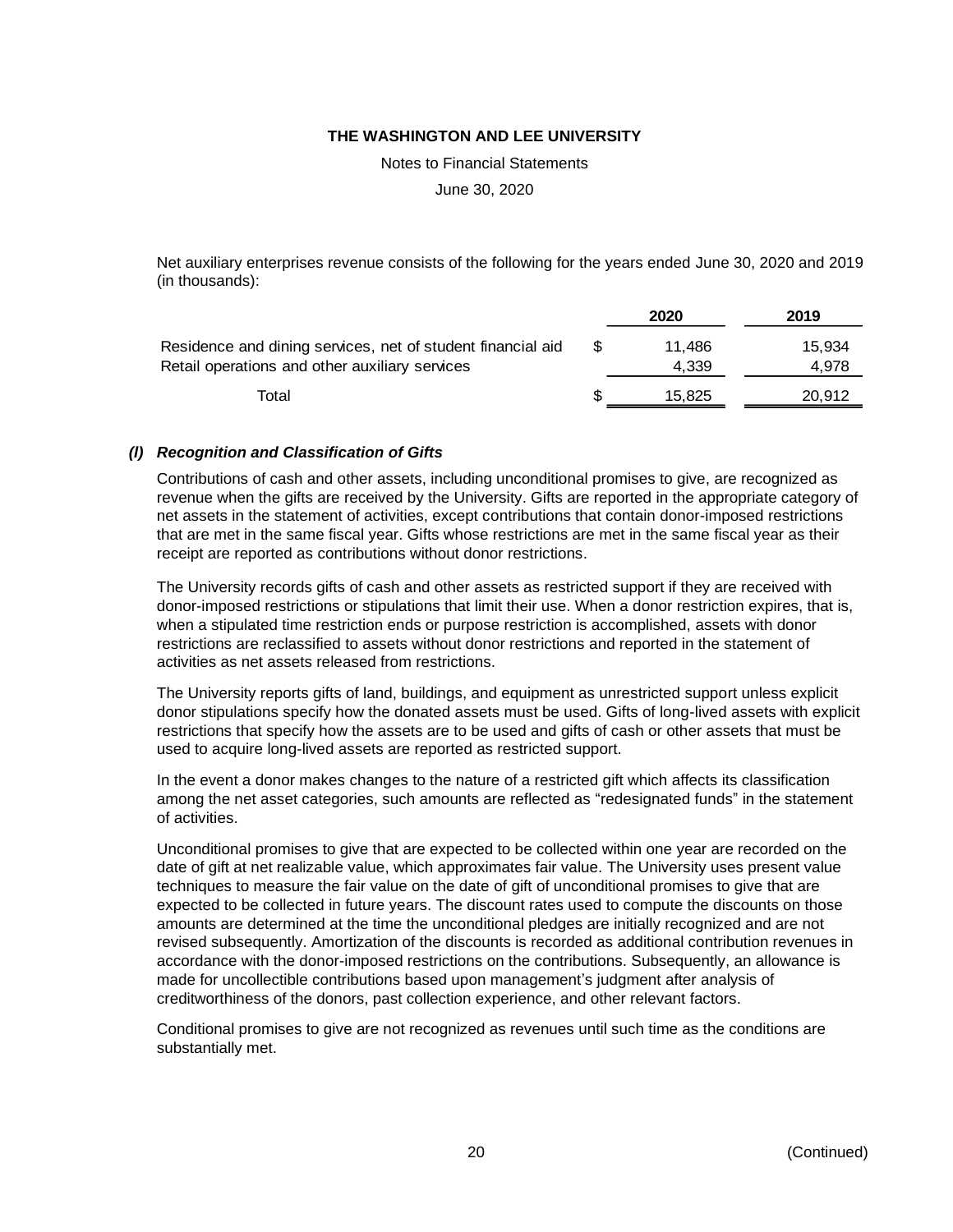Net auxiliary enterprises revenue consists of the following for the years ended June 30, 2020 and 2019 (in thousands):

| | 2020 | 2019 |
|---|---|---|
| Residence and dining services, net of student financial aid | $ 11,486 | 15,934 |
| Retail operations and other auxiliary services | 4,339 | 4,978 |
| Total | $ 15,825 | 20,912 |

### *(l) Recognition and Classification of Gifts*

Contributions of cash and other assets, including unconditional promises to give, are recognized as revenue when the gifts are received by the University. Gifts are reported in the appropriate category of net assets in the statement of activities, except contributions that contain donor-imposed restrictions that are met in the same fiscal year. Gifts whose restrictions are met in the same fiscal year as their receipt are reported as contributions without donor restrictions.

The University records gifts of cash and other assets as restricted support if they are received with donor-imposed restrictions or stipulations that limit their use. When a donor restriction expires, that is, when a stipulated time restriction ends or purpose restriction is accomplished, assets with donor restrictions are reclassified to assets without donor restrictions and reported in the statement of activities as net assets released from restrictions.

The University reports gifts of land, buildings, and equipment as unrestricted support unless explicit donor stipulations specify how the donated assets must be used. Gifts of long-lived assets with explicit restrictions that specify how the assets are to be used and gifts of cash or other assets that must be used to acquire long-lived assets are reported as restricted support.

In the event a donor makes changes to the nature of a restricted gift which affects its classification among the net asset categories, such amounts are reflected as "redesignated funds" in the statement of activities.

Unconditional promises to give that are expected to be collected within one year are recorded on the date of gift at net realizable value, which approximates fair value. The University uses present value techniques to measure the fair value on the date of gift of unconditional promises to give that are expected to be collected in future years. The discount rates used to compute the discounts on those amounts are determined at the time the unconditional pledges are initially recognized and are not revised subsequently. Amortization of the discounts is recorded as additional contribution revenues in accordance with the donor-imposed restrictions on the contributions. Subsequently, an allowance is made for uncollectible contributions based upon management's judgment after analysis of creditworthiness of the donors, past collection experience, and other relevant factors.

Conditional promises to give are not recognized as revenues until such time as the conditions are substantially met.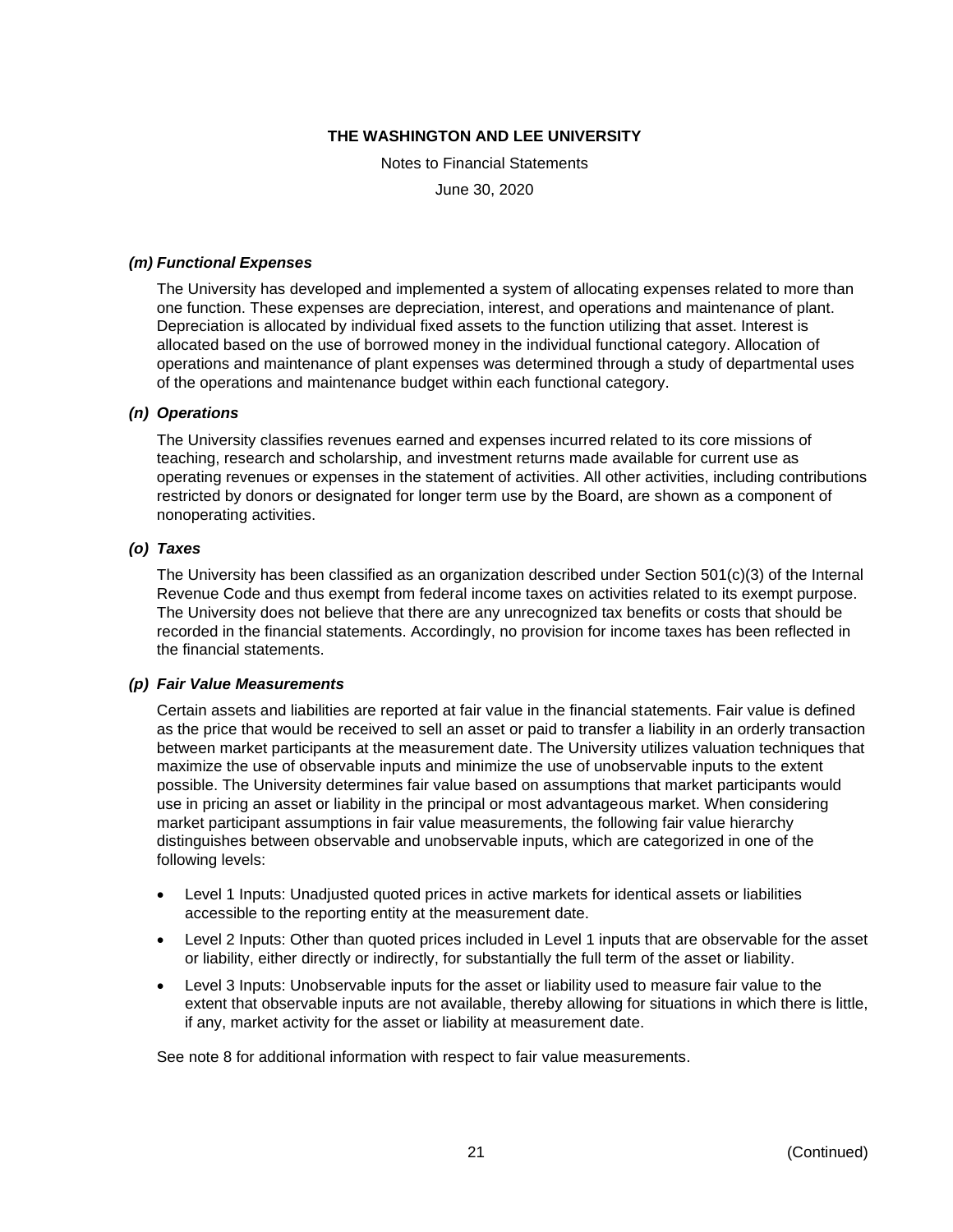#### *(m) Functional Expenses*

The University has developed and implemented a system of allocating expenses related to more than one function. These expenses are depreciation, interest, and operations and maintenance of plant. Depreciation is allocated by individual fixed assets to the function utilizing that asset. Interest is allocated based on the use of borrowed money in the individual functional category. Allocation of operations and maintenance of plant expenses was determined through a study of departmental uses of the operations and maintenance budget within each functional category.

#### *(n) Operations*

The University classifies revenues earned and expenses incurred related to its core missions of teaching, research and scholarship, and investment returns made available for current use as operating revenues or expenses in the statement of activities. All other activities, including contributions restricted by donors or designated for longer term use by the Board, are shown as a component of nonoperating activities.

#### *(o) Taxes*

The University has been classified as an organization described under Section 501(c)(3) of the Internal Revenue Code and thus exempt from federal income taxes on activities related to its exempt purpose. The University does not believe that there are any unrecognized tax benefits or costs that should be recorded in the financial statements. Accordingly, no provision for income taxes has been reflected in the financial statements.

#### *(p) Fair Value Measurements*

Certain assets and liabilities are reported at fair value in the financial statements. Fair value is defined as the price that would be received to sell an asset or paid to transfer a liability in an orderly transaction between market participants at the measurement date. The University utilizes valuation techniques that maximize the use of observable inputs and minimize the use of unobservable inputs to the extent possible. The University determines fair value based on assumptions that market participants would use in pricing an asset or liability in the principal or most advantageous market. When considering market participant assumptions in fair value measurements, the following fair value hierarchy distinguishes between observable and unobservable inputs, which are categorized in one of the following levels:

- Level 1 Inputs: Unadjusted quoted prices in active markets for identical assets or liabilities accessible to the reporting entity at the measurement date.
- Level 2 Inputs: Other than quoted prices included in Level 1 inputs that are observable for the asset or liability, either directly or indirectly, for substantially the full term of the asset or liability.
- Level 3 Inputs: Unobservable inputs for the asset or liability used to measure fair value to the extent that observable inputs are not available, thereby allowing for situations in which there is little, if any, market activity for the asset or liability at measurement date.

See note 8 for additional information with respect to fair value measurements.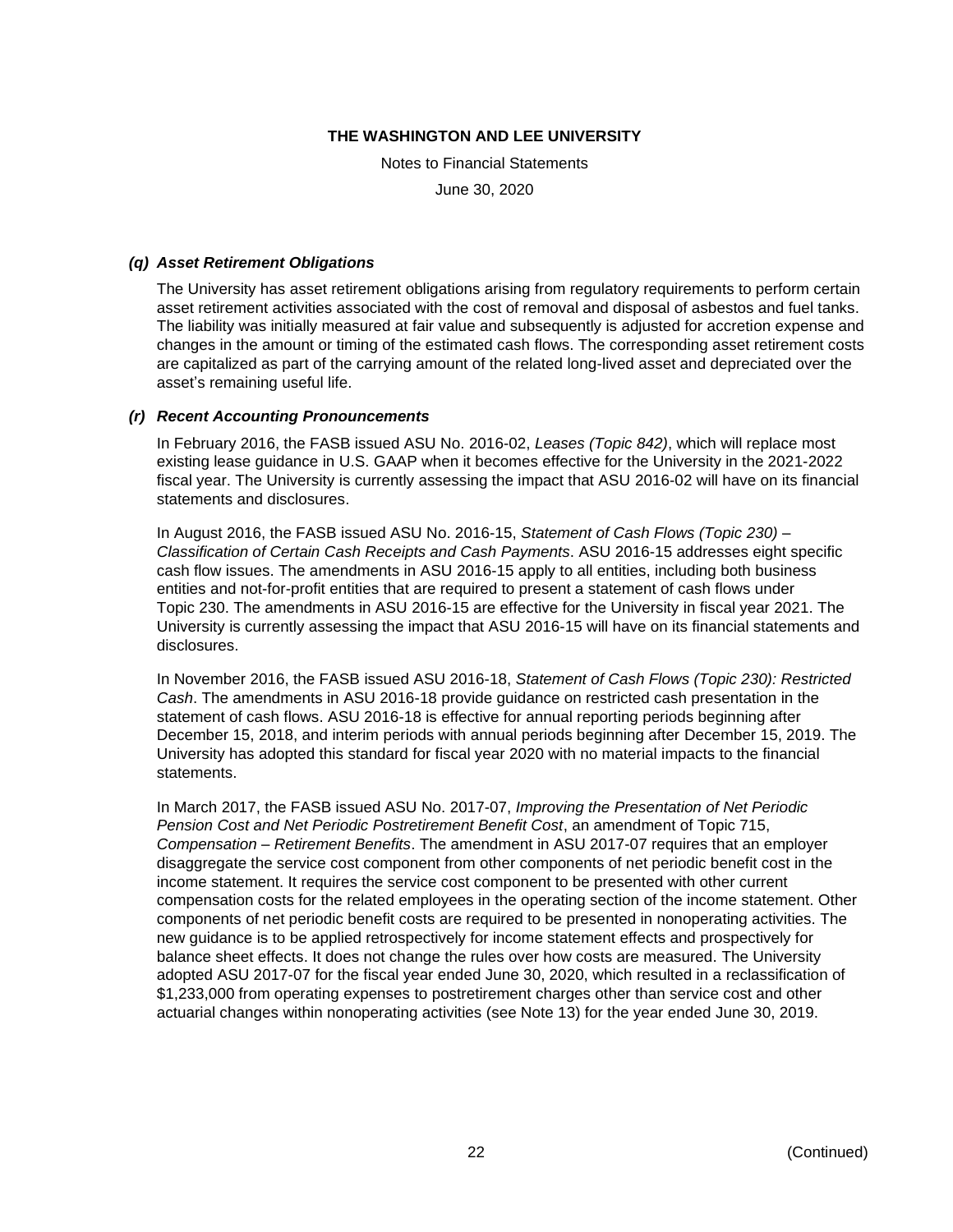### *(q) Asset Retirement Obligations*

The University has asset retirement obligations arising from regulatory requirements to perform certain asset retirement activities associated with the cost of removal and disposal of asbestos and fuel tanks. The liability was initially measured at fair value and subsequently is adjusted for accretion expense and changes in the amount or timing of the estimated cash flows. The corresponding asset retirement costs are capitalized as part of the carrying amount of the related long-lived asset and depreciated over the asset's remaining useful life.

### *(r) Recent Accounting Pronouncements*

In February 2016, the FASB issued ASU No. 2016-02, *Leases (Topic 842)*, which will replace most existing lease guidance in U.S. GAAP when it becomes effective for the University in the 2021-2022 fiscal year. The University is currently assessing the impact that ASU 2016-02 will have on its financial statements and disclosures.

In August 2016, the FASB issued ASU No. 2016-15, *Statement of Cash Flows (Topic 230) – Classification of Certain Cash Receipts and Cash Payments*. ASU 2016-15 addresses eight specific cash flow issues. The amendments in ASU 2016-15 apply to all entities, including both business entities and not-for-profit entities that are required to present a statement of cash flows under Topic 230. The amendments in ASU 2016-15 are effective for the University in fiscal year 2021. The University is currently assessing the impact that ASU 2016-15 will have on its financial statements and disclosures.

In November 2016, the FASB issued ASU 2016-18, *Statement of Cash Flows (Topic 230): Restricted Cash*. The amendments in ASU 2016-18 provide guidance on restricted cash presentation in the statement of cash flows. ASU 2016-18 is effective for annual reporting periods beginning after December 15, 2018, and interim periods with annual periods beginning after December 15, 2019. The University has adopted this standard for fiscal year 2020 with no material impacts to the financial statements.

In March 2017, the FASB issued ASU No. 2017-07, *Improving the Presentation of Net Periodic Pension Cost and Net Periodic Postretirement Benefit Cost*, an amendment of Topic 715, *Compensation – Retirement Benefits*. The amendment in ASU 2017-07 requires that an employer disaggregate the service cost component from other components of net periodic benefit cost in the income statement. It requires the service cost component to be presented with other current compensation costs for the related employees in the operating section of the income statement. Other components of net periodic benefit costs are required to be presented in nonoperating activities. The new guidance is to be applied retrospectively for income statement effects and prospectively for balance sheet effects. It does not change the rules over how costs are measured. The University adopted ASU 2017-07 for the fiscal year ended June 30, 2020, which resulted in a reclassification of $1,233,000 from operating expenses to postretirement charges other than service cost and other actuarial changes within nonoperating activities (see Note 13) for the year ended June 30, 2019.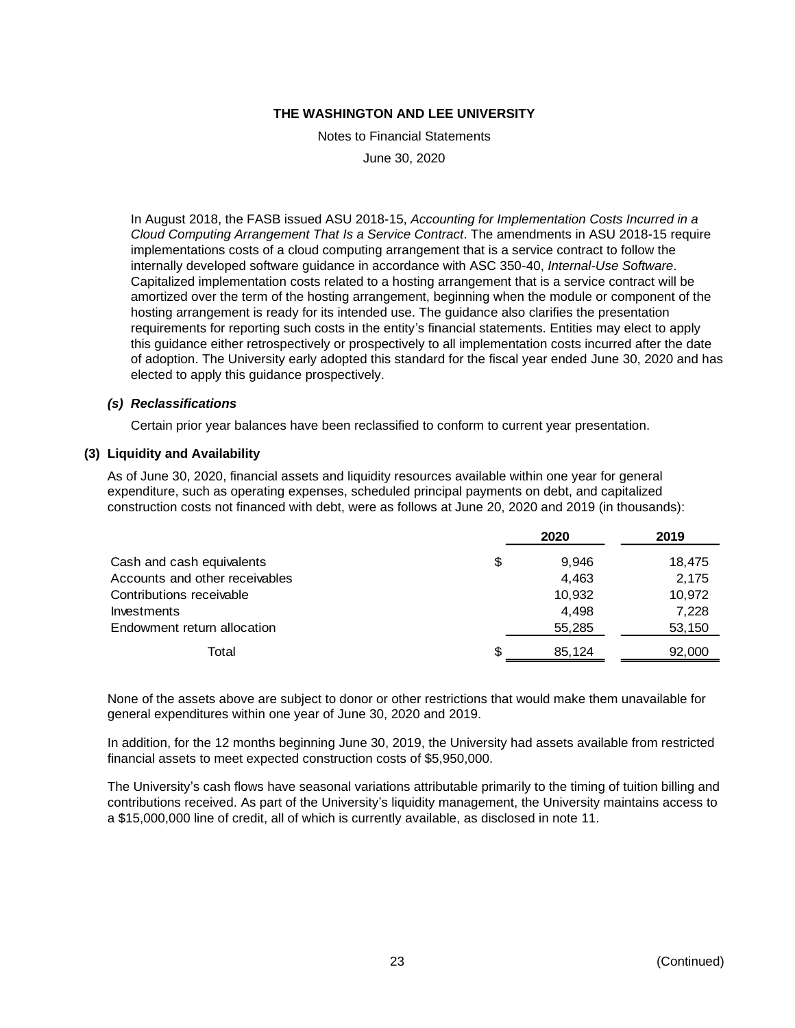In August 2018, the FASB issued ASU 2018-15, *Accounting for Implementation Costs Incurred in a Cloud Computing Arrangement That Is a Service Contract*. The amendments in ASU 2018-15 require implementations costs of a cloud computing arrangement that is a service contract to follow the internally developed software guidance in accordance with ASC 350-40, *Internal-Use Software*. Capitalized implementation costs related to a hosting arrangement that is a service contract will be amortized over the term of the hosting arrangement, beginning when the module or component of the hosting arrangement is ready for its intended use. The guidance also clarifies the presentation requirements for reporting such costs in the entity's financial statements. Entities may elect to apply this guidance either retrospectively or prospectively to all implementation costs incurred after the date of adoption. The University early adopted this standard for the fiscal year ended June 30, 2020 and has elected to apply this guidance prospectively.

***(s) Reclassifications***

Certain prior year balances have been reclassified to conform to current year presentation.

## (3) Liquidity and Availability

As of June 30, 2020, financial assets and liquidity resources available within one year for general expenditure, such as operating expenses, scheduled principal payments on debt, and capitalized construction costs not financed with debt, were as follows at June 20, 2020 and 2019 (in thousands):

| | 2020 | 2019 |
|---|---|---|
| Cash and cash equivalents | $ 9,946 | 18,475 |
| Accounts and other receivables | 4,463 | 2,175 |
| Contributions receivable | 10,932 | 10,972 |
| Investments | 4,498 | 7,228 |
| Endowment return allocation | 55,285 | 53,150 |
| Total | $ 85,124 | 92,000 |

None of the assets above are subject to donor or other restrictions that would make them unavailable for general expenditures within one year of June 30, 2020 and 2019.

In addition, for the 12 months beginning June 30, 2019, the University had assets available from restricted financial assets to meet expected construction costs of $5,950,000.

The University's cash flows have seasonal variations attributable primarily to the timing of tuition billing and contributions received. As part of the University's liquidity management, the University maintains access to a $15,000,000 line of credit, all of which is currently available, as disclosed in note 11.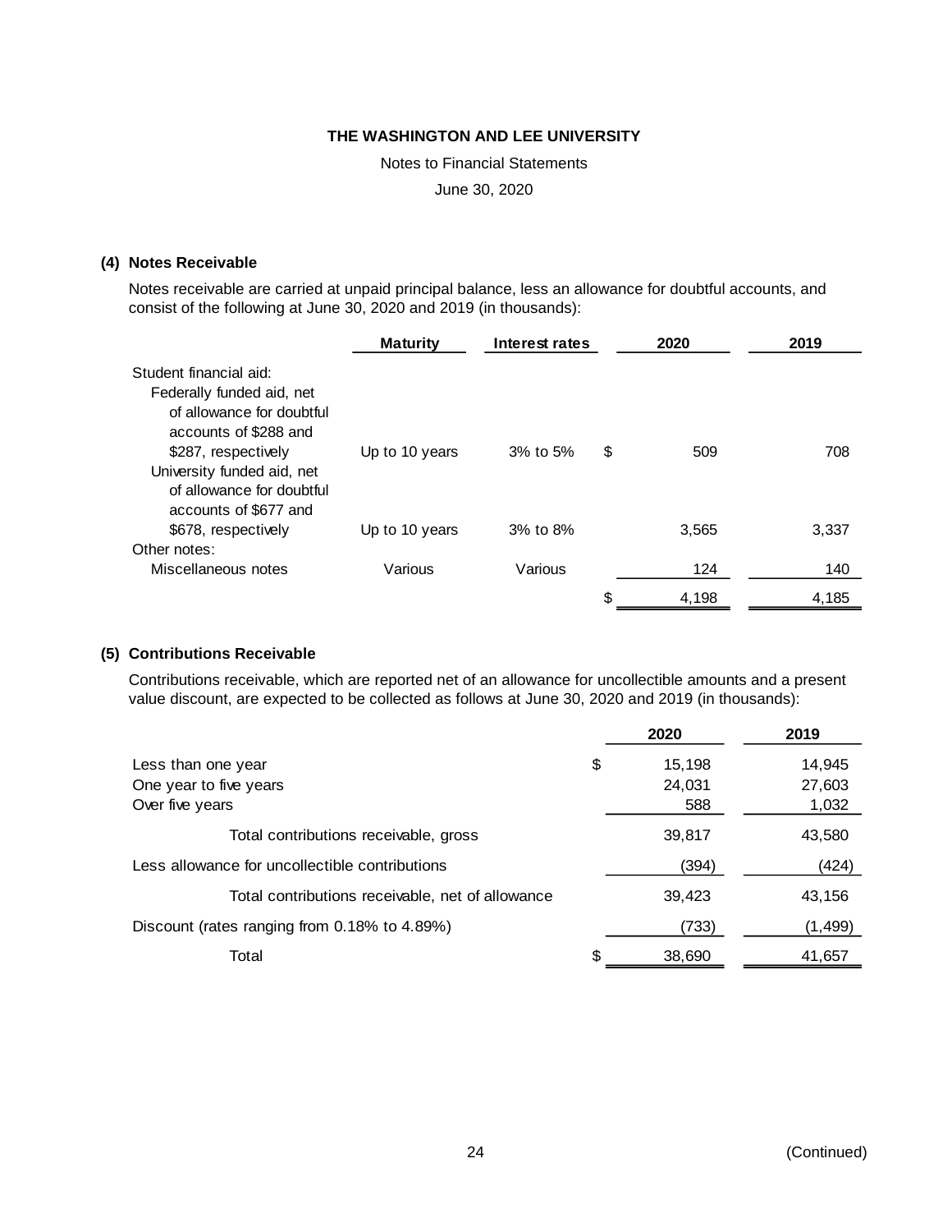THE WASHINGTON AND LEE UNIVERSITY

Notes to Financial Statements

June 30, 2020

## (4) Notes Receivable

Notes receivable are carried at unpaid principal balance, less an allowance for doubtful accounts, and consist of the following at June 30, 2020 and 2019 (in thousands):

| | Maturity | Interest rates | 2020 | 2019 |
|---|---|---|---|---|
| Student financial aid: | | | | |
| Federally funded aid, net of allowance for doubtful accounts of $288 and $287, respectively | Up to 10 years | 3% to 5% | $ 509 | 708 |
| University funded aid, net of allowance for doubtful accounts of $677 and $678, respectively | Up to 10 years | 3% to 8% | 3,565 | 3,337 |
| Other notes: | | | | |
| Miscellaneous notes | Various | Various | 124 | 140 |
| | | | $ 4,198 | 4,185 |

## (5) Contributions Receivable

Contributions receivable, which are reported net of an allowance for uncollectible amounts and a present value discount, are expected to be collected as follows at June 30, 2020 and 2019 (in thousands):

| | 2020 | 2019 |
|---|---|---|
| Less than one year | $ 15,198 | 14,945 |
| One year to five years | 24,031 | 27,603 |
| Over five years | 588 | 1,032 |
| Total contributions receivable, gross | 39,817 | 43,580 |
| Less allowance for uncollectible contributions | (394) | (424) |
| Total contributions receivable, net of allowance | 39,423 | 43,156 |
| Discount (rates ranging from 0.18% to 4.89%) | (733) | (1,499) |
| Total | $ 38,690 | 41,657 |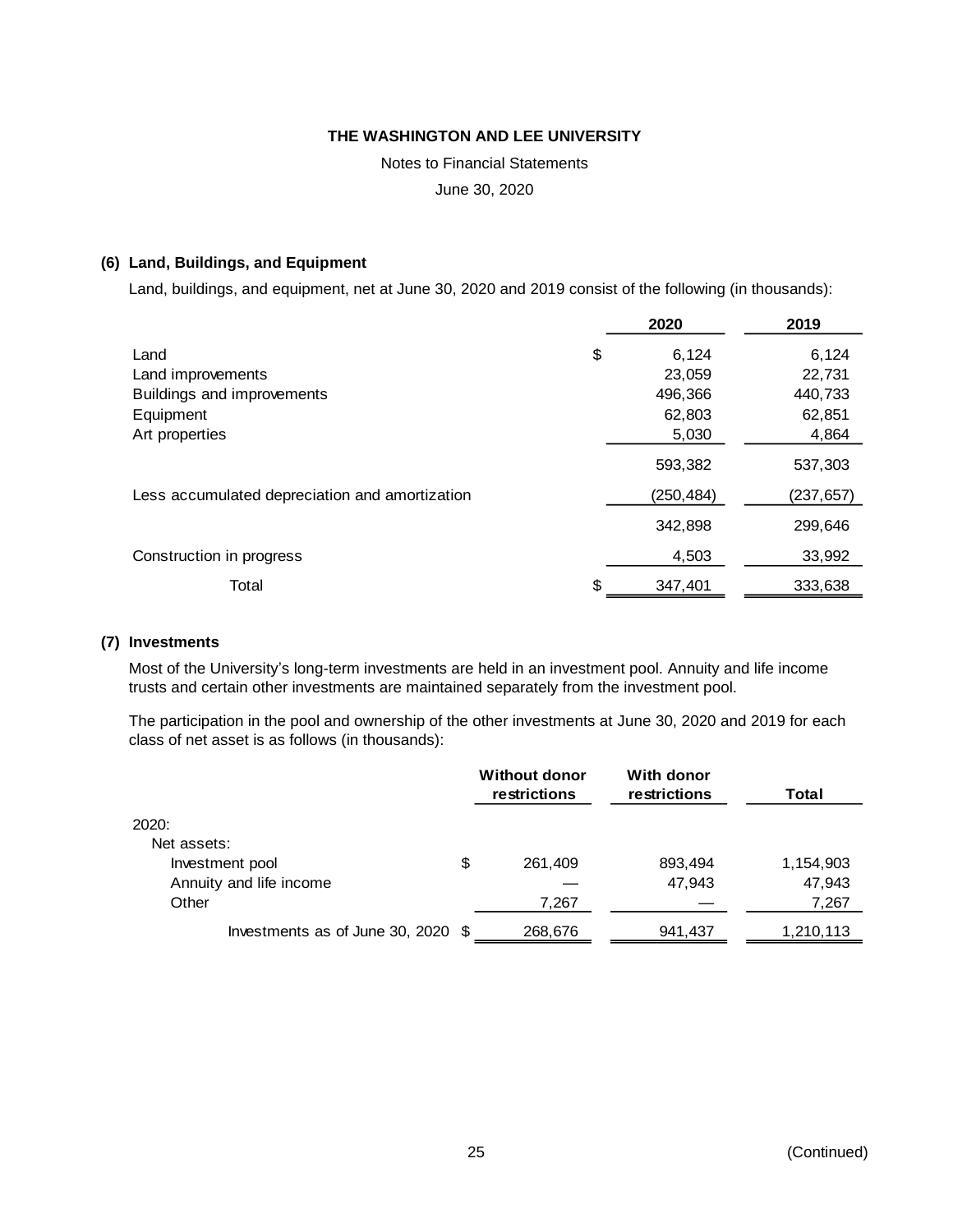**THE WASHINGTON AND LEE UNIVERSITY**

Notes to Financial Statements

June 30, 2020

### (6) Land, Buildings, and Equipment

Land, buildings, and equipment, net at June 30, 2020 and 2019 consist of the following (in thousands):

| | 2020 | 2019 |
|---|---|---|
| Land | $ 6,124 | 6,124 |
| Land improvements | 23,059 | 22,731 |
| Buildings and improvements | 496,366 | 440,733 |
| Equipment | 62,803 | 62,851 |
| Art properties | 5,030 | 4,864 |
| | 593,382 | 537,303 |
| Less accumulated depreciation and amortization | (250,484) | (237,657) |
| | 342,898 | 299,646 |
| Construction in progress | 4,503 | 33,992 |
| Total | $ 347,401 | 333,638 |

### (7) Investments

Most of the University's long-term investments are held in an investment pool. Annuity and life income trusts and certain other investments are maintained separately from the investment pool.

The participation in the pool and ownership of the other investments at June 30, 2020 and 2019 for each class of net asset is as follows (in thousands):

| | Without donor restrictions | With donor restrictions | Total |
|---|---|---|---|
| 2020: | | | |
| Net assets: | | | |
| Investment pool | $ 261,409 | 893,494 | 1,154,903 |
| Annuity and life income | — | 47,943 | 47,943 |
| Other | 7,267 | — | 7,267 |
| Investments as of June 30, 2020 | $ 268,676 | 941,437 | 1,210,113 |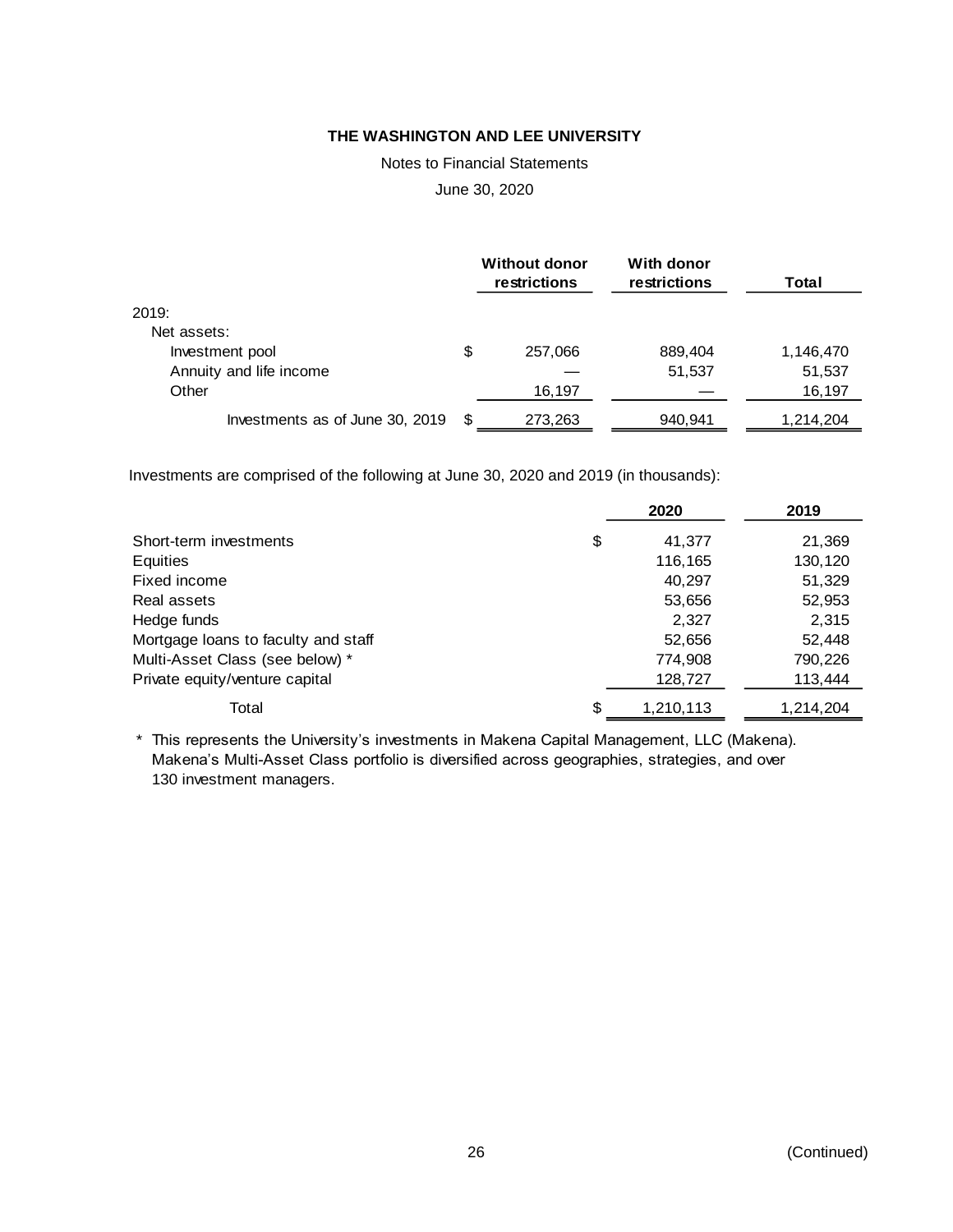**THE WASHINGTON AND LEE UNIVERSITY**

Notes to Financial Statements

June 30, 2020

| | Without donor restrictions | With donor restrictions | Total |
|---|---|---|---|
| 2019: | | | |
| Net assets: | | | |
| Investment pool | $ 257,066 | 889,404 | 1,146,470 |
| Annuity and life income | — | 51,537 | 51,537 |
| Other | 16,197 | — | 16,197 |
| Investments as of June 30, 2019 | $ 273,263 | 940,941 | 1,214,204 |

Investments are comprised of the following at June 30, 2020 and 2019 (in thousands):

| | 2020 | 2019 |
|---|---|---|
| Short-term investments | $ 41,377 | 21,369 |
| Equities | 116,165 | 130,120 |
| Fixed income | 40,297 | 51,329 |
| Real assets | 53,656 | 52,953 |
| Hedge funds | 2,327 | 2,315 |
| Mortgage loans to faculty and staff | 52,656 | 52,448 |
| Multi-Asset Class (see below) * | 774,908 | 790,226 |
| Private equity/venture capital | 128,727 | 113,444 |
| Total | $ 1,210,113 | 1,214,204 |

\* This represents the University's investments in Makena Capital Management, LLC (Makena). Makena's Multi-Asset Class portfolio is diversified across geographies, strategies, and over 130 investment managers.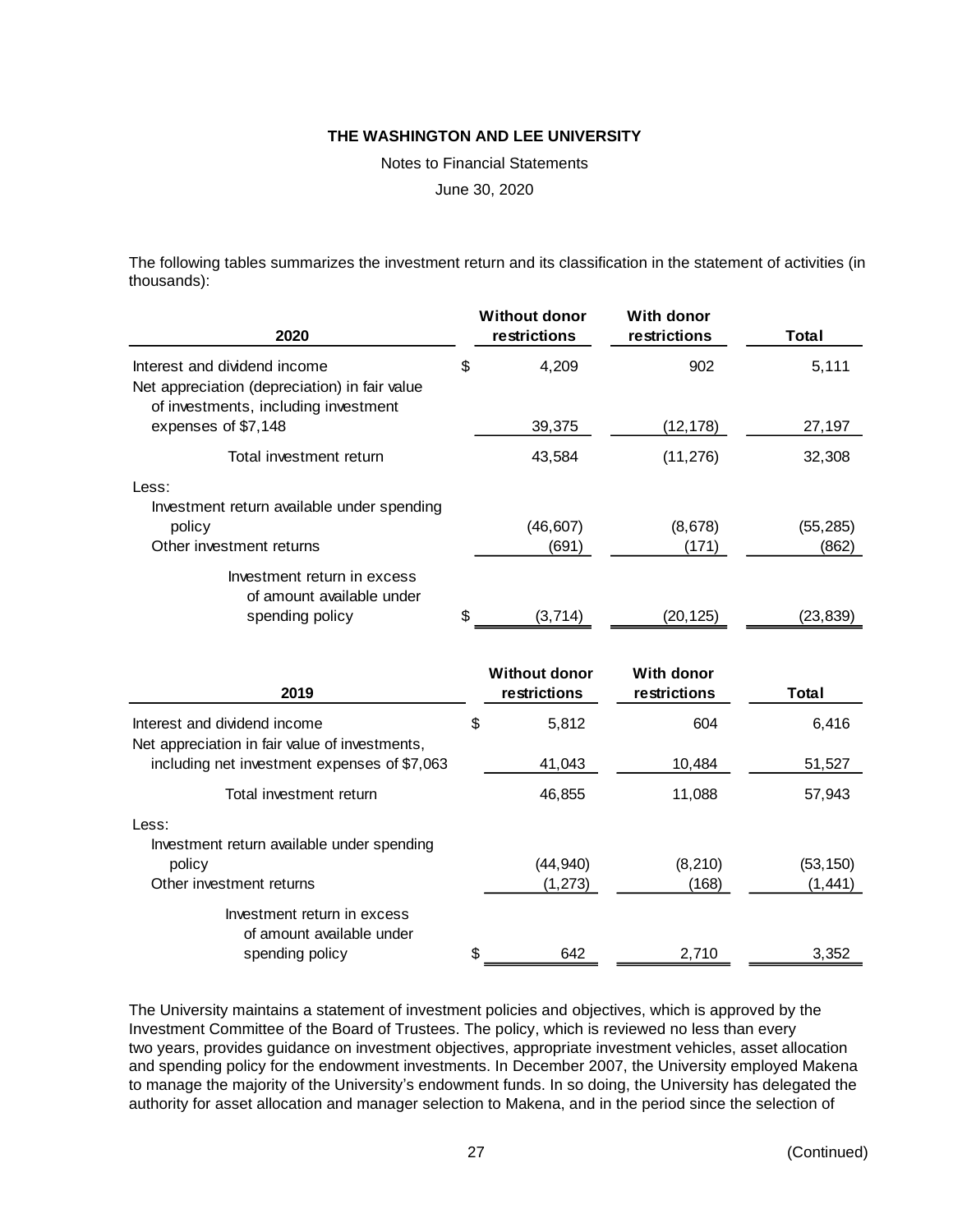The following tables summarizes the investment return and its classification in the statement of activities (in thousands):

| 2020 | Without donor restrictions | With donor restrictions | Total |
|---|---|---|---|
| Interest and dividend income | $ 4,209 | 902 | 5,111 |
| Net appreciation (depreciation) in fair value of investments, including investment expenses of $7,148 | 39,375 | (12,178) | 27,197 |
| Total investment return | 43,584 | (11,276) | 32,308 |
| Less: | | | |
| Investment return available under spending policy | (46,607) | (8,678) | (55,285) |
| Other investment returns | (691) | (171) | (862) |
| Investment return in excess of amount available under spending policy | $ (3,714) | (20,125) | (23,839) |

| 2019 | Without donor restrictions | With donor restrictions | Total |
|---|---|---|---|
| Interest and dividend income | $ 5,812 | 604 | 6,416 |
| Net appreciation in fair value of investments, including net investment expenses of $7,063 | 41,043 | 10,484 | 51,527 |
| Total investment return | 46,855 | 11,088 | 57,943 |
| Less: | | | |
| Investment return available under spending policy | (44,940) | (8,210) | (53,150) |
| Other investment returns | (1,273) | (168) | (1,441) |
| Investment return in excess of amount available under spending policy | $ 642 | 2,710 | 3,352 |

The University maintains a statement of investment policies and objectives, which is approved by the Investment Committee of the Board of Trustees. The policy, which is reviewed no less than every two years, provides guidance on investment objectives, appropriate investment vehicles, asset allocation and spending policy for the endowment investments. In December 2007, the University employed Makena to manage the majority of the University's endowment funds. In so doing, the University has delegated the authority for asset allocation and manager selection to Makena, and in the period since the selection of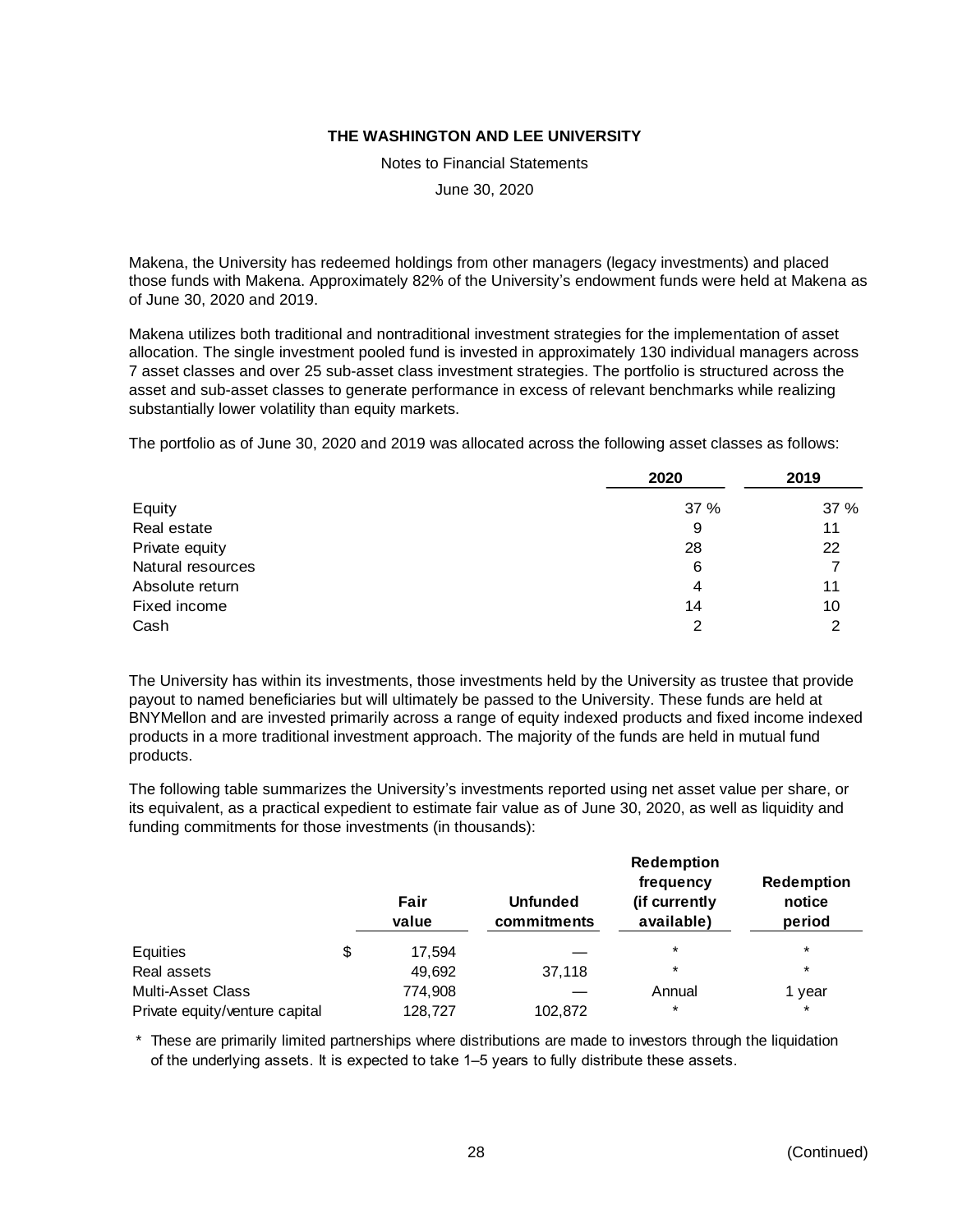Makena, the University has redeemed holdings from other managers (legacy investments) and placed those funds with Makena. Approximately 82% of the University's endowment funds were held at Makena as of June 30, 2020 and 2019.

Makena utilizes both traditional and nontraditional investment strategies for the implementation of asset allocation. The single investment pooled fund is invested in approximately 130 individual managers across 7 asset classes and over 25 sub-asset class investment strategies. The portfolio is structured across the asset and sub-asset classes to generate performance in excess of relevant benchmarks while realizing substantially lower volatility than equity markets.

The portfolio as of June 30, 2020 and 2019 was allocated across the following asset classes as follows:

| | 2020 | 2019 |
|---|---|---|
| Equity | 37 % | 37 % |
| Real estate | 9 | 11 |
| Private equity | 28 | 22 |
| Natural resources | 6 | 7 |
| Absolute return | 4 | 11 |
| Fixed income | 14 | 10 |
| Cash | 2 | 2 |

The University has within its investments, those investments held by the University as trustee that provide payout to named beneficiaries but will ultimately be passed to the University. These funds are held at BNYMellon and are invested primarily across a range of equity indexed products and fixed income indexed products in a more traditional investment approach. The majority of the funds are held in mutual fund products.

The following table summarizes the University's investments reported using net asset value per share, or its equivalent, as a practical expedient to estimate fair value as of June 30, 2020, as well as liquidity and funding commitments for those investments (in thousands):

| | Fair value | Unfunded commitments | Redemption frequency (if currently available) | Redemption notice period |
|---|---|---|---|---|
| Equities | $ 17,594 | — | * | * |
| Real assets | 49,692 | 37,118 | * | * |
| Multi-Asset Class | 774,908 | — | Annual | 1 year |
| Private equity/venture capital | 128,727 | 102,872 | * | * |

\* These are primarily limited partnerships where distributions are made to investors through the liquidation of the underlying assets. It is expected to take 1–5 years to fully distribute these assets.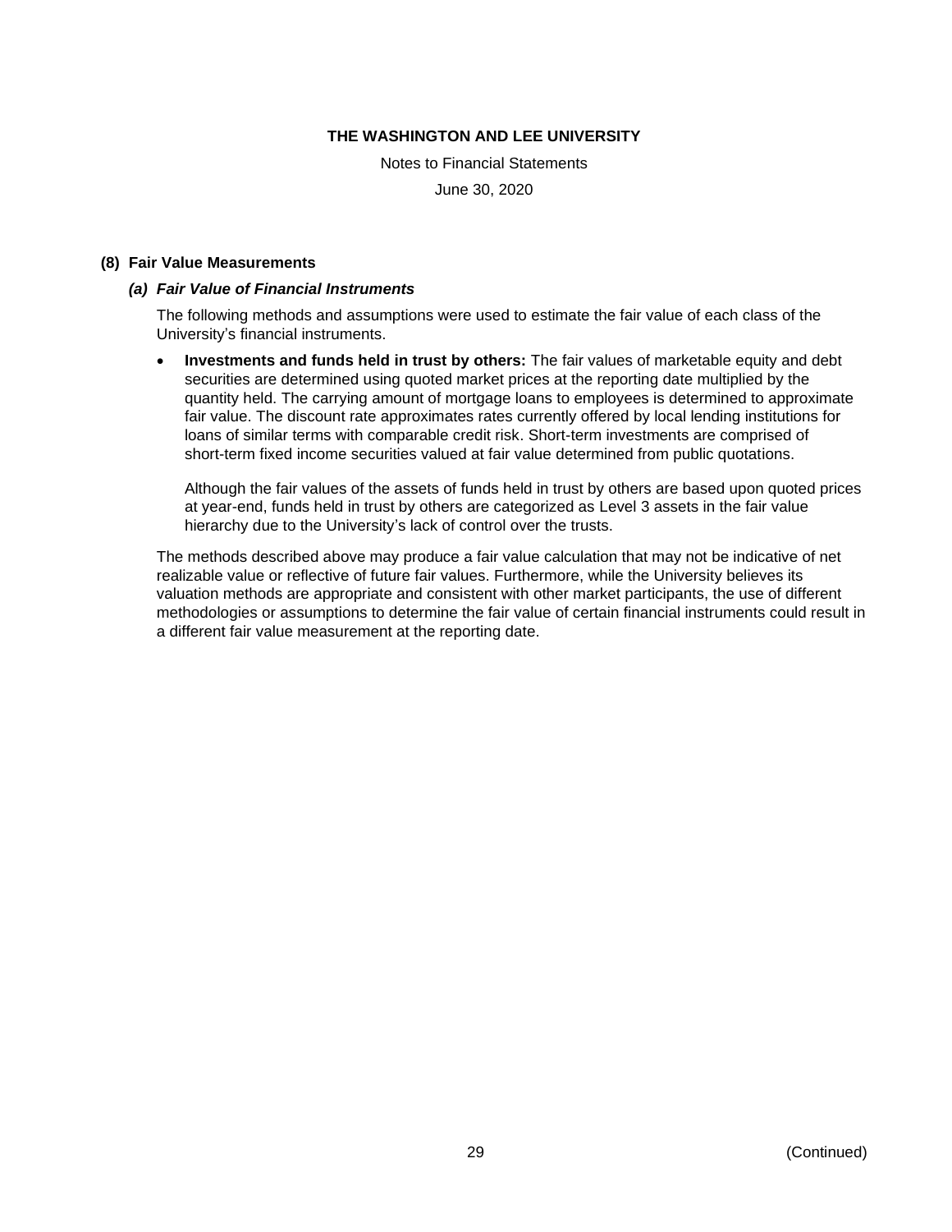THE WASHINGTON AND LEE UNIVERSITY

Notes to Financial Statements

June 30, 2020

## (8) Fair Value Measurements

### *(a) Fair Value of Financial Instruments*

The following methods and assumptions were used to estimate the fair value of each class of the University's financial instruments.

- **Investments and funds held in trust by others:** The fair values of marketable equity and debt securities are determined using quoted market prices at the reporting date multiplied by the quantity held. The carrying amount of mortgage loans to employees is determined to approximate fair value. The discount rate approximates rates currently offered by local lending institutions for loans of similar terms with comparable credit risk. Short-term investments are comprised of short-term fixed income securities valued at fair value determined from public quotations.

  Although the fair values of the assets of funds held in trust by others are based upon quoted prices at year-end, funds held in trust by others are categorized as Level 3 assets in the fair value hierarchy due to the University's lack of control over the trusts.

The methods described above may produce a fair value calculation that may not be indicative of net realizable value or reflective of future fair values. Furthermore, while the University believes its valuation methods are appropriate and consistent with other market participants, the use of different methodologies or assumptions to determine the fair value of certain financial instruments could result in a different fair value measurement at the reporting date.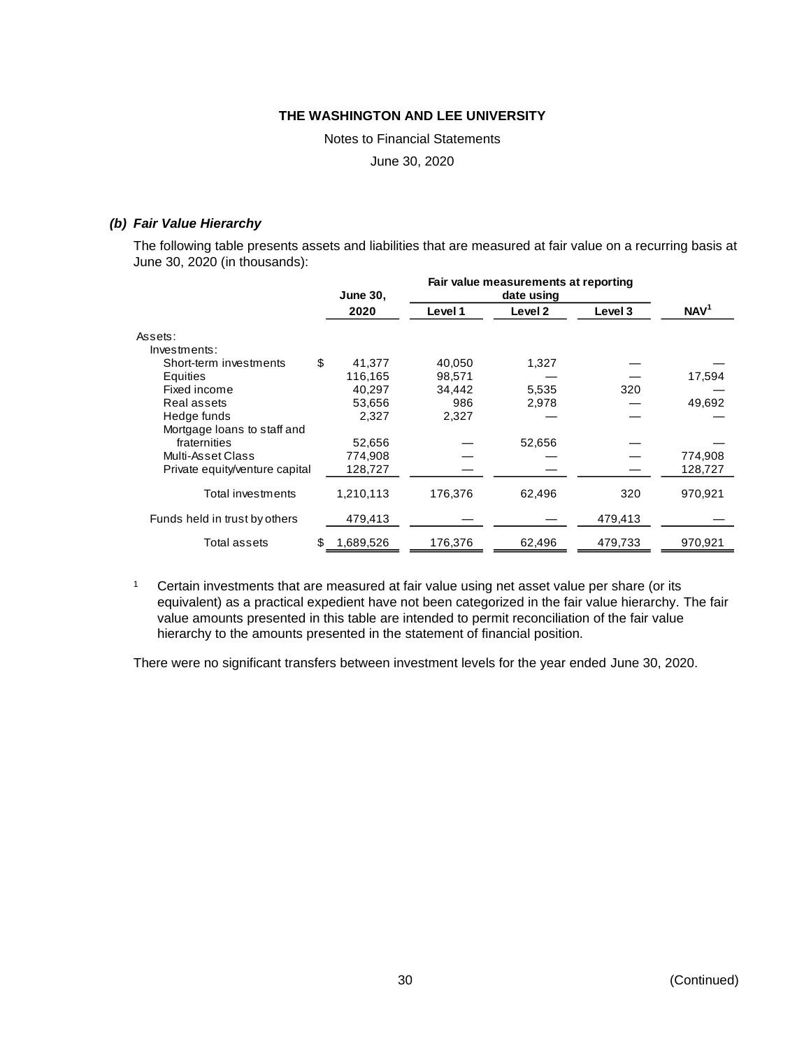**THE WASHINGTON AND LEE UNIVERSITY**

Notes to Financial Statements

June 30, 2020

### *(b) Fair Value Hierarchy*

The following table presents assets and liabilities that are measured at fair value on a recurring basis at June 30, 2020 (in thousands):

| | June 30, | Fair value measurements at reporting date using | | | |
|---|---|---|---|---|---|
| | 2020 | Level 1 | Level 2 | Level 3 | NAV[1] |
| Assets: | | | | | |
| Investments: | | | | | |
| Short-term investments | $ 41,377 | 40,050 | 1,327 | — | — |
| Equities | 116,165 | 98,571 | — | — | 17,594 |
| Fixed income | 40,297 | 34,442 | 5,535 | 320 | — |
| Real assets | 53,656 | 986 | 2,978 | — | 49,692 |
| Hedge funds | 2,327 | 2,327 | — | — | — |
| Mortgage loans to staff and fraternities | 52,656 | — | 52,656 | — | — |
| Multi-Asset Class | 774,908 | — | — | — | 774,908 |
| Private equity/venture capital | 128,727 | — | — | — | 128,727 |
| Total investments | 1,210,113 | 176,376 | 62,496 | 320 | 970,921 |
| Funds held in trust by others | 479,413 | — | — | 479,413 | — |
| Total assets | $ 1,689,526 | 176,376 | 62,496 | 479,733 | 970,921 |

[1] Certain investments that are measured at fair value using net asset value per share (or its equivalent) as a practical expedient have not been categorized in the fair value hierarchy. The fair value amounts presented in this table are intended to permit reconciliation of the fair value hierarchy to the amounts presented in the statement of financial position.

There were no significant transfers between investment levels for the year ended June 30, 2020.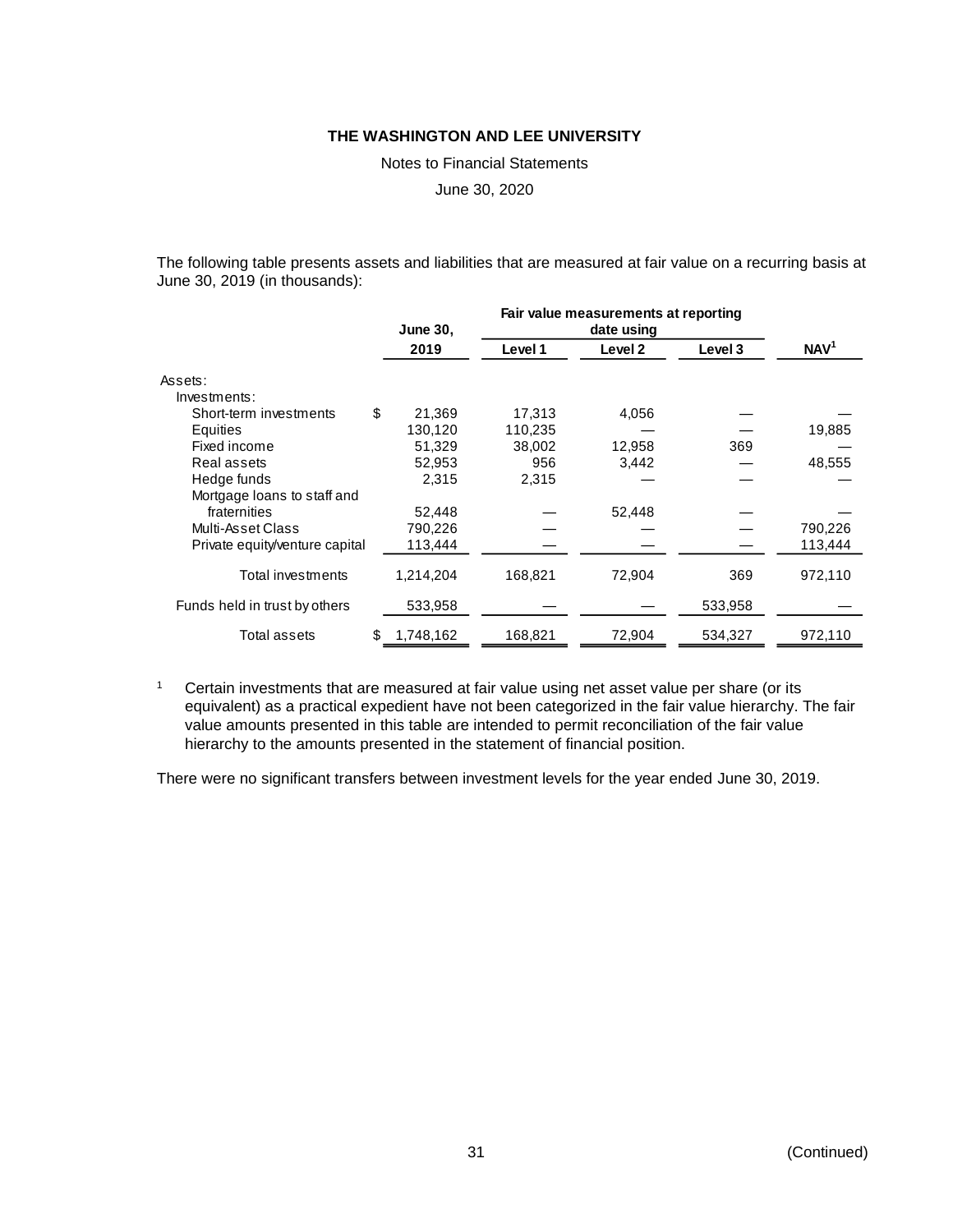The following table presents assets and liabilities that are measured at fair value on a recurring basis at June 30, 2019 (in thousands):

| | June 30, 2019 | Fair value measurements at reporting date using Level 1 | Level 2 | Level 3 | NAV[1] |
|---|---|---|---|---|---|
| Assets: | | | | | |
| Investments: | | | | | |
| Short-term investments | $ 21,369 | 17,313 | 4,056 | — | — |
| Equities | 130,120 | 110,235 | — | — | 19,885 |
| Fixed income | 51,329 | 38,002 | 12,958 | 369 | — |
| Real assets | 52,953 | 956 | 3,442 | — | 48,555 |
| Hedge funds | 2,315 | 2,315 | — | — | — |
| Mortgage loans to staff and fraternities | 52,448 | — | 52,448 | — | — |
| Multi-Asset Class | 790,226 | — | — | — | 790,226 |
| Private equity/venture capital | 113,444 | — | — | — | 113,444 |
| Total investments | 1,214,204 | 168,821 | 72,904 | 369 | 972,110 |
| Funds held in trust by others | 533,958 | — | — | 533,958 | — |
| Total assets | $ 1,748,162 | 168,821 | 72,904 | 534,327 | 972,110 |

[1] Certain investments that are measured at fair value using net asset value per share (or its equivalent) as a practical expedient have not been categorized in the fair value hierarchy. The fair value amounts presented in this table are intended to permit reconciliation of the fair value hierarchy to the amounts presented in the statement of financial position.

There were no significant transfers between investment levels for the year ended June 30, 2019.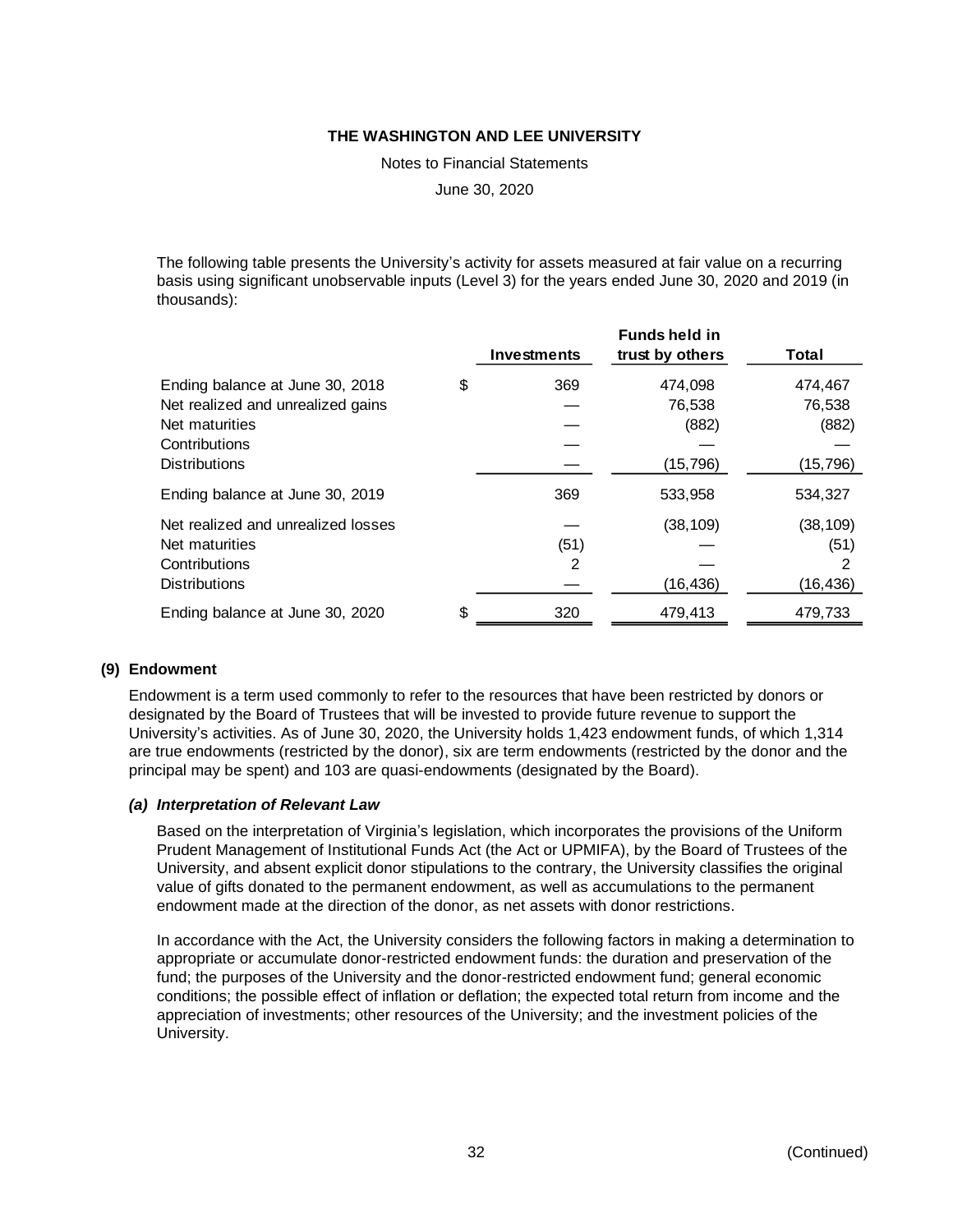The following table presents the University's activity for assets measured at fair value on a recurring basis using significant unobservable inputs (Level 3) for the years ended June 30, 2020 and 2019 (in thousands):

| | Investments | Funds held in trust by others | Total |
|---|---|---|---|
| Ending balance at June 30, 2018 | $ 369 | 474,098 | 474,467 |
| Net realized and unrealized gains | — | 76,538 | 76,538 |
| Net maturities | — | (882) | (882) |
| Contributions | — | — | — |
| Distributions | — | (15,796) | (15,796) |
| Ending balance at June 30, 2019 | 369 | 533,958 | 534,327 |
| Net realized and unrealized losses | — | (38,109) | (38,109) |
| Net maturities | (51) | — | (51) |
| Contributions | 2 | — | 2 |
| Distributions | — | (16,436) | (16,436) |
| Ending balance at June 30, 2020 | $ 320 | 479,413 | 479,733 |

## (9) Endowment

Endowment is a term used commonly to refer to the resources that have been restricted by donors or designated by the Board of Trustees that will be invested to provide future revenue to support the University's activities. As of June 30, 2020, the University holds 1,423 endowment funds, of which 1,314 are true endowments (restricted by the donor), six are term endowments (restricted by the donor and the principal may be spent) and 103 are quasi-endowments (designated by the Board).

### *(a) Interpretation of Relevant Law*

Based on the interpretation of Virginia's legislation, which incorporates the provisions of the Uniform Prudent Management of Institutional Funds Act (the Act or UPMIFA), by the Board of Trustees of the University, and absent explicit donor stipulations to the contrary, the University classifies the original value of gifts donated to the permanent endowment, as well as accumulations to the permanent endowment made at the direction of the donor, as net assets with donor restrictions.

In accordance with the Act, the University considers the following factors in making a determination to appropriate or accumulate donor-restricted endowment funds: the duration and preservation of the fund; the purposes of the University and the donor-restricted endowment fund; general economic conditions; the possible effect of inflation or deflation; the expected total return from income and the appreciation of investments; other resources of the University; and the investment policies of the University.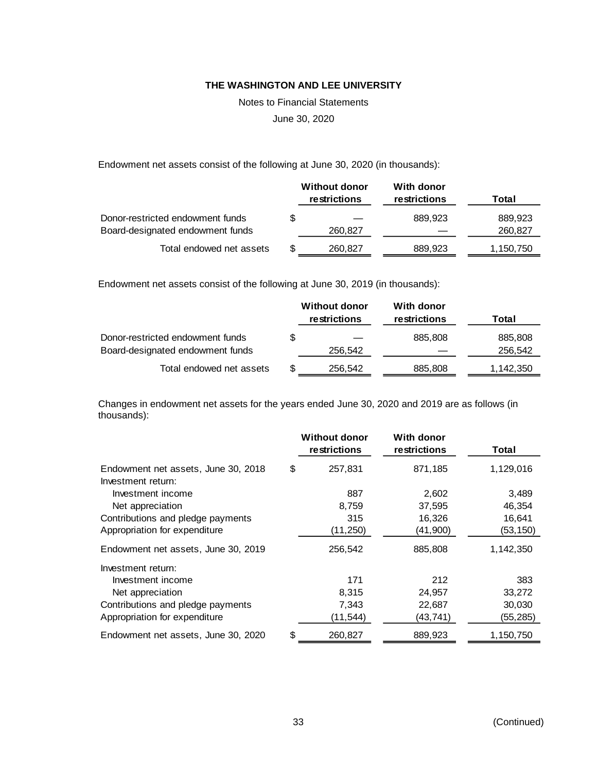**THE WASHINGTON AND LEE UNIVERSITY**

Notes to Financial Statements

June 30, 2020

Endowment net assets consist of the following at June 30, 2020 (in thousands):

| | Without donor restrictions | With donor restrictions | Total |
|---|---|---|---|
| Donor-restricted endowment funds | $ — | 889,923 | 889,923 |
| Board-designated endowment funds | 260,827 | — | 260,827 |
| Total endowed net assets | $ 260,827 | 889,923 | 1,150,750 |

Endowment net assets consist of the following at June 30, 2019 (in thousands):

| | Without donor restrictions | With donor restrictions | Total |
|---|---|---|---|
| Donor-restricted endowment funds | $ — | 885,808 | 885,808 |
| Board-designated endowment funds | 256,542 | — | 256,542 |
| Total endowed net assets | $ 256,542 | 885,808 | 1,142,350 |

Changes in endowment net assets for the years ended June 30, 2020 and 2019 are as follows (in thousands):

| | Without donor restrictions | With donor restrictions | Total |
|---|---|---|---|
| Endowment net assets, June 30, 2018 | $ 257,831 | 871,185 | 1,129,016 |
| Investment return: | | | |
| Investment income | 887 | 2,602 | 3,489 |
| Net appreciation | 8,759 | 37,595 | 46,354 |
| Contributions and pledge payments | 315 | 16,326 | 16,641 |
| Appropriation for expenditure | (11,250) | (41,900) | (53,150) |
| Endowment net assets, June 30, 2019 | 256,542 | 885,808 | 1,142,350 |
| Investment return: | | | |
| Investment income | 171 | 212 | 383 |
| Net appreciation | 8,315 | 24,957 | 33,272 |
| Contributions and pledge payments | 7,343 | 22,687 | 30,030 |
| Appropriation for expenditure | (11,544) | (43,741) | (55,285) |
| Endowment net assets, June 30, 2020 | $ 260,827 | 889,923 | 1,150,750 |

(Continued)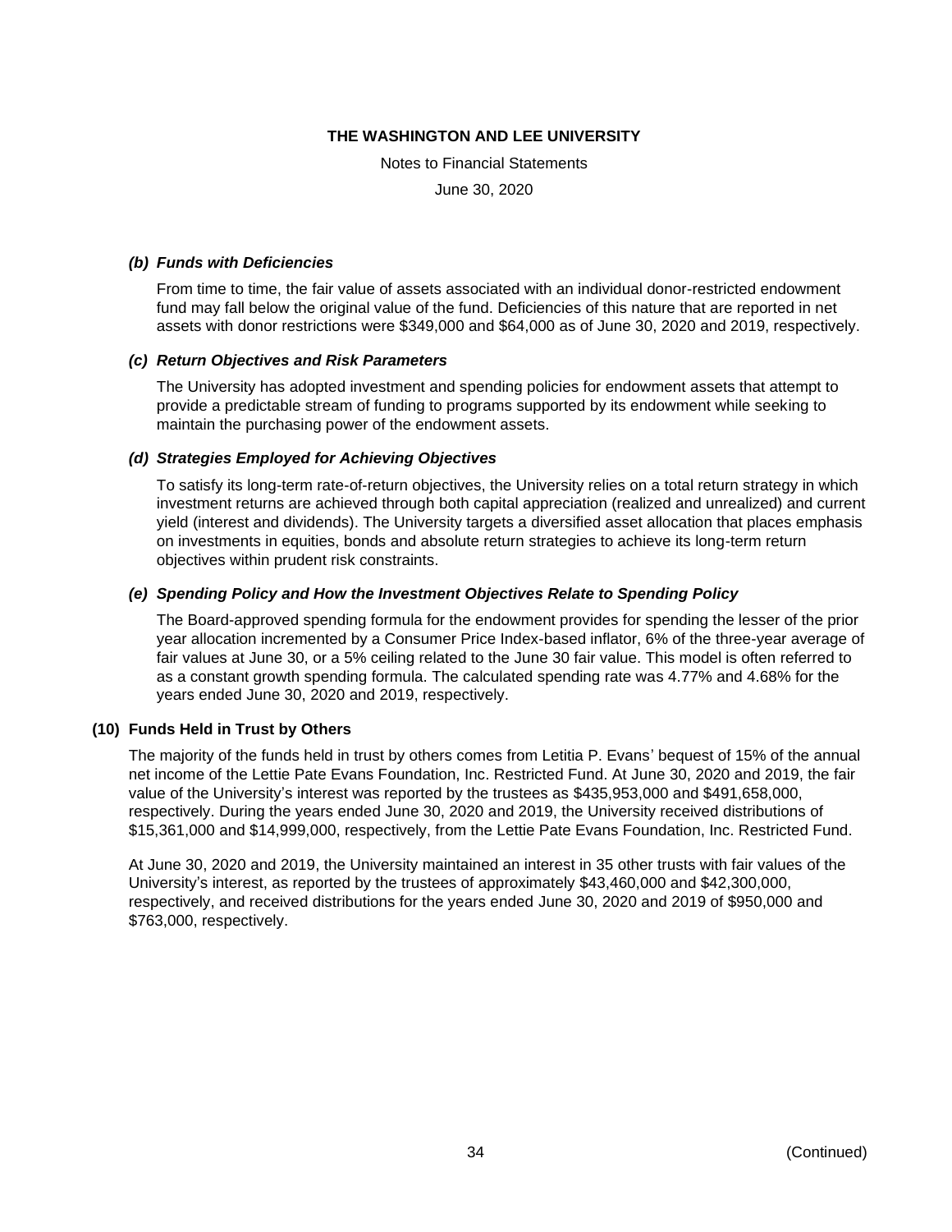### *(b) Funds with Deficiencies*

From time to time, the fair value of assets associated with an individual donor-restricted endowment fund may fall below the original value of the fund. Deficiencies of this nature that are reported in net assets with donor restrictions were $349,000 and $64,000 as of June 30, 2020 and 2019, respectively.

### *(c) Return Objectives and Risk Parameters*

The University has adopted investment and spending policies for endowment assets that attempt to provide a predictable stream of funding to programs supported by its endowment while seeking to maintain the purchasing power of the endowment assets.

### *(d) Strategies Employed for Achieving Objectives*

To satisfy its long-term rate-of-return objectives, the University relies on a total return strategy in which investment returns are achieved through both capital appreciation (realized and unrealized) and current yield (interest and dividends). The University targets a diversified asset allocation that places emphasis on investments in equities, bonds and absolute return strategies to achieve its long-term return objectives within prudent risk constraints.

### *(e) Spending Policy and How the Investment Objectives Relate to Spending Policy*

The Board-approved spending formula for the endowment provides for spending the lesser of the prior year allocation incremented by a Consumer Price Index-based inflator, 6% of the three-year average of fair values at June 30, or a 5% ceiling related to the June 30 fair value. This model is often referred to as a constant growth spending formula. The calculated spending rate was 4.77% and 4.68% for the years ended June 30, 2020 and 2019, respectively.

## (10) Funds Held in Trust by Others

The majority of the funds held in trust by others comes from Letitia P. Evans' bequest of 15% of the annual net income of the Lettie Pate Evans Foundation, Inc. Restricted Fund. At June 30, 2020 and 2019, the fair value of the University's interest was reported by the trustees as $435,953,000 and $491,658,000, respectively. During the years ended June 30, 2020 and 2019, the University received distributions of $15,361,000 and $14,999,000, respectively, from the Lettie Pate Evans Foundation, Inc. Restricted Fund.

At June 30, 2020 and 2019, the University maintained an interest in 35 other trusts with fair values of the University's interest, as reported by the trustees of approximately $43,460,000 and $42,300,000, respectively, and received distributions for the years ended June 30, 2020 and 2019 of $950,000 and $763,000, respectively.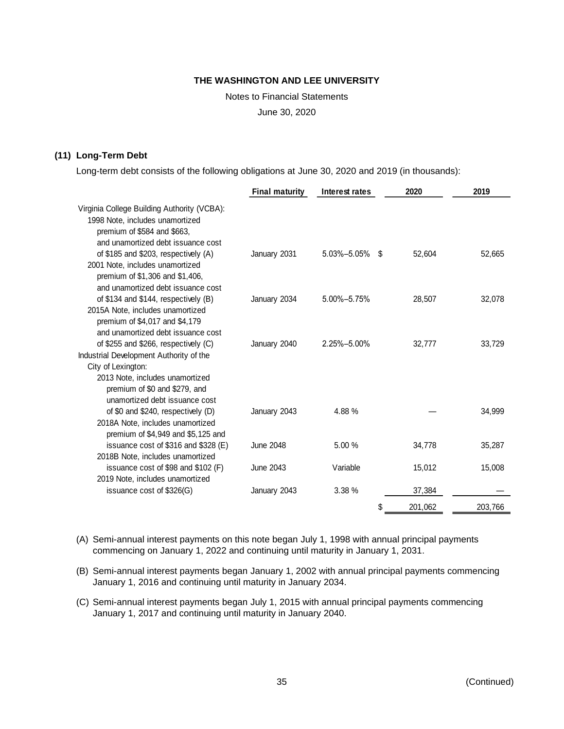THE WASHINGTON AND LEE UNIVERSITY

Notes to Financial Statements

June 30, 2020

**(11) Long-Term Debt**

Long-term debt consists of the following obligations at June 30, 2020 and 2019 (in thousands):

| | Final maturity | Interest rates | 2020 | 2019 |
|---|---|---|---|---|
| Virginia College Building Authority (VCBA): | | | | |
| 1998 Note, includes unamortized premium of $584 and $663, and unamortized debt issuance cost of $185 and $203, respectively (A) | January 2031 | 5.03%–5.05% | $ 52,604 | 52,665 |
| 2001 Note, includes unamortized premium of $1,306 and $1,406, and unamortized debt issuance cost of $134 and $144, respectively (B) | January 2034 | 5.00%–5.75% | 28,507 | 32,078 |
| 2015A Note, includes unamortized premium of $4,017 and $4,179 and unamortized debt issuance cost of $255 and $266, respectively (C) | January 2040 | 2.25%–5.00% | 32,777 | 33,729 |
| Industrial Development Authority of the City of Lexington: | | | | |
| 2013 Note, includes unamortized premium of $0 and $279, and unamortized debt issuance cost of $0 and $240, respectively (D) | January 2043 | 4.88 % | — | 34,999 |
| 2018A Note, includes unamortized premium of $4,949 and $5,125 and issuance cost of $316 and $328 (E) | June 2048 | 5.00 % | 34,778 | 35,287 |
| 2018B Note, includes unamortized issuance cost of $98 and $102 (F) | June 2043 | Variable | 15,012 | 15,008 |
| 2019 Note, includes unamortized issuance cost of $326(G) | January 2043 | 3.38 % | 37,384 | — |
| | | | $ 201,062 | 203,766 |

(A) Semi-annual interest payments on this note began July 1, 1998 with annual principal payments commencing on January 1, 2022 and continuing until maturity in January 1, 2031.

(B) Semi-annual interest payments began January 1, 2002 with annual principal payments commencing January 1, 2016 and continuing until maturity in January 2034.

(C) Semi-annual interest payments began July 1, 2015 with annual principal payments commencing January 1, 2017 and continuing until maturity in January 2040.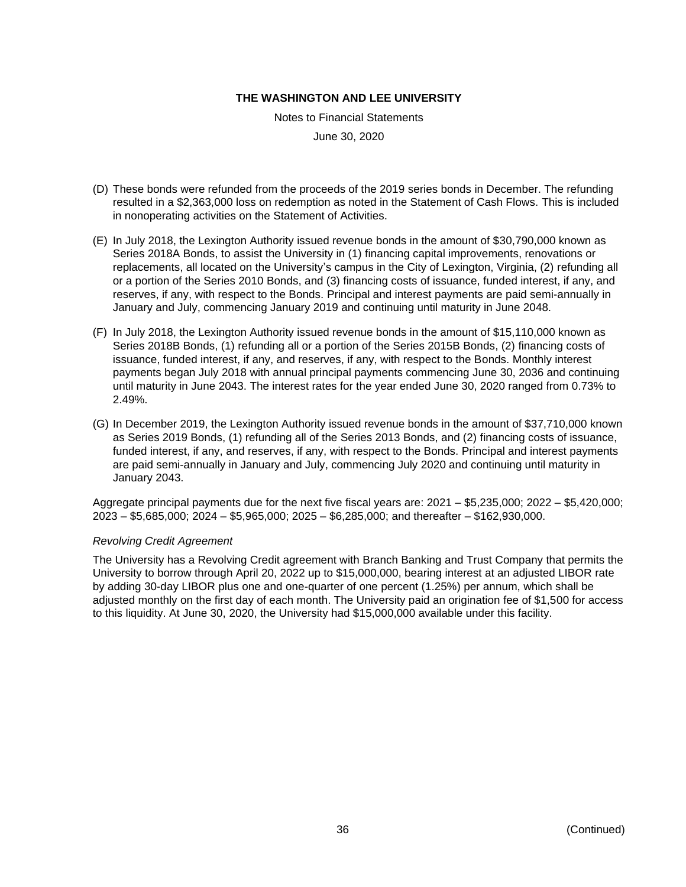(D) These bonds were refunded from the proceeds of the 2019 series bonds in December. The refunding resulted in a $2,363,000 loss on redemption as noted in the Statement of Cash Flows. This is included in nonoperating activities on the Statement of Activities.

(E) In July 2018, the Lexington Authority issued revenue bonds in the amount of $30,790,000 known as Series 2018A Bonds, to assist the University in (1) financing capital improvements, renovations or replacements, all located on the University's campus in the City of Lexington, Virginia, (2) refunding all or a portion of the Series 2010 Bonds, and (3) financing costs of issuance, funded interest, if any, and reserves, if any, with respect to the Bonds. Principal and interest payments are paid semi-annually in January and July, commencing January 2019 and continuing until maturity in June 2048.

(F) In July 2018, the Lexington Authority issued revenue bonds in the amount of $15,110,000 known as Series 2018B Bonds, (1) refunding all or a portion of the Series 2015B Bonds, (2) financing costs of issuance, funded interest, if any, and reserves, if any, with respect to the Bonds. Monthly interest payments began July 2018 with annual principal payments commencing June 30, 2036 and continuing until maturity in June 2043. The interest rates for the year ended June 30, 2020 ranged from 0.73% to 2.49%.

(G) In December 2019, the Lexington Authority issued revenue bonds in the amount of $37,710,000 known as Series 2019 Bonds, (1) refunding all of the Series 2013 Bonds, and (2) financing costs of issuance, funded interest, if any, and reserves, if any, with respect to the Bonds. Principal and interest payments are paid semi-annually in January and July, commencing July 2020 and continuing until maturity in January 2043.

Aggregate principal payments due for the next five fiscal years are: 2021 – $5,235,000; 2022 – $5,420,000; 2023 – $5,685,000; 2024 – $5,965,000; 2025 – $6,285,000; and thereafter – $162,930,000.

*Revolving Credit Agreement*

The University has a Revolving Credit agreement with Branch Banking and Trust Company that permits the University to borrow through April 20, 2022 up to $15,000,000, bearing interest at an adjusted LIBOR rate by adding 30-day LIBOR plus one and one-quarter of one percent (1.25%) per annum, which shall be adjusted monthly on the first day of each month. The University paid an origination fee of $1,500 for access to this liquidity. At June 30, 2020, the University had $15,000,000 available under this facility.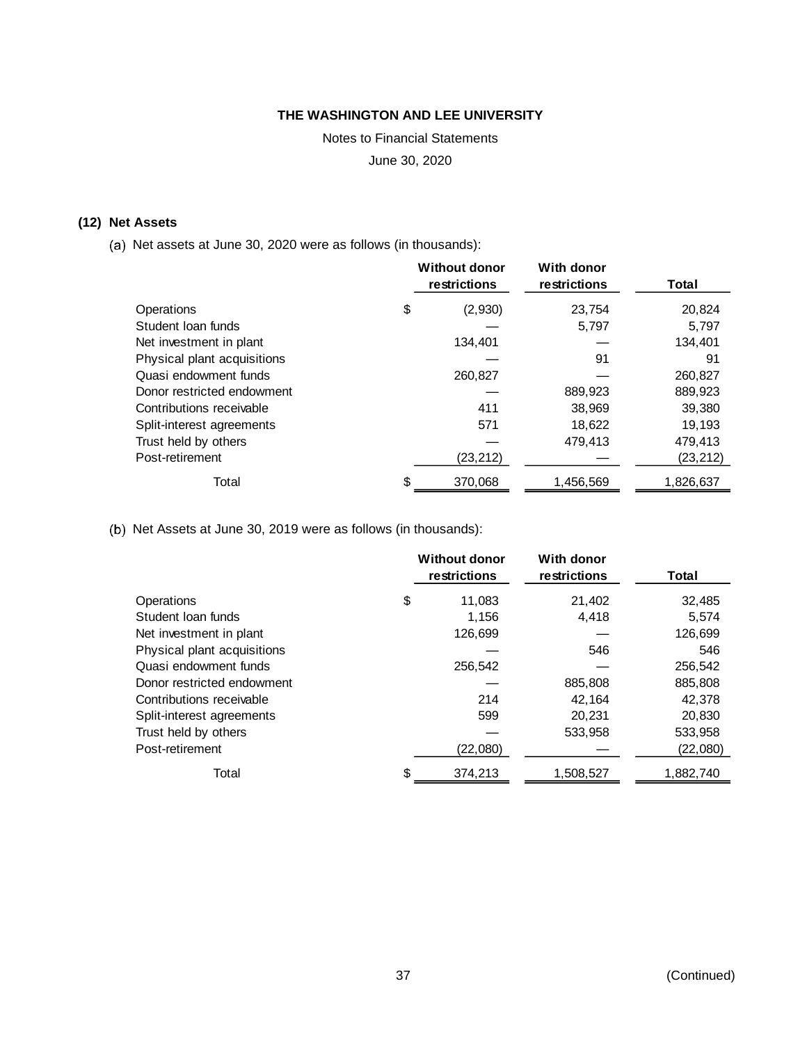**THE WASHINGTON AND LEE UNIVERSITY**

Notes to Financial Statements

June 30, 2020

### (12) Net Assets

(a) Net assets at June 30, 2020 were as follows (in thousands):

| | Without donor restrictions | With donor restrictions | Total |
|---|---|---|---|
| Operations | $ (2,930) | 23,754 | 20,824 |
| Student loan funds | — | 5,797 | 5,797 |
| Net investment in plant | 134,401 | — | 134,401 |
| Physical plant acquisitions | — | 91 | 91 |
| Quasi endowment funds | 260,827 | — | 260,827 |
| Donor restricted endowment | — | 889,923 | 889,923 |
| Contributions receivable | 411 | 38,969 | 39,380 |
| Split-interest agreements | 571 | 18,622 | 19,193 |
| Trust held by others | — | 479,413 | 479,413 |
| Post-retirement | (23,212) | — | (23,212) |
| Total | $ 370,068 | 1,456,569 | 1,826,637 |

(b) Net Assets at June 30, 2019 were as follows (in thousands):

| | Without donor restrictions | With donor restrictions | Total |
|---|---|---|---|
| Operations | $ 11,083 | 21,402 | 32,485 |
| Student loan funds | 1,156 | 4,418 | 5,574 |
| Net investment in plant | 126,699 | — | 126,699 |
| Physical plant acquisitions | — | 546 | 546 |
| Quasi endowment funds | 256,542 | — | 256,542 |
| Donor restricted endowment | — | 885,808 | 885,808 |
| Contributions receivable | 214 | 42,164 | 42,378 |
| Split-interest agreements | 599 | 20,231 | 20,830 |
| Trust held by others | — | 533,958 | 533,958 |
| Post-retirement | (22,080) | — | (22,080) |
| Total | $ 374,213 | 1,508,527 | 1,882,740 |

(Continued)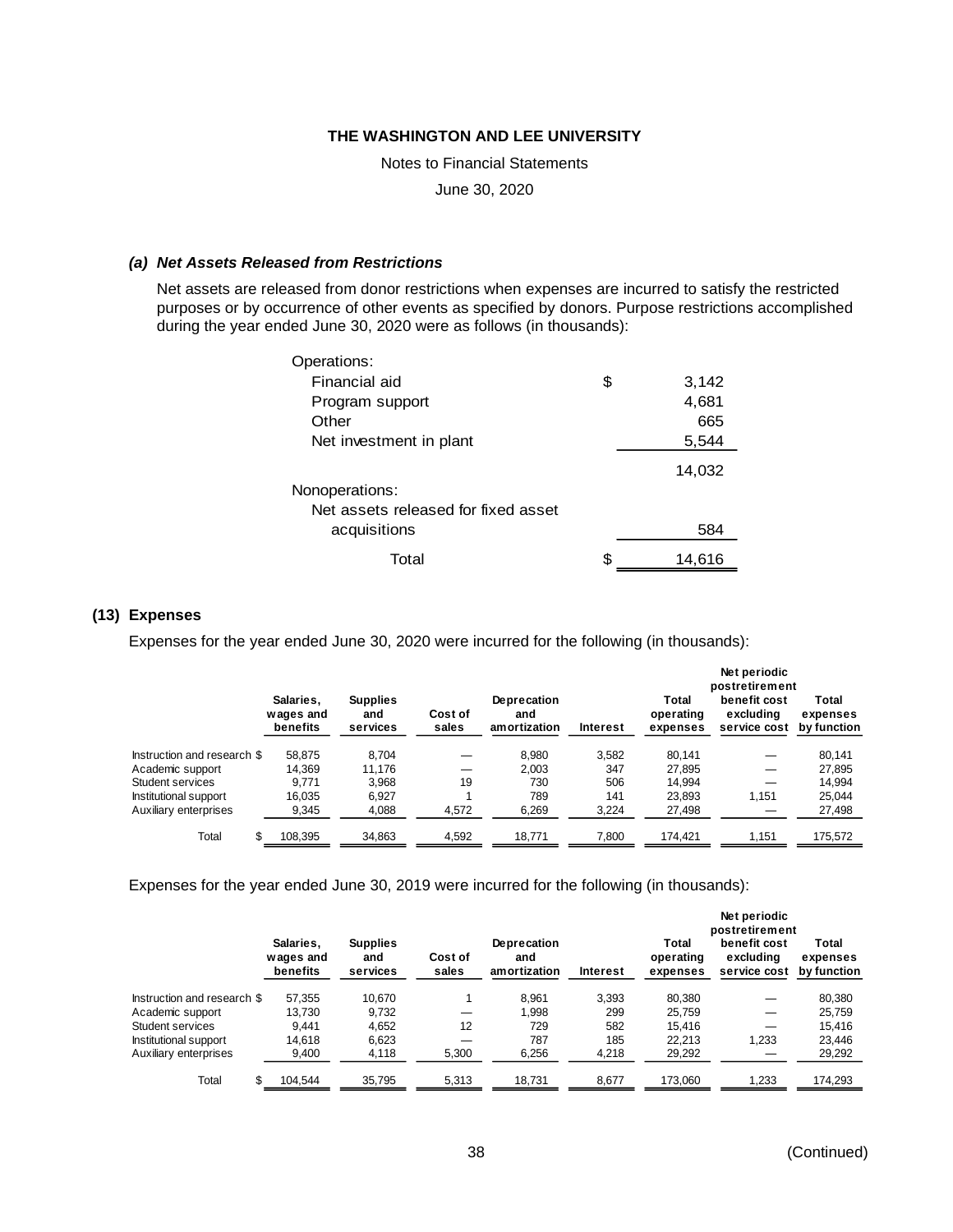### (a) *Net Assets Released from Restrictions*

Net assets are released from donor restrictions when expenses are incurred to satisfy the restricted purposes or by occurrence of other events as specified by donors. Purpose restrictions accomplished during the year ended June 30, 2020 were as follows (in thousands):

| | |
|---|---|
| Operations: | |
| Financial aid | $ 3,142 |
| Program support | 4,681 |
| Other | 665 |
| Net investment in plant | 5,544 |
| | 14,032 |
| Nonoperations: | |
| Net assets released for fixed asset acquisitions | 584 |
| Total | $ 14,616 |

## (13) Expenses

Expenses for the year ended June 30, 2020 were incurred for the following (in thousands):

| | Salaries, wages and benefits | Supplies and services | Cost of sales | Deprecation and amortization | Interest | Total operating expenses | Net periodic postretirement benefit cost excluding service cost | Total expenses by function |
|---|---|---|---|---|---|---|---|---|
| Instruction and research | $ 58,875 | 8,704 | — | 8,980 | 3,582 | 80,141 | — | 80,141 |
| Academic support | 14,369 | 11,176 | — | 2,003 | 347 | 27,895 | — | 27,895 |
| Student services | 9,771 | 3,968 | 19 | 730 | 506 | 14,994 | — | 14,994 |
| Institutional support | 16,035 | 6,927 | 1 | 789 | 141 | 23,893 | 1,151 | 25,044 |
| Auxiliary enterprises | 9,345 | 4,088 | 4,572 | 6,269 | 3,224 | 27,498 | — | 27,498 |
| Total | $ 108,395 | 34,863 | 4,592 | 18,771 | 7,800 | 174,421 | 1,151 | 175,572 |

Expenses for the year ended June 30, 2019 were incurred for the following (in thousands):

| | Salaries, wages and benefits | Supplies and services | Cost of sales | Deprecation and amortization | Interest | Total operating expenses | Net periodic postretirement benefit cost excluding service cost | Total expenses by function |
|---|---|---|---|---|---|---|---|---|
| Instruction and research | $ 57,355 | 10,670 | 1 | 8,961 | 3,393 | 80,380 | — | 80,380 |
| Academic support | 13,730 | 9,732 | — | 1,998 | 299 | 25,759 | — | 25,759 |
| Student services | 9,441 | 4,652 | 12 | 729 | 582 | 15,416 | — | 15,416 |
| Institutional support | 14,618 | 6,623 | — | 787 | 185 | 22,213 | 1,233 | 23,446 |
| Auxiliary enterprises | 9,400 | 4,118 | 5,300 | 6,256 | 4,218 | 29,292 | — | 29,292 |
| Total | $ 104,544 | 35,795 | 5,313 | 18,731 | 8,677 | 173,060 | 1,233 | 174,293 |

(Continued)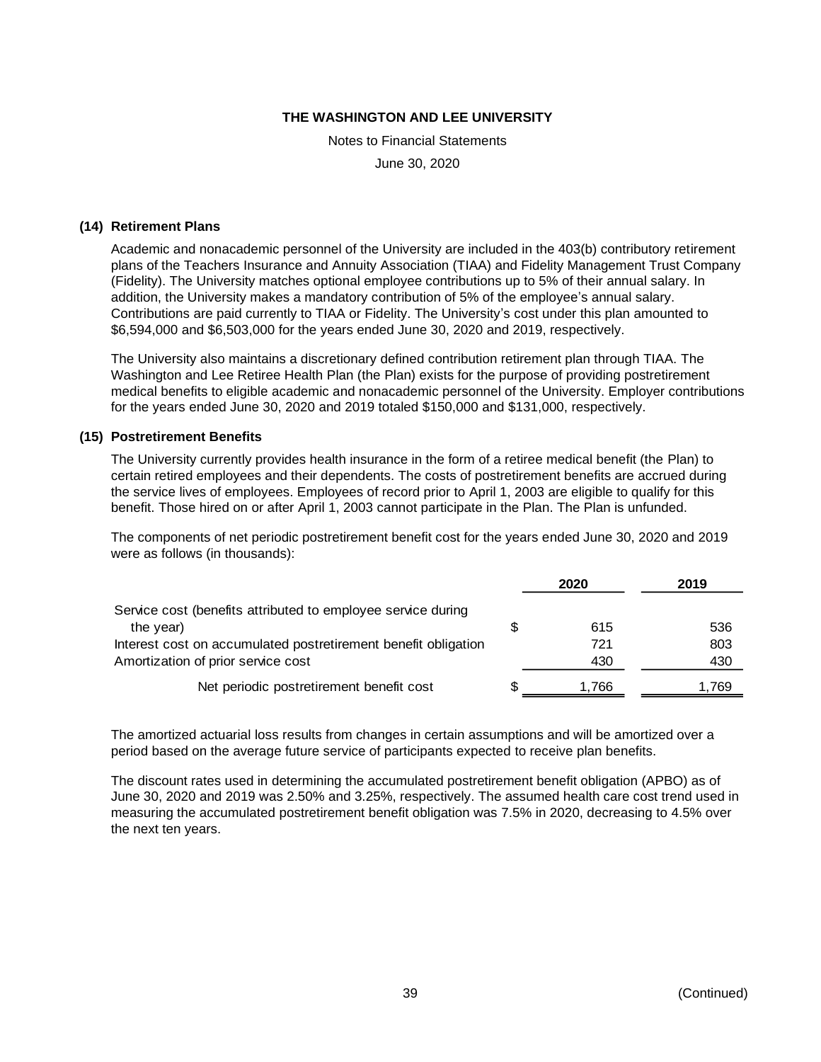THE WASHINGTON AND LEE UNIVERSITY

Notes to Financial Statements

June 30, 2020

## (14) Retirement Plans

Academic and nonacademic personnel of the University are included in the 403(b) contributory retirement plans of the Teachers Insurance and Annuity Association (TIAA) and Fidelity Management Trust Company (Fidelity). The University matches optional employee contributions up to 5% of their annual salary. In addition, the University makes a mandatory contribution of 5% of the employee's annual salary. Contributions are paid currently to TIAA or Fidelity. The University's cost under this plan amounted to $6,594,000 and $6,503,000 for the years ended June 30, 2020 and 2019, respectively.

The University also maintains a discretionary defined contribution retirement plan through TIAA. The Washington and Lee Retiree Health Plan (the Plan) exists for the purpose of providing postretirement medical benefits to eligible academic and nonacademic personnel of the University. Employer contributions for the years ended June 30, 2020 and 2019 totaled $150,000 and $131,000, respectively.

## (15) Postretirement Benefits

The University currently provides health insurance in the form of a retiree medical benefit (the Plan) to certain retired employees and their dependents. The costs of postretirement benefits are accrued during the service lives of employees. Employees of record prior to April 1, 2003 are eligible to qualify for this benefit. Those hired on or after April 1, 2003 cannot participate in the Plan. The Plan is unfunded.

The components of net periodic postretirement benefit cost for the years ended June 30, 2020 and 2019 were as follows (in thousands):

| | 2020 | 2019 |
|---|---|---|
| Service cost (benefits attributed to employee service during the year) | $ 615 | 536 |
| Interest cost on accumulated postretirement benefit obligation | 721 | 803 |
| Amortization of prior service cost | 430 | 430 |
| Net periodic postretirement benefit cost | $ 1,766 | 1,769 |

The amortized actuarial loss results from changes in certain assumptions and will be amortized over a period based on the average future service of participants expected to receive plan benefits.

The discount rates used in determining the accumulated postretirement benefit obligation (APBO) as of June 30, 2020 and 2019 was 2.50% and 3.25%, respectively. The assumed health care cost trend used in measuring the accumulated postretirement benefit obligation was 7.5% in 2020, decreasing to 4.5% over the next ten years.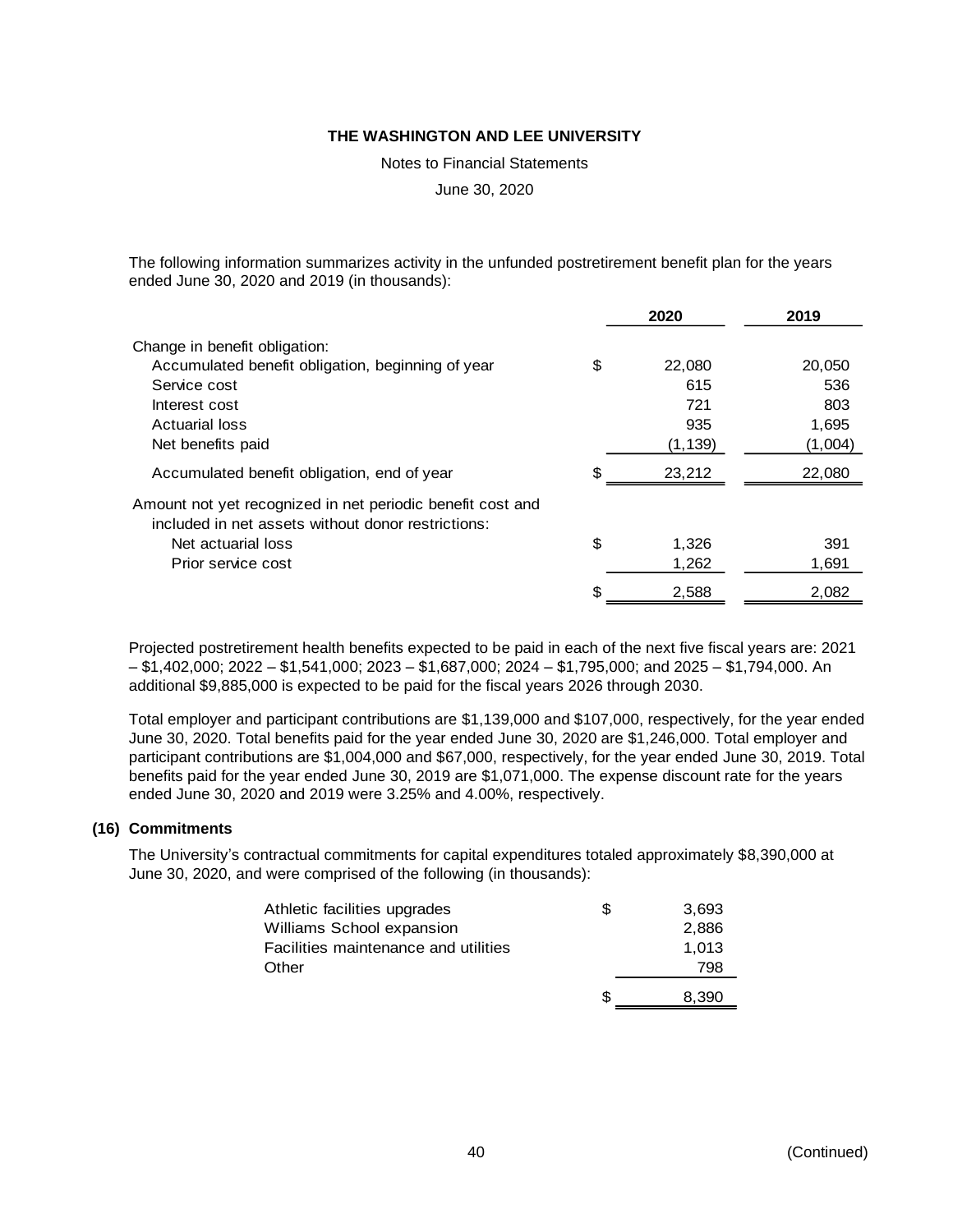The following information summarizes activity in the unfunded postretirement benefit plan for the years ended June 30, 2020 and 2019 (in thousands):

| | | 2020 | 2019 |
|---|---|---|---|
| Change in benefit obligation: | | | |
| Accumulated benefit obligation, beginning of year | $ | 22,080 | 20,050 |
| Service cost | | 615 | 536 |
| Interest cost | | 721 | 803 |
| Actuarial loss | | 935 | 1,695 |
| Net benefits paid | | (1,139) | (1,004) |
| Accumulated benefit obligation, end of year | $ | 23,212 | 22,080 |
| Amount not yet recognized in net periodic benefit cost and included in net assets without donor restrictions: | | | |
| Net actuarial loss | $ | 1,326 | 391 |
| Prior service cost | | 1,262 | 1,691 |
| | $ | 2,588 | 2,082 |

Projected postretirement health benefits expected to be paid in each of the next five fiscal years are: 2021 – $1,402,000; 2022 – $1,541,000; 2023 – $1,687,000; 2024 – $1,795,000; and 2025 – $1,794,000. An additional $9,885,000 is expected to be paid for the fiscal years 2026 through 2030.

Total employer and participant contributions are $1,139,000 and $107,000, respectively, for the year ended June 30, 2020. Total benefits paid for the year ended June 30, 2020 are $1,246,000. Total employer and participant contributions are $1,004,000 and $67,000, respectively, for the year ended June 30, 2019. Total benefits paid for the year ended June 30, 2019 are $1,071,000. The expense discount rate for the years ended June 30, 2020 and 2019 were 3.25% and 4.00%, respectively.

## (16) Commitments

The University's contractual commitments for capital expenditures totaled approximately $8,390,000 at June 30, 2020, and were comprised of the following (in thousands):

| | | |
|---|---|---|
| Athletic facilities upgrades | $ | 3,693 |
| Williams School expansion | | 2,886 |
| Facilities maintenance and utilities | | 1,013 |
| Other | | 798 |
| | $ | 8,390 |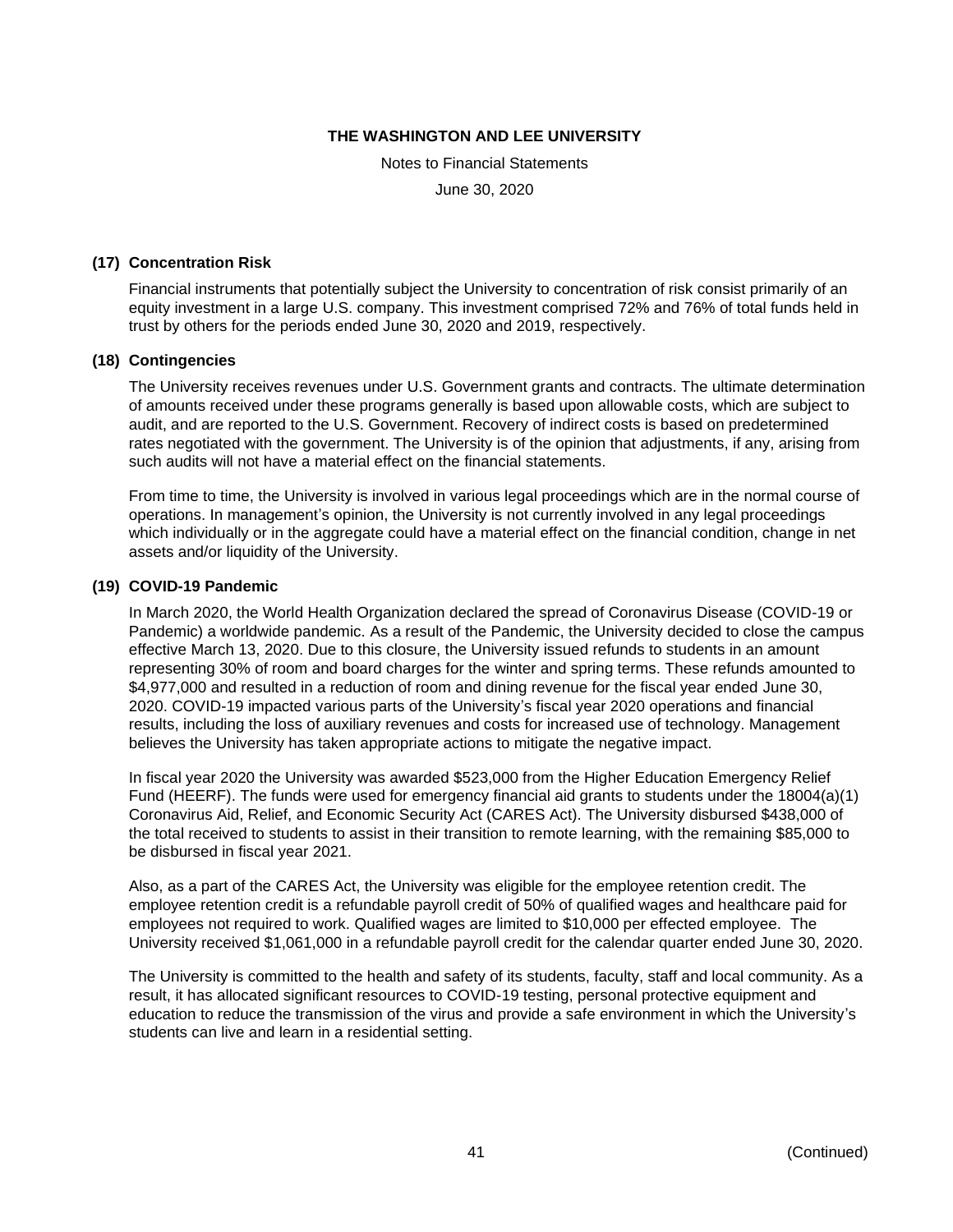### (17) Concentration Risk

Financial instruments that potentially subject the University to concentration of risk consist primarily of an equity investment in a large U.S. company. This investment comprised 72% and 76% of total funds held in trust by others for the periods ended June 30, 2020 and 2019, respectively.

### (18) Contingencies

The University receives revenues under U.S. Government grants and contracts. The ultimate determination of amounts received under these programs generally is based upon allowable costs, which are subject to audit, and are reported to the U.S. Government. Recovery of indirect costs is based on predetermined rates negotiated with the government. The University is of the opinion that adjustments, if any, arising from such audits will not have a material effect on the financial statements.

From time to time, the University is involved in various legal proceedings which are in the normal course of operations. In management's opinion, the University is not currently involved in any legal proceedings which individually or in the aggregate could have a material effect on the financial condition, change in net assets and/or liquidity of the University.

### (19) COVID-19 Pandemic

In March 2020, the World Health Organization declared the spread of Coronavirus Disease (COVID-19 or Pandemic) a worldwide pandemic. As a result of the Pandemic, the University decided to close the campus effective March 13, 2020. Due to this closure, the University issued refunds to students in an amount representing 30% of room and board charges for the winter and spring terms. These refunds amounted to $4,977,000 and resulted in a reduction of room and dining revenue for the fiscal year ended June 30, 2020. COVID-19 impacted various parts of the University's fiscal year 2020 operations and financial results, including the loss of auxiliary revenues and costs for increased use of technology. Management believes the University has taken appropriate actions to mitigate the negative impact.

In fiscal year 2020 the University was awarded $523,000 from the Higher Education Emergency Relief Fund (HEERF). The funds were used for emergency financial aid grants to students under the 18004(a)(1) Coronavirus Aid, Relief, and Economic Security Act (CARES Act). The University disbursed $438,000 of the total received to students to assist in their transition to remote learning, with the remaining $85,000 to be disbursed in fiscal year 2021.

Also, as a part of the CARES Act, the University was eligible for the employee retention credit. The employee retention credit is a refundable payroll credit of 50% of qualified wages and healthcare paid for employees not required to work. Qualified wages are limited to $10,000 per effected employee. The University received $1,061,000 in a refundable payroll credit for the calendar quarter ended June 30, 2020.

The University is committed to the health and safety of its students, faculty, staff and local community. As a result, it has allocated significant resources to COVID-19 testing, personal protective equipment and education to reduce the transmission of the virus and provide a safe environment in which the University's students can live and learn in a residential setting.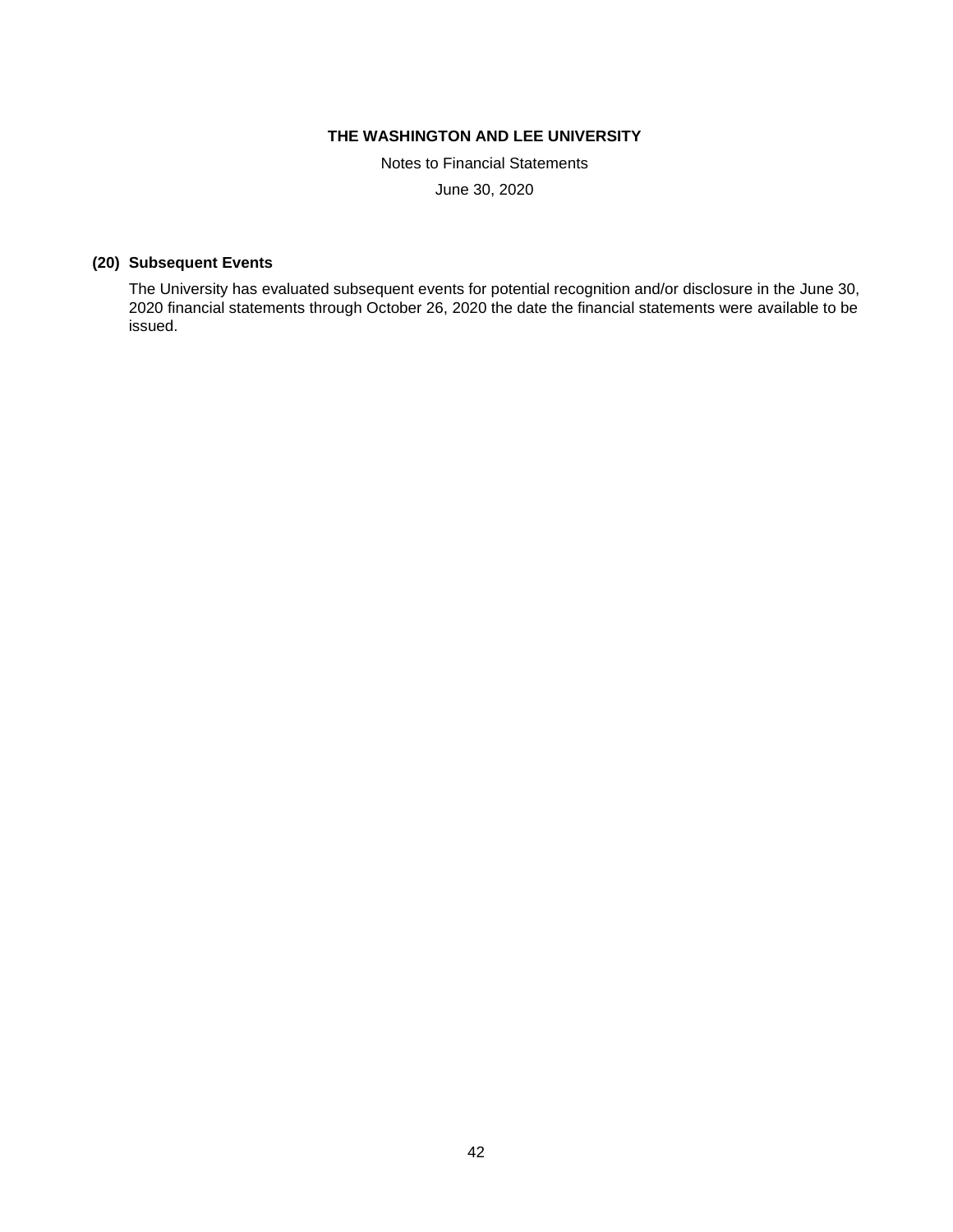## (20) Subsequent Events

The University has evaluated subsequent events for potential recognition and/or disclosure in the June 30, 2020 financial statements through October 26, 2020 the date the financial statements were available to be issued.